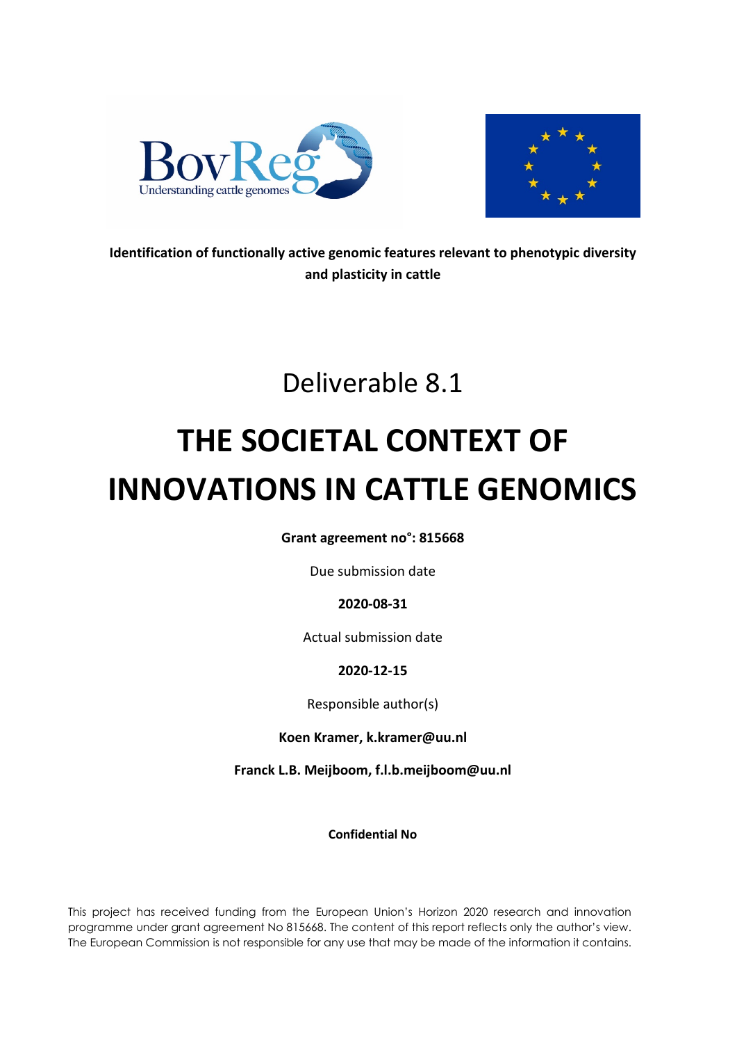**Identification of functionally active genomic features relevant to phenotypic diversity and plasticity in cattle**

Deliverable 8.1

# THE SOCIETAL CONTEXT OF INNOVATIONS IN CATTLE GENOMICS

**Grant agreement no°: 815668**

Due submission date

**2020-08-31**

Actual submission date

**2020-12-15**

Responsible author(s)

**Koen Kramer, k.kramer@uu.nl**

**Franck L.B. Meijboom, f.l.b.meijboom@uu.nl**

**Confidential No**

This project has received funding from the European Union's Horizon 2020 research and innovation programme under grant agreement No 815668. The content of this report reflects only the author's view. The European Commission is not responsible for any use that may be made of the information it contains.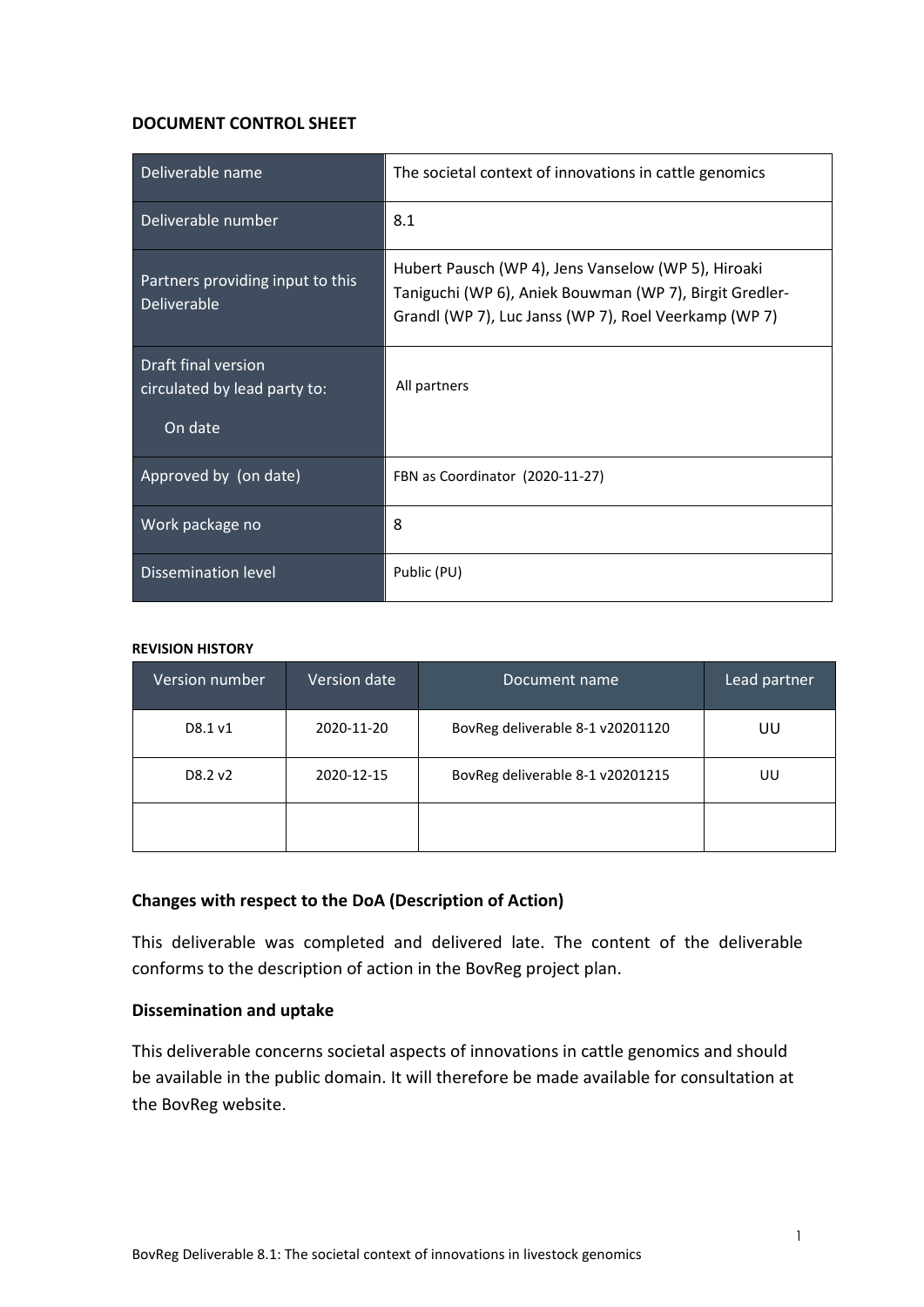**DOCUMENT CONTROL SHEET**

| Deliverable name | The societal context of innovations in cattle genomics |
|---|---|
| Deliverable number | 8.1 |
| Partners providing input to this Deliverable | Hubert Pausch (WP 4), Jens Vanselow (WP 5), Hiroaki Taniguchi (WP 6), Aniek Bouwman (WP 7), Birgit Gredler-Grandl (WP 7), Luc Janss (WP 7), Roel Veerkamp (WP 7) |
| Draft final version circulated by lead party to: On date | All partners |
| Approved by (on date) | FBN as Coordinator (2020-11-27) |
| Work package no | 8 |
| Dissemination level | Public (PU) |

**REVISION HISTORY**

| Version number | Version date | Document name | Lead partner |
|---|---|---|---|
| D8.1 v1 | 2020-11-20 | BovReg deliverable 8-1 v20201120 | UU |
| D8.2 v2 | 2020-12-15 | BovReg deliverable 8-1 v20201215 | UU |
| | | | |

**Changes with respect to the DoA (Description of Action)**

This deliverable was completed and delivered late. The content of the deliverable conforms to the description of action in the BovReg project plan.

**Dissemination and uptake**

This deliverable concerns societal aspects of innovations in cattle genomics and should be available in the public domain. It will therefore be made available for consultation at the BovReg website.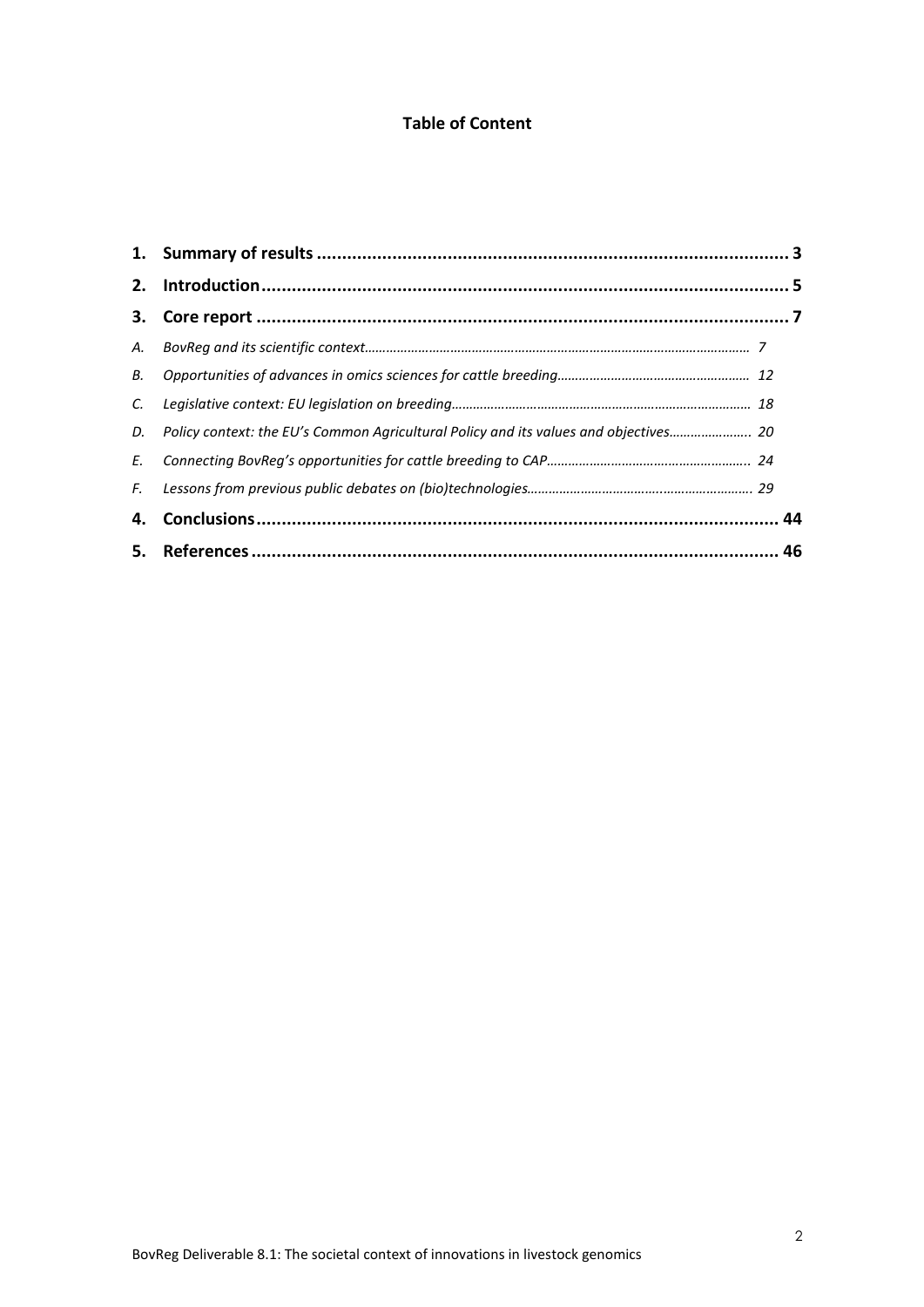# Table of Content

| | | |
|---|---|---|
| **1.** | **Summary of results** | **3** |
| **2.** | **Introduction** | **5** |
| **3.** | **Core report** | **7** |
| *A.* | *BovReg and its scientific context* | *7* |
| *B.* | *Opportunities of advances in omics sciences for cattle breeding* | *12* |
| *C.* | *Legislative context: EU legislation on breeding* | *18* |
| *D.* | *Policy context: the EU's Common Agricultural Policy and its values and objectives* | *20* |
| *E.* | *Connecting BovReg's opportunities for cattle breeding to CAP* | *24* |
| *F.* | *Lessons from previous public debates on (bio)technologies* | *29* |
| **4.** | **Conclusions** | **44** |
| **5.** | **References** | **46** |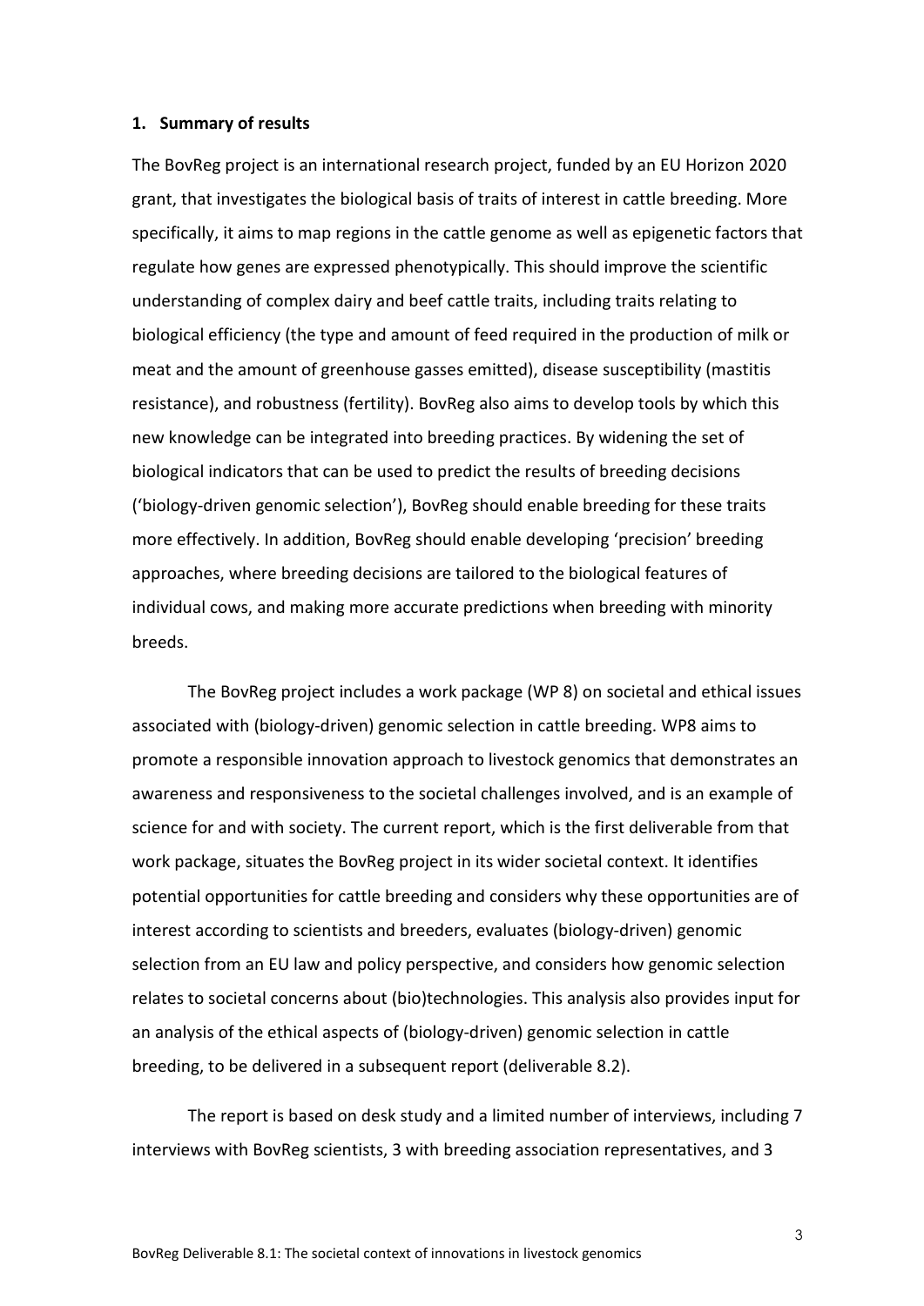## 1. Summary of results

The BovReg project is an international research project, funded by an EU Horizon 2020 grant, that investigates the biological basis of traits of interest in cattle breeding. More specifically, it aims to map regions in the cattle genome as well as epigenetic factors that regulate how genes are expressed phenotypically. This should improve the scientific understanding of complex dairy and beef cattle traits, including traits relating to biological efficiency (the type and amount of feed required in the production of milk or meat and the amount of greenhouse gasses emitted), disease susceptibility (mastitis resistance), and robustness (fertility). BovReg also aims to develop tools by which this new knowledge can be integrated into breeding practices. By widening the set of biological indicators that can be used to predict the results of breeding decisions ('biology-driven genomic selection'), BovReg should enable breeding for these traits more effectively. In addition, BovReg should enable developing 'precision' breeding approaches, where breeding decisions are tailored to the biological features of individual cows, and making more accurate predictions when breeding with minority breeds.

The BovReg project includes a work package (WP 8) on societal and ethical issues associated with (biology-driven) genomic selection in cattle breeding. WP8 aims to promote a responsible innovation approach to livestock genomics that demonstrates an awareness and responsiveness to the societal challenges involved, and is an example of science for and with society. The current report, which is the first deliverable from that work package, situates the BovReg project in its wider societal context. It identifies potential opportunities for cattle breeding and considers why these opportunities are of interest according to scientists and breeders, evaluates (biology-driven) genomic selection from an EU law and policy perspective, and considers how genomic selection relates to societal concerns about (bio)technologies. This analysis also provides input for an analysis of the ethical aspects of (biology-driven) genomic selection in cattle breeding, to be delivered in a subsequent report (deliverable 8.2).

The report is based on desk study and a limited number of interviews, including 7 interviews with BovReg scientists, 3 with breeding association representatives, and 3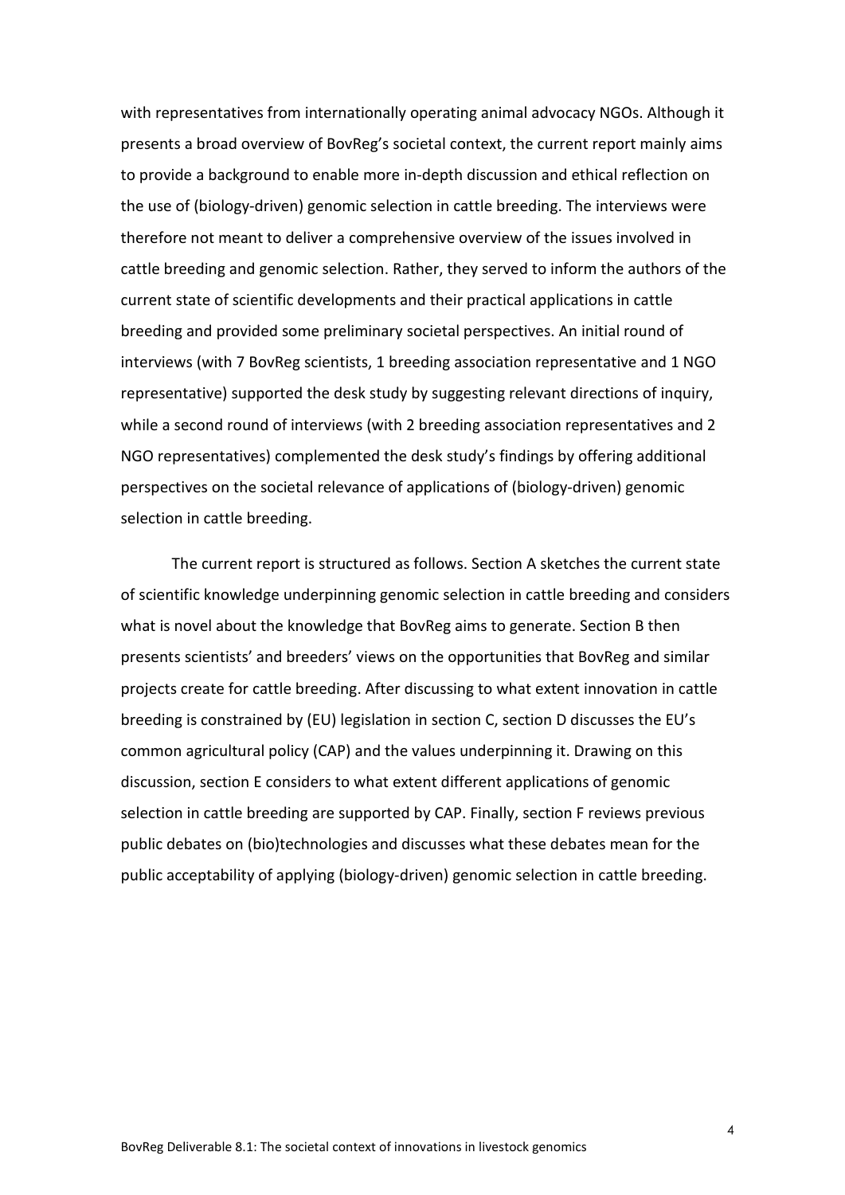with representatives from internationally operating animal advocacy NGOs. Although it presents a broad overview of BovReg's societal context, the current report mainly aims to provide a background to enable more in-depth discussion and ethical reflection on the use of (biology-driven) genomic selection in cattle breeding. The interviews were therefore not meant to deliver a comprehensive overview of the issues involved in cattle breeding and genomic selection. Rather, they served to inform the authors of the current state of scientific developments and their practical applications in cattle breeding and provided some preliminary societal perspectives. An initial round of interviews (with 7 BovReg scientists, 1 breeding association representative and 1 NGO representative) supported the desk study by suggesting relevant directions of inquiry, while a second round of interviews (with 2 breeding association representatives and 2 NGO representatives) complemented the desk study's findings by offering additional perspectives on the societal relevance of applications of (biology-driven) genomic selection in cattle breeding.

The current report is structured as follows. Section A sketches the current state of scientific knowledge underpinning genomic selection in cattle breeding and considers what is novel about the knowledge that BovReg aims to generate. Section B then presents scientists' and breeders' views on the opportunities that BovReg and similar projects create for cattle breeding. After discussing to what extent innovation in cattle breeding is constrained by (EU) legislation in section C, section D discusses the EU's common agricultural policy (CAP) and the values underpinning it. Drawing on this discussion, section E considers to what extent different applications of genomic selection in cattle breeding are supported by CAP. Finally, section F reviews previous public debates on (bio)technologies and discusses what these debates mean for the public acceptability of applying (biology-driven) genomic selection in cattle breeding.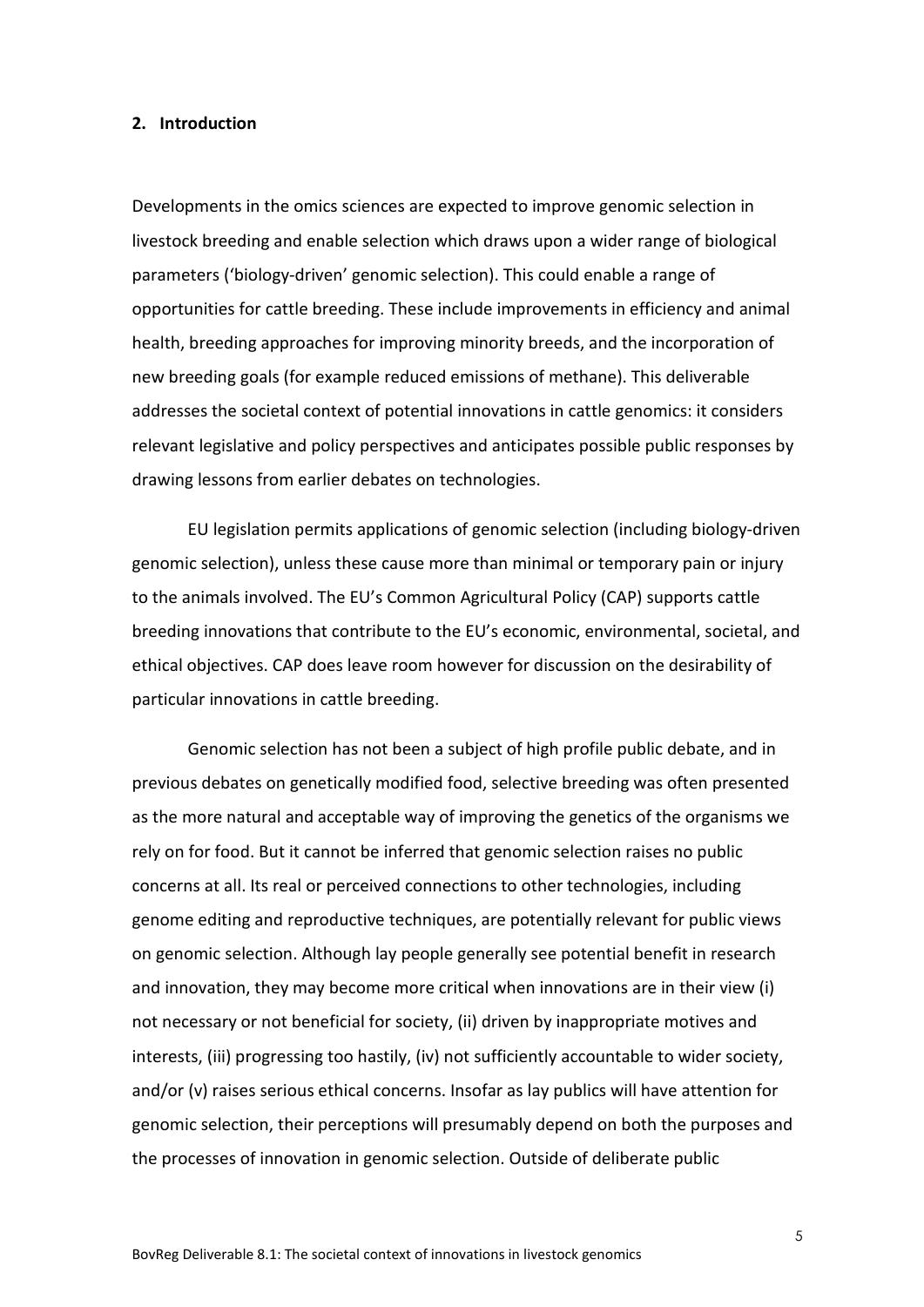## 2. Introduction

Developments in the omics sciences are expected to improve genomic selection in livestock breeding and enable selection which draws upon a wider range of biological parameters ('biology-driven' genomic selection). This could enable a range of opportunities for cattle breeding. These include improvements in efficiency and animal health, breeding approaches for improving minority breeds, and the incorporation of new breeding goals (for example reduced emissions of methane). This deliverable addresses the societal context of potential innovations in cattle genomics: it considers relevant legislative and policy perspectives and anticipates possible public responses by drawing lessons from earlier debates on technologies.

EU legislation permits applications of genomic selection (including biology-driven genomic selection), unless these cause more than minimal or temporary pain or injury to the animals involved. The EU's Common Agricultural Policy (CAP) supports cattle breeding innovations that contribute to the EU's economic, environmental, societal, and ethical objectives. CAP does leave room however for discussion on the desirability of particular innovations in cattle breeding.

Genomic selection has not been a subject of high profile public debate, and in previous debates on genetically modified food, selective breeding was often presented as the more natural and acceptable way of improving the genetics of the organisms we rely on for food. But it cannot be inferred that genomic selection raises no public concerns at all. Its real or perceived connections to other technologies, including genome editing and reproductive techniques, are potentially relevant for public views on genomic selection. Although lay people generally see potential benefit in research and innovation, they may become more critical when innovations are in their view (i) not necessary or not beneficial for society, (ii) driven by inappropriate motives and interests, (iii) progressing too hastily, (iv) not sufficiently accountable to wider society, and/or (v) raises serious ethical concerns. Insofar as lay publics will have attention for genomic selection, their perceptions will presumably depend on both the purposes and the processes of innovation in genomic selection. Outside of deliberate public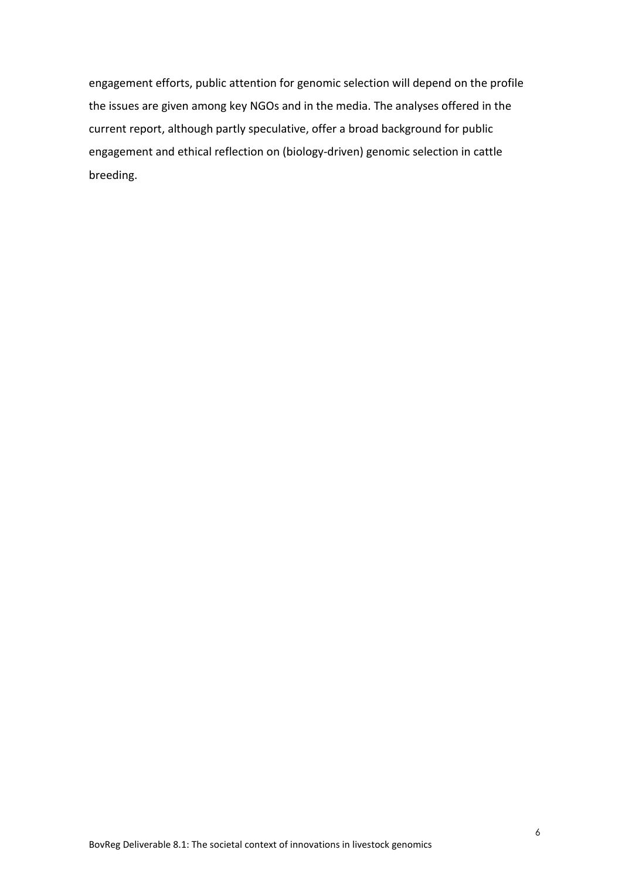engagement efforts, public attention for genomic selection will depend on the profile the issues are given among key NGOs and in the media. The analyses offered in the current report, although partly speculative, offer a broad background for public engagement and ethical reflection on (biology-driven) genomic selection in cattle breeding.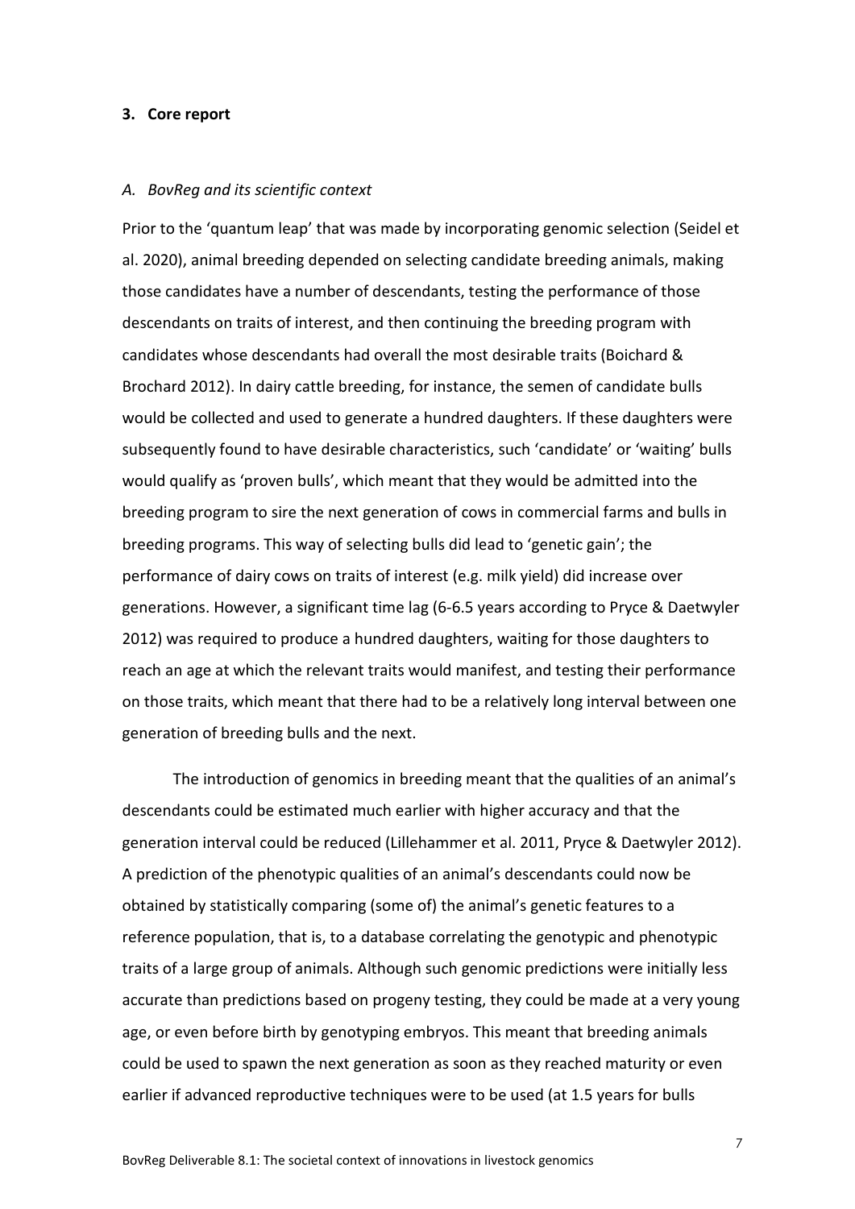## 3. Core report

### *A. BovReg and its scientific context*

Prior to the 'quantum leap' that was made by incorporating genomic selection (Seidel et al. 2020), animal breeding depended on selecting candidate breeding animals, making those candidates have a number of descendants, testing the performance of those descendants on traits of interest, and then continuing the breeding program with candidates whose descendants had overall the most desirable traits (Boichard & Brochard 2012). In dairy cattle breeding, for instance, the semen of candidate bulls would be collected and used to generate a hundred daughters. If these daughters were subsequently found to have desirable characteristics, such 'candidate' or 'waiting' bulls would qualify as 'proven bulls', which meant that they would be admitted into the breeding program to sire the next generation of cows in commercial farms and bulls in breeding programs. This way of selecting bulls did lead to 'genetic gain'; the performance of dairy cows on traits of interest (e.g. milk yield) did increase over generations. However, a significant time lag (6-6.5 years according to Pryce & Daetwyler 2012) was required to produce a hundred daughters, waiting for those daughters to reach an age at which the relevant traits would manifest, and testing their performance on those traits, which meant that there had to be a relatively long interval between one generation of breeding bulls and the next.

The introduction of genomics in breeding meant that the qualities of an animal's descendants could be estimated much earlier with higher accuracy and that the generation interval could be reduced (Lillehammer et al. 2011, Pryce & Daetwyler 2012). A prediction of the phenotypic qualities of an animal's descendants could now be obtained by statistically comparing (some of) the animal's genetic features to a reference population, that is, to a database correlating the genotypic and phenotypic traits of a large group of animals. Although such genomic predictions were initially less accurate than predictions based on progeny testing, they could be made at a very young age, or even before birth by genotyping embryos. This meant that breeding animals could be used to spawn the next generation as soon as they reached maturity or even earlier if advanced reproductive techniques were to be used (at 1.5 years for bulls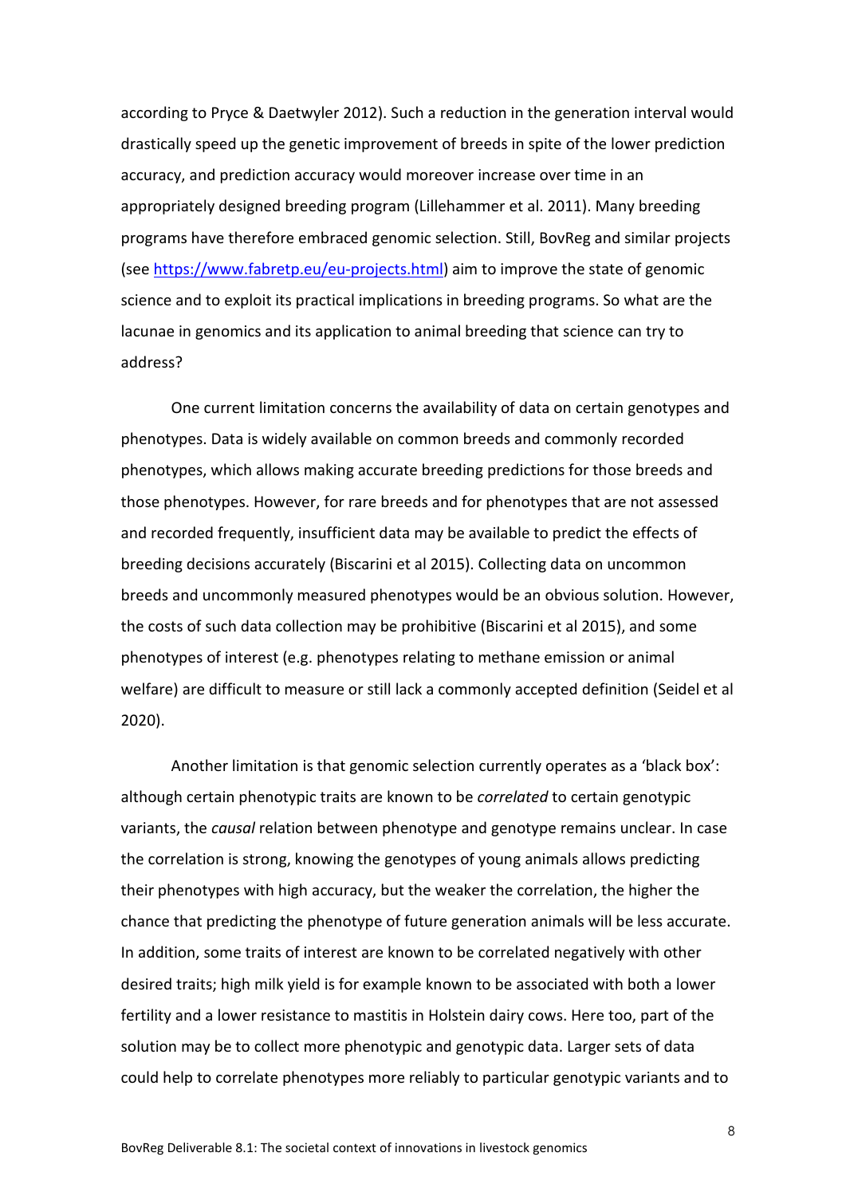according to Pryce & Daetwyler 2012). Such a reduction in the generation interval would drastically speed up the genetic improvement of breeds in spite of the lower prediction accuracy, and prediction accuracy would moreover increase over time in an appropriately designed breeding program (Lillehammer et al. 2011). Many breeding programs have therefore embraced genomic selection. Still, BovReg and similar projects (see [https://www.fabretp.eu/eu-projects.html](https://www.fabretp.eu/eu-projects.html)) aim to improve the state of genomic science and to exploit its practical implications in breeding programs. So what are the lacunae in genomics and its application to animal breeding that science can try to address?

One current limitation concerns the availability of data on certain genotypes and phenotypes. Data is widely available on common breeds and commonly recorded phenotypes, which allows making accurate breeding predictions for those breeds and those phenotypes. However, for rare breeds and for phenotypes that are not assessed and recorded frequently, insufficient data may be available to predict the effects of breeding decisions accurately (Biscarini et al 2015). Collecting data on uncommon breeds and uncommonly measured phenotypes would be an obvious solution. However, the costs of such data collection may be prohibitive (Biscarini et al 2015), and some phenotypes of interest (e.g. phenotypes relating to methane emission or animal welfare) are difficult to measure or still lack a commonly accepted definition (Seidel et al 2020).

Another limitation is that genomic selection currently operates as a 'black box': although certain phenotypic traits are known to be *correlated* to certain genotypic variants, the *causal* relation between phenotype and genotype remains unclear. In case the correlation is strong, knowing the genotypes of young animals allows predicting their phenotypes with high accuracy, but the weaker the correlation, the higher the chance that predicting the phenotype of future generation animals will be less accurate. In addition, some traits of interest are known to be correlated negatively with other desired traits; high milk yield is for example known to be associated with both a lower fertility and a lower resistance to mastitis in Holstein dairy cows. Here too, part of the solution may be to collect more phenotypic and genotypic data. Larger sets of data could help to correlate phenotypes more reliably to particular genotypic variants and to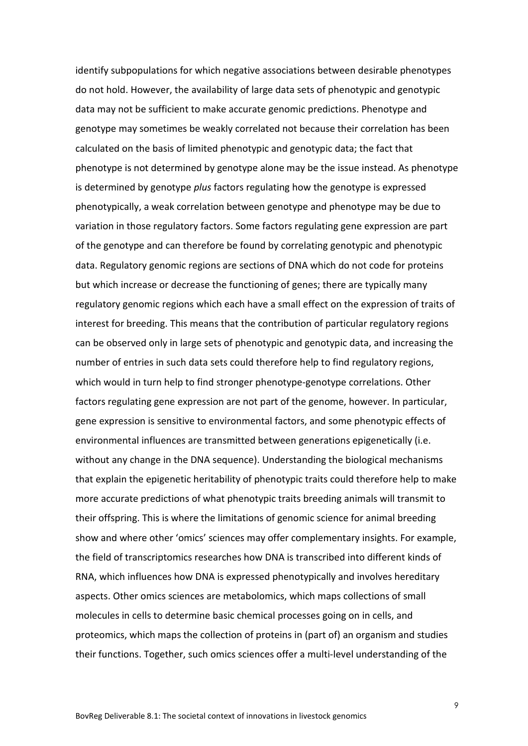identify subpopulations for which negative associations between desirable phenotypes do not hold. However, the availability of large data sets of phenotypic and genotypic data may not be sufficient to make accurate genomic predictions. Phenotype and genotype may sometimes be weakly correlated not because their correlation has been calculated on the basis of limited phenotypic and genotypic data; the fact that phenotype is not determined by genotype alone may be the issue instead. As phenotype is determined by genotype *plus* factors regulating how the genotype is expressed phenotypically, a weak correlation between genotype and phenotype may be due to variation in those regulatory factors. Some factors regulating gene expression are part of the genotype and can therefore be found by correlating genotypic and phenotypic data. Regulatory genomic regions are sections of DNA which do not code for proteins but which increase or decrease the functioning of genes; there are typically many regulatory genomic regions which each have a small effect on the expression of traits of interest for breeding. This means that the contribution of particular regulatory regions can be observed only in large sets of phenotypic and genotypic data, and increasing the number of entries in such data sets could therefore help to find regulatory regions, which would in turn help to find stronger phenotype-genotype correlations. Other factors regulating gene expression are not part of the genome, however. In particular, gene expression is sensitive to environmental factors, and some phenotypic effects of environmental influences are transmitted between generations epigenetically (i.e. without any change in the DNA sequence). Understanding the biological mechanisms that explain the epigenetic heritability of phenotypic traits could therefore help to make more accurate predictions of what phenotypic traits breeding animals will transmit to their offspring. This is where the limitations of genomic science for animal breeding show and where other 'omics' sciences may offer complementary insights. For example, the field of transcriptomics researches how DNA is transcribed into different kinds of RNA, which influences how DNA is expressed phenotypically and involves hereditary aspects. Other omics sciences are metabolomics, which maps collections of small molecules in cells to determine basic chemical processes going on in cells, and proteomics, which maps the collection of proteins in (part of) an organism and studies their functions. Together, such omics sciences offer a multi-level understanding of the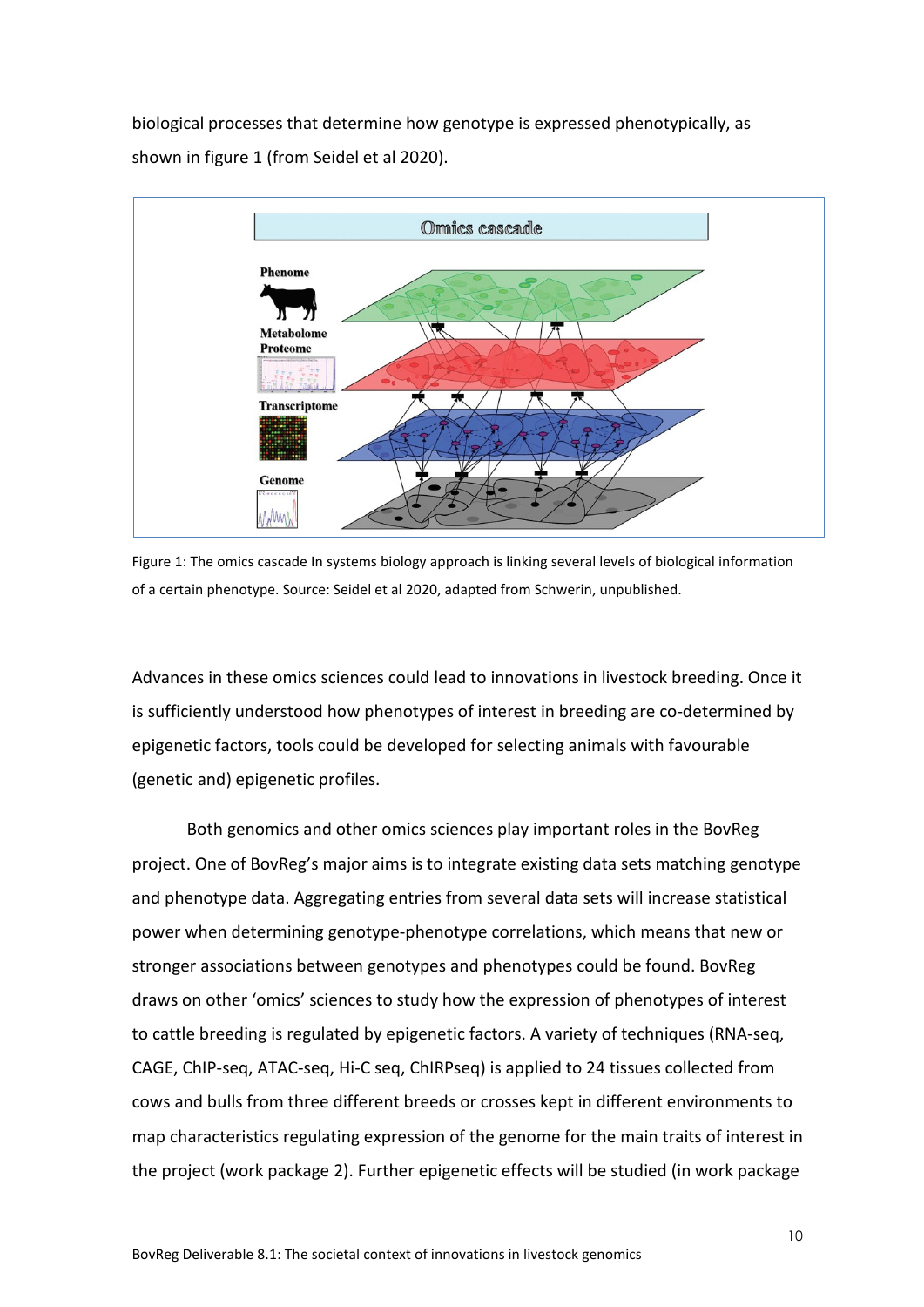biological processes that determine how genotype is expressed phenotypically, as shown in figure 1 (from Seidel et al 2020).

Figure 1: The omics cascade In systems biology approach is linking several levels of biological information of a certain phenotype. Source: Seidel et al 2020, adapted from Schwerin, unpublished.

Advances in these omics sciences could lead to innovations in livestock breeding. Once it is sufficiently understood how phenotypes of interest in breeding are co-determined by epigenetic factors, tools could be developed for selecting animals with favourable (genetic and) epigenetic profiles.

Both genomics and other omics sciences play important roles in the BovReg project. One of BovReg's major aims is to integrate existing data sets matching genotype and phenotype data. Aggregating entries from several data sets will increase statistical power when determining genotype-phenotype correlations, which means that new or stronger associations between genotypes and phenotypes could be found. BovReg draws on other 'omics' sciences to study how the expression of phenotypes of interest to cattle breeding is regulated by epigenetic factors. A variety of techniques (RNA-seq, CAGE, ChIP-seq, ATAC-seq, Hi-C seq, ChIRPseq) is applied to 24 tissues collected from cows and bulls from three different breeds or crosses kept in different environments to map characteristics regulating expression of the genome for the main traits of interest in the project (work package 2). Further epigenetic effects will be studied (in work package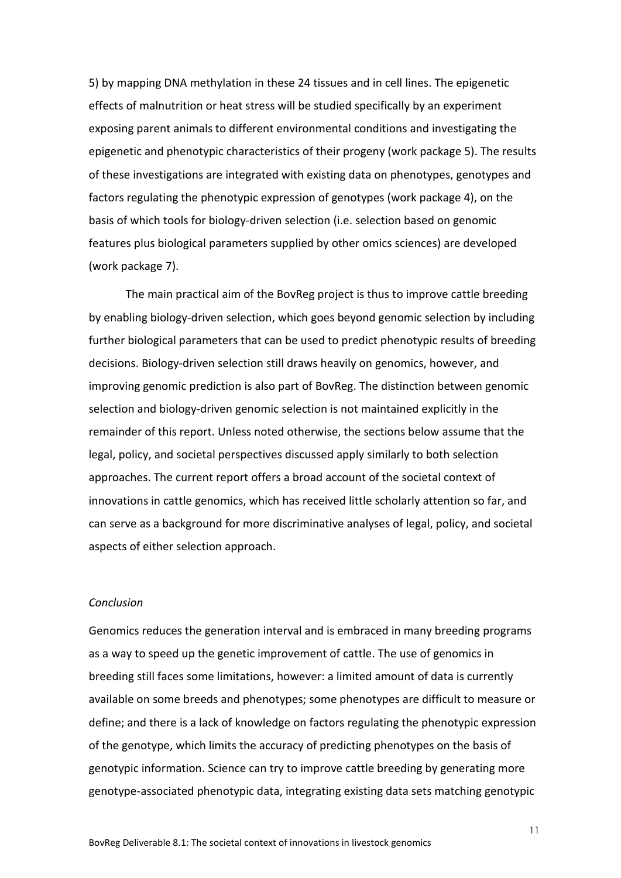5) by mapping DNA methylation in these 24 tissues and in cell lines. The epigenetic effects of malnutrition or heat stress will be studied specifically by an experiment exposing parent animals to different environmental conditions and investigating the epigenetic and phenotypic characteristics of their progeny (work package 5). The results of these investigations are integrated with existing data on phenotypes, genotypes and factors regulating the phenotypic expression of genotypes (work package 4), on the basis of which tools for biology-driven selection (i.e. selection based on genomic features plus biological parameters supplied by other omics sciences) are developed (work package 7).

The main practical aim of the BovReg project is thus to improve cattle breeding by enabling biology-driven selection, which goes beyond genomic selection by including further biological parameters that can be used to predict phenotypic results of breeding decisions. Biology-driven selection still draws heavily on genomics, however, and improving genomic prediction is also part of BovReg. The distinction between genomic selection and biology-driven genomic selection is not maintained explicitly in the remainder of this report. Unless noted otherwise, the sections below assume that the legal, policy, and societal perspectives discussed apply similarly to both selection approaches. The current report offers a broad account of the societal context of innovations in cattle genomics, which has received little scholarly attention so far, and can serve as a background for more discriminative analyses of legal, policy, and societal aspects of either selection approach.

*Conclusion*

Genomics reduces the generation interval and is embraced in many breeding programs as a way to speed up the genetic improvement of cattle. The use of genomics in breeding still faces some limitations, however: a limited amount of data is currently available on some breeds and phenotypes; some phenotypes are difficult to measure or define; and there is a lack of knowledge on factors regulating the phenotypic expression of the genotype, which limits the accuracy of predicting phenotypes on the basis of genotypic information. Science can try to improve cattle breeding by generating more genotype-associated phenotypic data, integrating existing data sets matching genotypic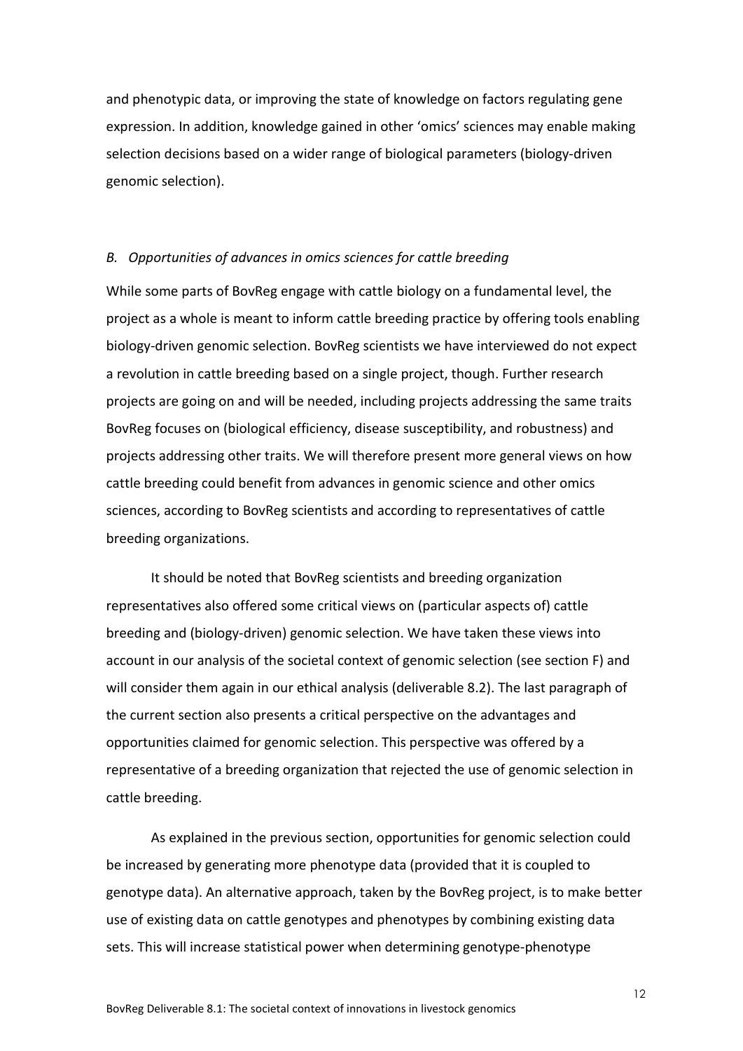and phenotypic data, or improving the state of knowledge on factors regulating gene expression. In addition, knowledge gained in other 'omics' sciences may enable making selection decisions based on a wider range of biological parameters (biology-driven genomic selection).

### *B. Opportunities of advances in omics sciences for cattle breeding*

While some parts of BovReg engage with cattle biology on a fundamental level, the project as a whole is meant to inform cattle breeding practice by offering tools enabling biology-driven genomic selection. BovReg scientists we have interviewed do not expect a revolution in cattle breeding based on a single project, though. Further research projects are going on and will be needed, including projects addressing the same traits BovReg focuses on (biological efficiency, disease susceptibility, and robustness) and projects addressing other traits. We will therefore present more general views on how cattle breeding could benefit from advances in genomic science and other omics sciences, according to BovReg scientists and according to representatives of cattle breeding organizations.

It should be noted that BovReg scientists and breeding organization representatives also offered some critical views on (particular aspects of) cattle breeding and (biology-driven) genomic selection. We have taken these views into account in our analysis of the societal context of genomic selection (see section F) and will consider them again in our ethical analysis (deliverable 8.2). The last paragraph of the current section also presents a critical perspective on the advantages and opportunities claimed for genomic selection. This perspective was offered by a representative of a breeding organization that rejected the use of genomic selection in cattle breeding.

As explained in the previous section, opportunities for genomic selection could be increased by generating more phenotype data (provided that it is coupled to genotype data). An alternative approach, taken by the BovReg project, is to make better use of existing data on cattle genotypes and phenotypes by combining existing data sets. This will increase statistical power when determining genotype-phenotype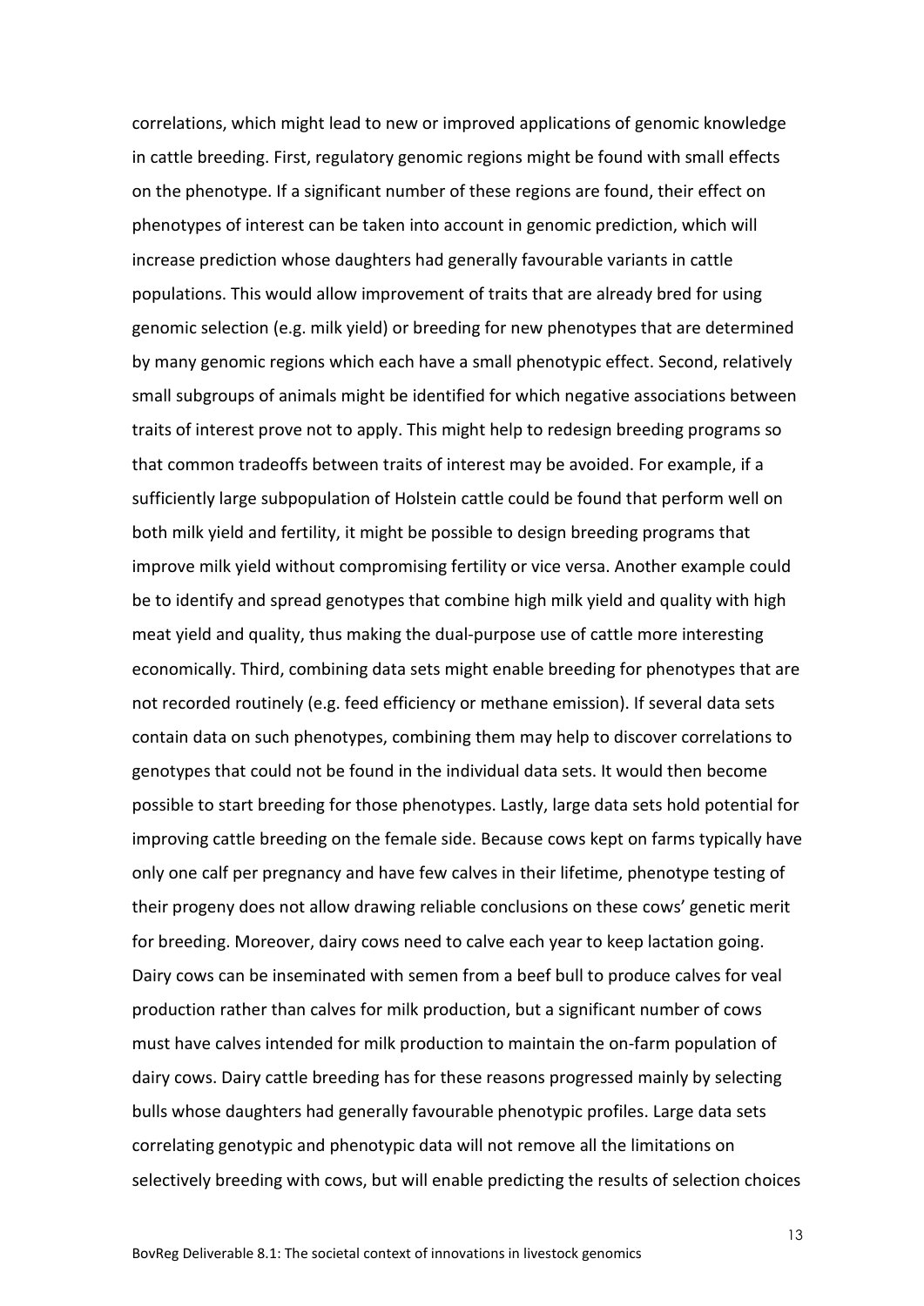correlations, which might lead to new or improved applications of genomic knowledge in cattle breeding. First, regulatory genomic regions might be found with small effects on the phenotype. If a significant number of these regions are found, their effect on phenotypes of interest can be taken into account in genomic prediction, which will increase prediction whose daughters had generally favourable variants in cattle populations. This would allow improvement of traits that are already bred for using genomic selection (e.g. milk yield) or breeding for new phenotypes that are determined by many genomic regions which each have a small phenotypic effect. Second, relatively small subgroups of animals might be identified for which negative associations between traits of interest prove not to apply. This might help to redesign breeding programs so that common tradeoffs between traits of interest may be avoided. For example, if a sufficiently large subpopulation of Holstein cattle could be found that perform well on both milk yield and fertility, it might be possible to design breeding programs that improve milk yield without compromising fertility or vice versa. Another example could be to identify and spread genotypes that combine high milk yield and quality with high meat yield and quality, thus making the dual-purpose use of cattle more interesting economically. Third, combining data sets might enable breeding for phenotypes that are not recorded routinely (e.g. feed efficiency or methane emission). If several data sets contain data on such phenotypes, combining them may help to discover correlations to genotypes that could not be found in the individual data sets. It would then become possible to start breeding for those phenotypes. Lastly, large data sets hold potential for improving cattle breeding on the female side. Because cows kept on farms typically have only one calf per pregnancy and have few calves in their lifetime, phenotype testing of their progeny does not allow drawing reliable conclusions on these cows' genetic merit for breeding. Moreover, dairy cows need to calve each year to keep lactation going. Dairy cows can be inseminated with semen from a beef bull to produce calves for veal production rather than calves for milk production, but a significant number of cows must have calves intended for milk production to maintain the on-farm population of dairy cows. Dairy cattle breeding has for these reasons progressed mainly by selecting bulls whose daughters had generally favourable phenotypic profiles. Large data sets correlating genotypic and phenotypic data will not remove all the limitations on selectively breeding with cows, but will enable predicting the results of selection choices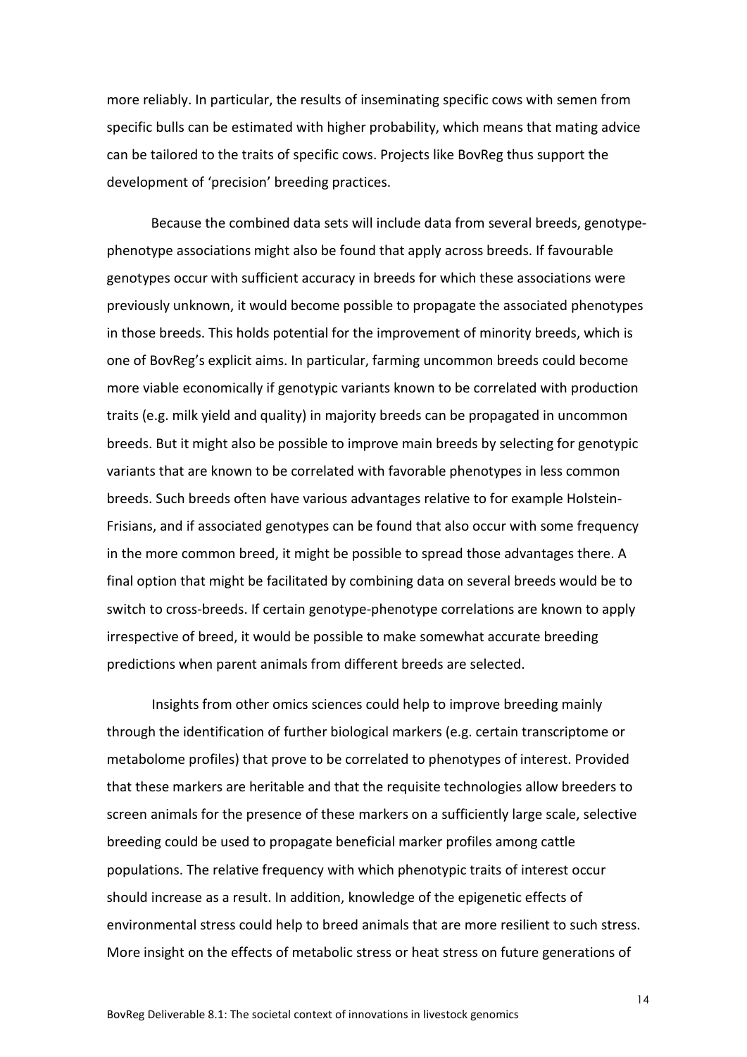more reliably. In particular, the results of inseminating specific cows with semen from specific bulls can be estimated with higher probability, which means that mating advice can be tailored to the traits of specific cows. Projects like BovReg thus support the development of 'precision' breeding practices.

Because the combined data sets will include data from several breeds, genotype-phenotype associations might also be found that apply across breeds. If favourable genotypes occur with sufficient accuracy in breeds for which these associations were previously unknown, it would become possible to propagate the associated phenotypes in those breeds. This holds potential for the improvement of minority breeds, which is one of BovReg's explicit aims. In particular, farming uncommon breeds could become more viable economically if genotypic variants known to be correlated with production traits (e.g. milk yield and quality) in majority breeds can be propagated in uncommon breeds. But it might also be possible to improve main breeds by selecting for genotypic variants that are known to be correlated with favorable phenotypes in less common breeds. Such breeds often have various advantages relative to for example Holstein-Frisians, and if associated genotypes can be found that also occur with some frequency in the more common breed, it might be possible to spread those advantages there. A final option that might be facilitated by combining data on several breeds would be to switch to cross-breeds. If certain genotype-phenotype correlations are known to apply irrespective of breed, it would be possible to make somewhat accurate breeding predictions when parent animals from different breeds are selected.

Insights from other omics sciences could help to improve breeding mainly through the identification of further biological markers (e.g. certain transcriptome or metabolome profiles) that prove to be correlated to phenotypes of interest. Provided that these markers are heritable and that the requisite technologies allow breeders to screen animals for the presence of these markers on a sufficiently large scale, selective breeding could be used to propagate beneficial marker profiles among cattle populations. The relative frequency with which phenotypic traits of interest occur should increase as a result. In addition, knowledge of the epigenetic effects of environmental stress could help to breed animals that are more resilient to such stress. More insight on the effects of metabolic stress or heat stress on future generations of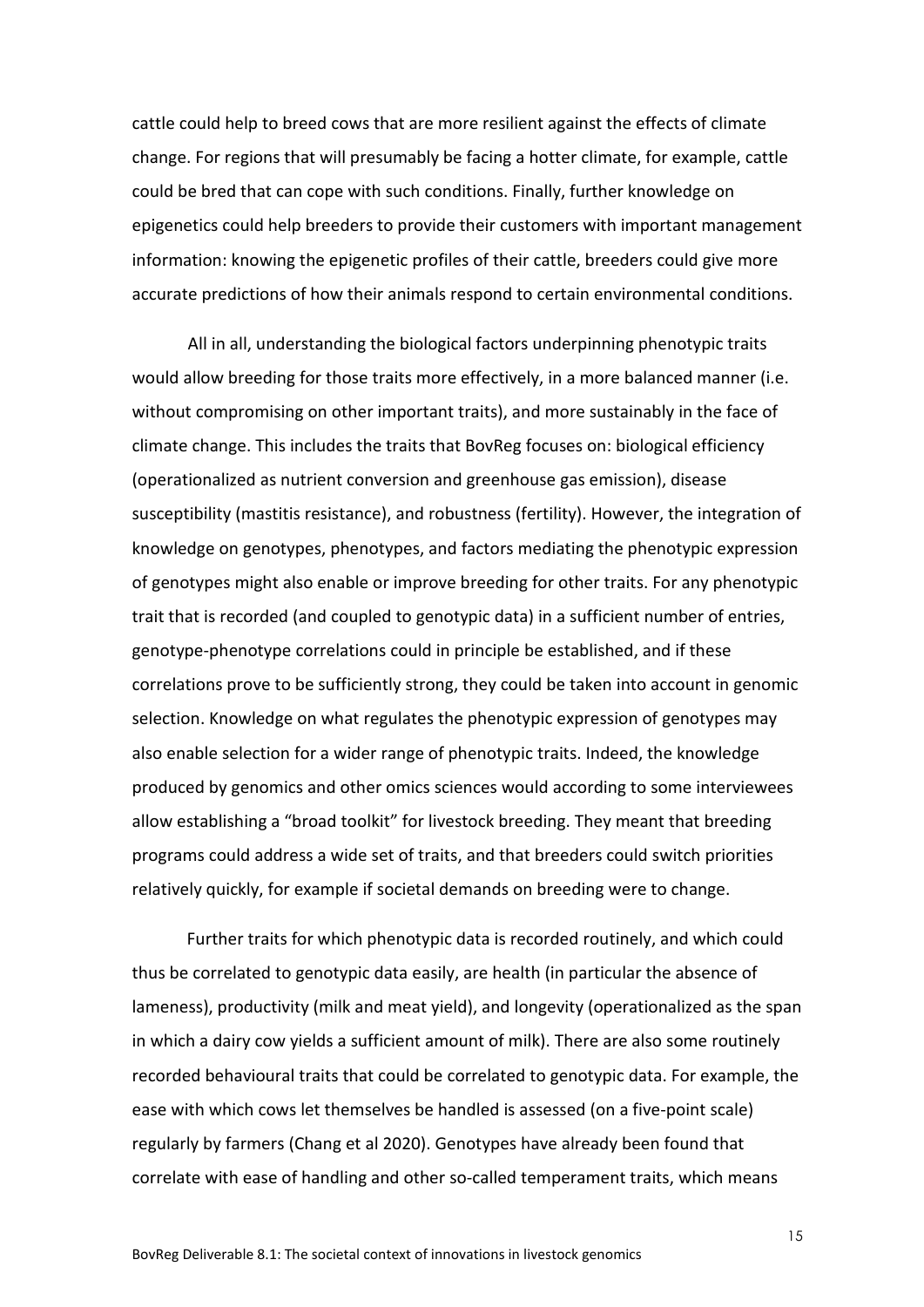cattle could help to breed cows that are more resilient against the effects of climate change. For regions that will presumably be facing a hotter climate, for example, cattle could be bred that can cope with such conditions. Finally, further knowledge on epigenetics could help breeders to provide their customers with important management information: knowing the epigenetic profiles of their cattle, breeders could give more accurate predictions of how their animals respond to certain environmental conditions.

All in all, understanding the biological factors underpinning phenotypic traits would allow breeding for those traits more effectively, in a more balanced manner (i.e. without compromising on other important traits), and more sustainably in the face of climate change. This includes the traits that BovReg focuses on: biological efficiency (operationalized as nutrient conversion and greenhouse gas emission), disease susceptibility (mastitis resistance), and robustness (fertility). However, the integration of knowledge on genotypes, phenotypes, and factors mediating the phenotypic expression of genotypes might also enable or improve breeding for other traits. For any phenotypic trait that is recorded (and coupled to genotypic data) in a sufficient number of entries, genotype-phenotype correlations could in principle be established, and if these correlations prove to be sufficiently strong, they could be taken into account in genomic selection. Knowledge on what regulates the phenotypic expression of genotypes may also enable selection for a wider range of phenotypic traits. Indeed, the knowledge produced by genomics and other omics sciences would according to some interviewees allow establishing a "broad toolkit" for livestock breeding. They meant that breeding programs could address a wide set of traits, and that breeders could switch priorities relatively quickly, for example if societal demands on breeding were to change.

Further traits for which phenotypic data is recorded routinely, and which could thus be correlated to genotypic data easily, are health (in particular the absence of lameness), productivity (milk and meat yield), and longevity (operationalized as the span in which a dairy cow yields a sufficient amount of milk). There are also some routinely recorded behavioural traits that could be correlated to genotypic data. For example, the ease with which cows let themselves be handled is assessed (on a five-point scale) regularly by farmers (Chang et al 2020). Genotypes have already been found that correlate with ease of handling and other so-called temperament traits, which means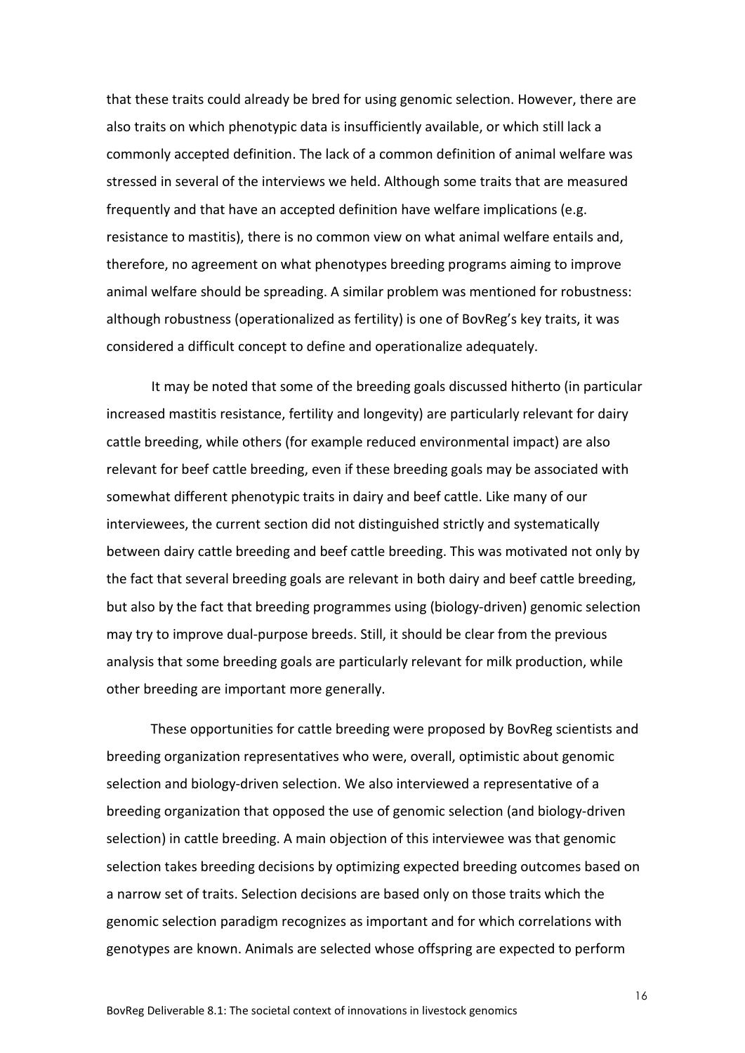that these traits could already be bred for using genomic selection. However, there are also traits on which phenotypic data is insufficiently available, or which still lack a commonly accepted definition. The lack of a common definition of animal welfare was stressed in several of the interviews we held. Although some traits that are measured frequently and that have an accepted definition have welfare implications (e.g. resistance to mastitis), there is no common view on what animal welfare entails and, therefore, no agreement on what phenotypes breeding programs aiming to improve animal welfare should be spreading. A similar problem was mentioned for robustness: although robustness (operationalized as fertility) is one of BovReg's key traits, it was considered a difficult concept to define and operationalize adequately.

It may be noted that some of the breeding goals discussed hitherto (in particular increased mastitis resistance, fertility and longevity) are particularly relevant for dairy cattle breeding, while others (for example reduced environmental impact) are also relevant for beef cattle breeding, even if these breeding goals may be associated with somewhat different phenotypic traits in dairy and beef cattle. Like many of our interviewees, the current section did not distinguished strictly and systematically between dairy cattle breeding and beef cattle breeding. This was motivated not only by the fact that several breeding goals are relevant in both dairy and beef cattle breeding, but also by the fact that breeding programmes using (biology-driven) genomic selection may try to improve dual-purpose breeds. Still, it should be clear from the previous analysis that some breeding goals are particularly relevant for milk production, while other breeding are important more generally.

These opportunities for cattle breeding were proposed by BovReg scientists and breeding organization representatives who were, overall, optimistic about genomic selection and biology-driven selection. We also interviewed a representative of a breeding organization that opposed the use of genomic selection (and biology-driven selection) in cattle breeding. A main objection of this interviewee was that genomic selection takes breeding decisions by optimizing expected breeding outcomes based on a narrow set of traits. Selection decisions are based only on those traits which the genomic selection paradigm recognizes as important and for which correlations with genotypes are known. Animals are selected whose offspring are expected to perform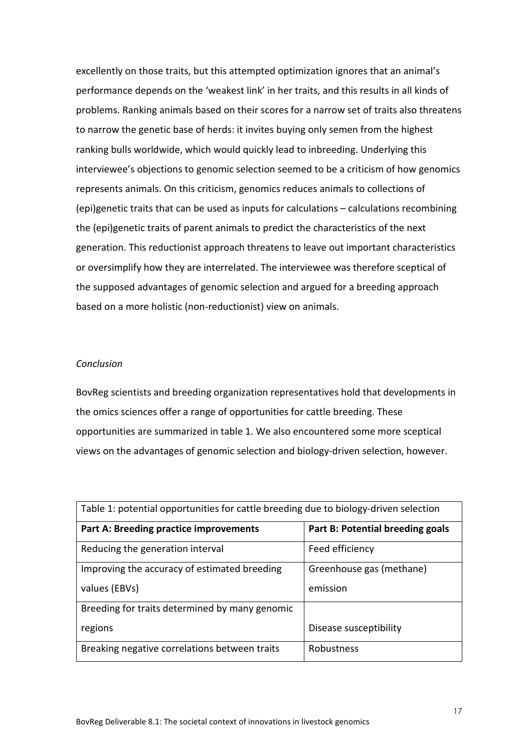excellently on those traits, but this attempted optimization ignores that an animal's performance depends on the 'weakest link' in her traits, and this results in all kinds of problems. Ranking animals based on their scores for a narrow set of traits also threatens to narrow the genetic base of herds: it invites buying only semen from the highest ranking bulls worldwide, which would quickly lead to inbreeding. Underlying this interviewee's objections to genomic selection seemed to be a criticism of how genomics represents animals. On this criticism, genomics reduces animals to collections of (epi)genetic traits that can be used as inputs for calculations – calculations recombining the (epi)genetic traits of parent animals to predict the characteristics of the next generation. This reductionist approach threatens to leave out important characteristics or oversimplify how they are interrelated. The interviewee was therefore sceptical of the supposed advantages of genomic selection and argued for a breeding approach based on a more holistic (non-reductionist) view on animals.

*Conclusion*

BovReg scientists and breeding organization representatives hold that developments in the omics sciences offer a range of opportunities for cattle breeding. These opportunities are summarized in table 1. We also encountered some more sceptical views on the advantages of genomic selection and biology-driven selection, however.

| Table 1: potential opportunities for cattle breeding due to biology-driven selection | |
|---|---|
| **Part A: Breeding practice improvements** | **Part B: Potential breeding goals** |
| Reducing the generation interval | Feed efficiency |
| Improving the accuracy of estimated breeding values (EBVs) | Greenhouse gas (methane) emission |
| Breeding for traits determined by many genomic regions | Disease susceptibility |
| Breaking negative correlations between traits | Robustness |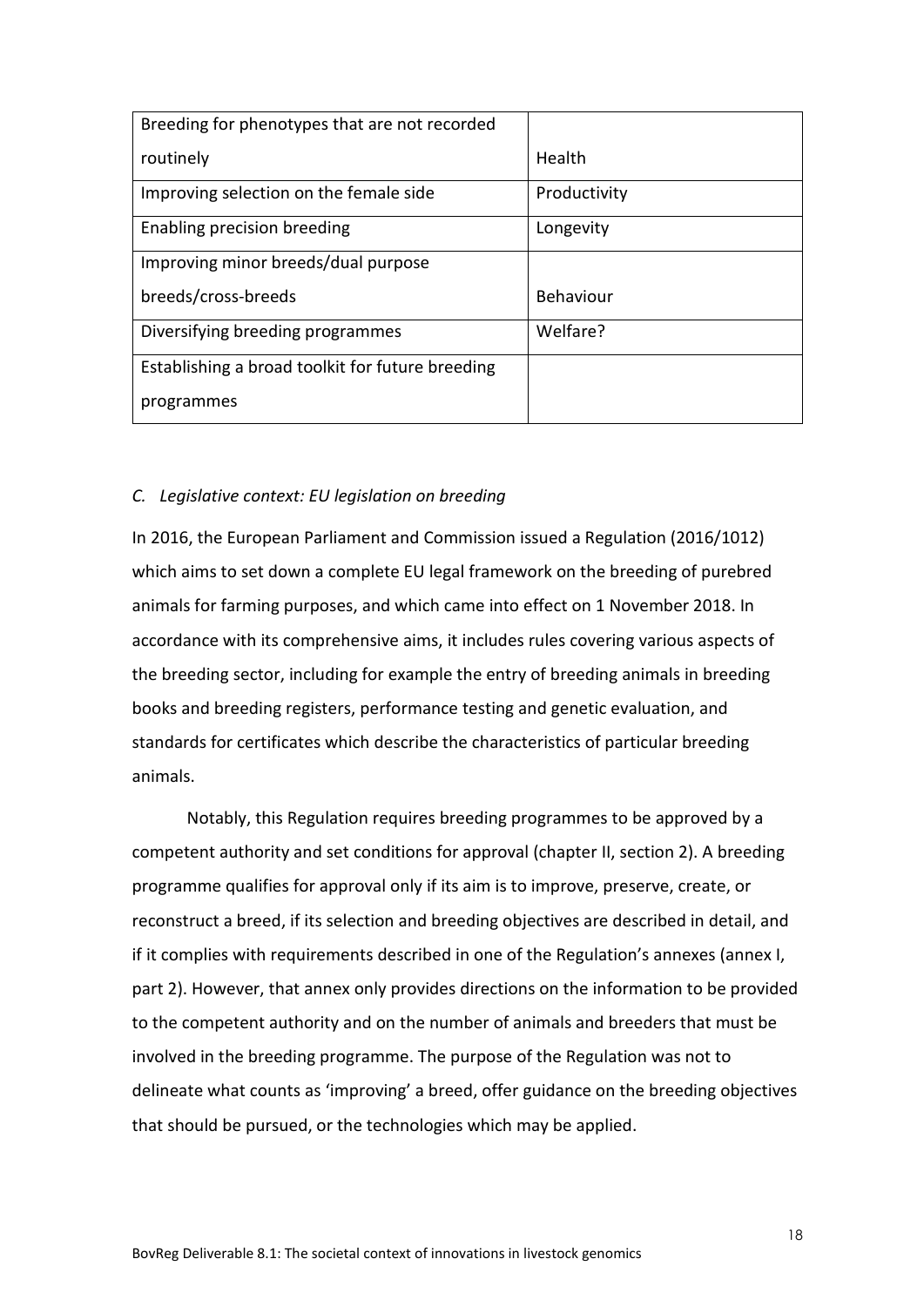| Breeding for phenotypes that are not recorded routinely | Health |
|---|---|
| Improving selection on the female side | Productivity |
| Enabling precision breeding | Longevity |
| Improving minor breeds/dual purpose breeds/cross-breeds | Behaviour |
| Diversifying breeding programmes | Welfare? |
| Establishing a broad toolkit for future breeding programmes | |

### *C. Legislative context: EU legislation on breeding*

In 2016, the European Parliament and Commission issued a Regulation (2016/1012) which aims to set down a complete EU legal framework on the breeding of purebred animals for farming purposes, and which came into effect on 1 November 2018. In accordance with its comprehensive aims, it includes rules covering various aspects of the breeding sector, including for example the entry of breeding animals in breeding books and breeding registers, performance testing and genetic evaluation, and standards for certificates which describe the characteristics of particular breeding animals.

Notably, this Regulation requires breeding programmes to be approved by a competent authority and set conditions for approval (chapter II, section 2). A breeding programme qualifies for approval only if its aim is to improve, preserve, create, or reconstruct a breed, if its selection and breeding objectives are described in detail, and if it complies with requirements described in one of the Regulation's annexes (annex I, part 2). However, that annex only provides directions on the information to be provided to the competent authority and on the number of animals and breeders that must be involved in the breeding programme. The purpose of the Regulation was not to delineate what counts as 'improving' a breed, offer guidance on the breeding objectives that should be pursued, or the technologies which may be applied.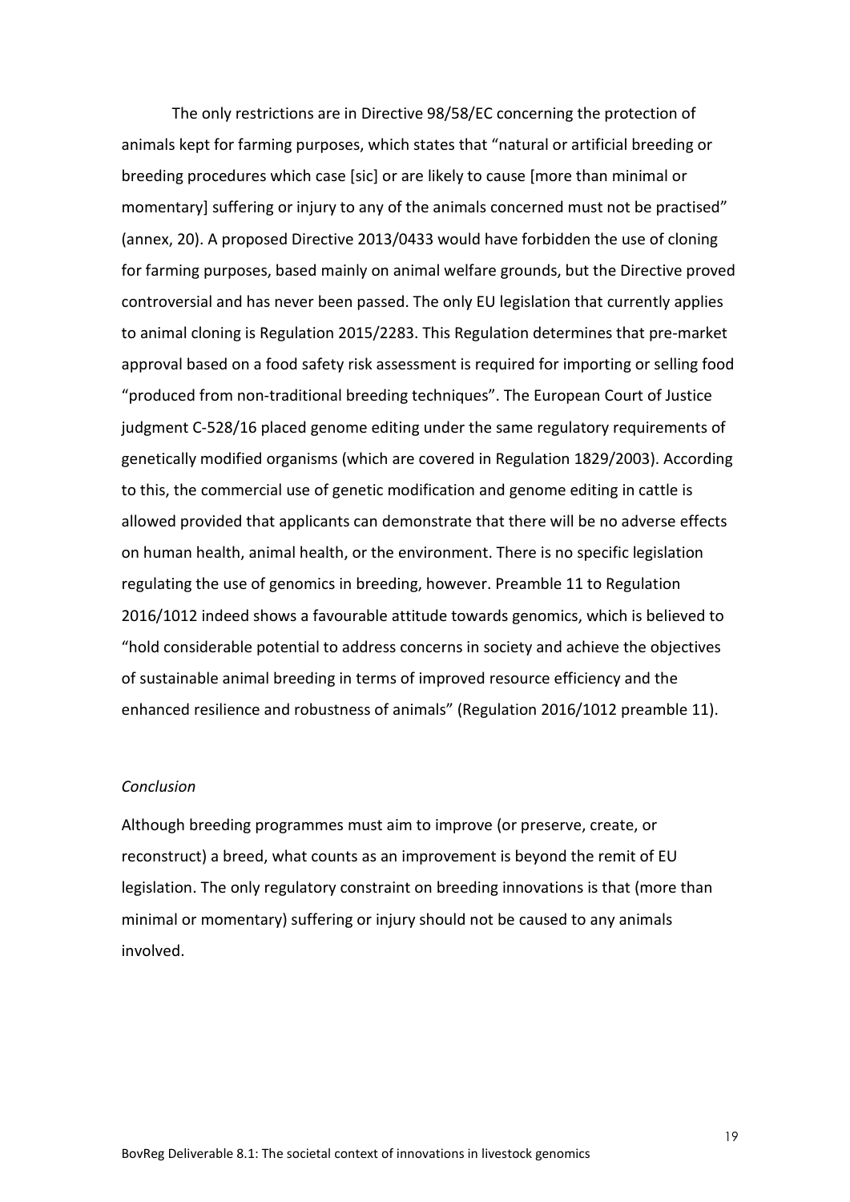The only restrictions are in Directive 98/58/EC concerning the protection of animals kept for farming purposes, which states that "natural or artificial breeding or breeding procedures which case [sic] or are likely to cause [more than minimal or momentary] suffering or injury to any of the animals concerned must not be practised" (annex, 20). A proposed Directive 2013/0433 would have forbidden the use of cloning for farming purposes, based mainly on animal welfare grounds, but the Directive proved controversial and has never been passed. The only EU legislation that currently applies to animal cloning is Regulation 2015/2283. This Regulation determines that pre-market approval based on a food safety risk assessment is required for importing or selling food "produced from non-traditional breeding techniques". The European Court of Justice judgment C-528/16 placed genome editing under the same regulatory requirements of genetically modified organisms (which are covered in Regulation 1829/2003). According to this, the commercial use of genetic modification and genome editing in cattle is allowed provided that applicants can demonstrate that there will be no adverse effects on human health, animal health, or the environment. There is no specific legislation regulating the use of genomics in breeding, however. Preamble 11 to Regulation 2016/1012 indeed shows a favourable attitude towards genomics, which is believed to "hold considerable potential to address concerns in society and achieve the objectives of sustainable animal breeding in terms of improved resource efficiency and the enhanced resilience and robustness of animals" (Regulation 2016/1012 preamble 11).

*Conclusion*

Although breeding programmes must aim to improve (or preserve, create, or reconstruct) a breed, what counts as an improvement is beyond the remit of EU legislation. The only regulatory constraint on breeding innovations is that (more than minimal or momentary) suffering or injury should not be caused to any animals involved.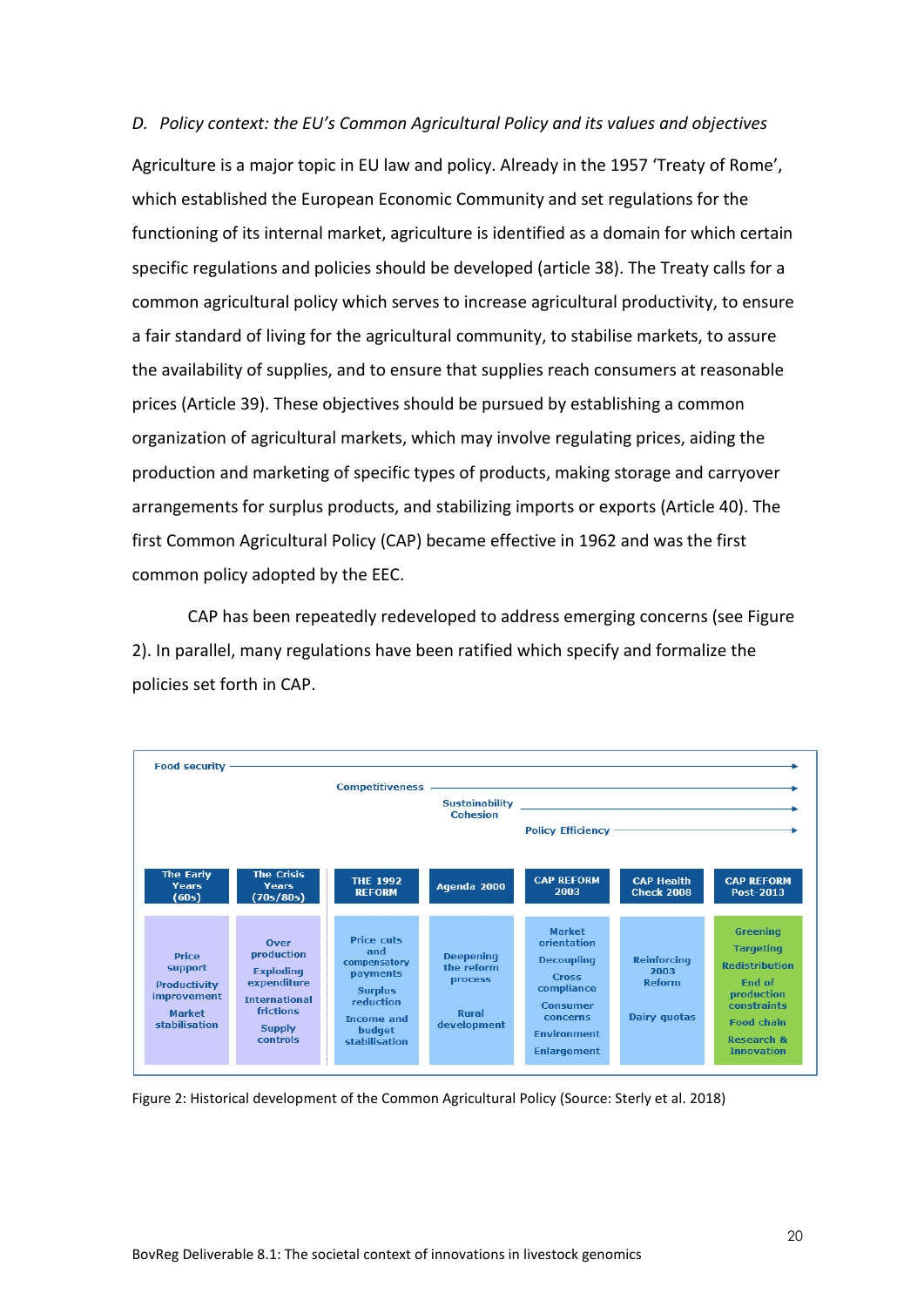*D. Policy context: the EU's Common Agricultural Policy and its values and objectives*

Agriculture is a major topic in EU law and policy. Already in the 1957 'Treaty of Rome', which established the European Economic Community and set regulations for the functioning of its internal market, agriculture is identified as a domain for which certain specific regulations and policies should be developed (article 38). The Treaty calls for a common agricultural policy which serves to increase agricultural productivity, to ensure a fair standard of living for the agricultural community, to stabilise markets, to assure the availability of supplies, and to ensure that supplies reach consumers at reasonable prices (Article 39). These objectives should be pursued by establishing a common organization of agricultural markets, which may involve regulating prices, aiding the production and marketing of specific types of products, making storage and carryover arrangements for surplus products, and stabilizing imports or exports (Article 40). The first Common Agricultural Policy (CAP) became effective in 1962 and was the first common policy adopted by the EEC.

CAP has been repeatedly redeveloped to address emerging concerns (see Figure 2). In parallel, many regulations have been ratified which specify and formalize the policies set forth in CAP.

Food security → Competitiveness → Sustainability Cohesion → Policy Efficiency →

| The Early Years (60s) | The Crisis Years (70s/80s) | THE 1992 REFORM | Agenda 2000 | CAP REFORM 2003 | CAP Health Check 2008 | CAP REFORM Post-2013 |
|---|---|---|---|---|---|---|
| Price support<br>Productivity improvement<br>Market stabilisation | Over production<br>Exploding expenditure<br>International frictions<br>Supply controls | Price cuts and compensatory payments<br>Surplus reduction<br>Income and budget stabilisation | Deepening the reform process<br>Rural development | Market orientation<br>Decoupling<br>Cross compliance<br>Consumer concerns<br>Environment<br>Enlargement | Reinforcing 2003 Reform<br>Dairy quotas | Greening<br>Targeting<br>Redistribution<br>End of production constraints<br>Food chain<br>Research & Innovation |

Figure 2: Historical development of the Common Agricultural Policy (Source: Sterly et al. 2018)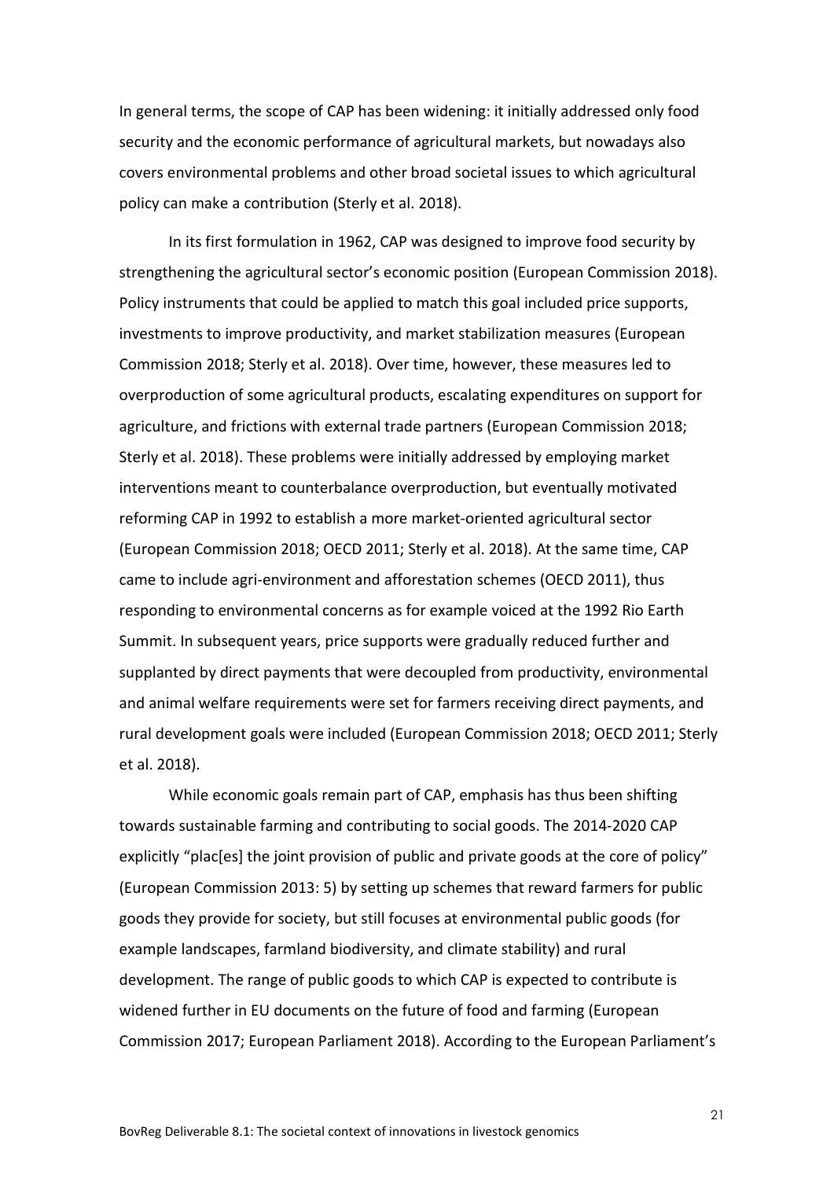In general terms, the scope of CAP has been widening: it initially addressed only food security and the economic performance of agricultural markets, but nowadays also covers environmental problems and other broad societal issues to which agricultural policy can make a contribution (Sterly et al. 2018).

In its first formulation in 1962, CAP was designed to improve food security by strengthening the agricultural sector's economic position (European Commission 2018). Policy instruments that could be applied to match this goal included price supports, investments to improve productivity, and market stabilization measures (European Commission 2018; Sterly et al. 2018). Over time, however, these measures led to overproduction of some agricultural products, escalating expenditures on support for agriculture, and frictions with external trade partners (European Commission 2018; Sterly et al. 2018). These problems were initially addressed by employing market interventions meant to counterbalance overproduction, but eventually motivated reforming CAP in 1992 to establish a more market-oriented agricultural sector (European Commission 2018; OECD 2011; Sterly et al. 2018). At the same time, CAP came to include agri-environment and afforestation schemes (OECD 2011), thus responding to environmental concerns as for example voiced at the 1992 Rio Earth Summit. In subsequent years, price supports were gradually reduced further and supplanted by direct payments that were decoupled from productivity, environmental and animal welfare requirements were set for farmers receiving direct payments, and rural development goals were included (European Commission 2018; OECD 2011; Sterly et al. 2018).

While economic goals remain part of CAP, emphasis has thus been shifting towards sustainable farming and contributing to social goods. The 2014-2020 CAP explicitly "plac[es] the joint provision of public and private goods at the core of policy" (European Commission 2013: 5) by setting up schemes that reward farmers for public goods they provide for society, but still focuses at environmental public goods (for example landscapes, farmland biodiversity, and climate stability) and rural development. The range of public goods to which CAP is expected to contribute is widened further in EU documents on the future of food and farming (European Commission 2017; European Parliament 2018). According to the European Parliament's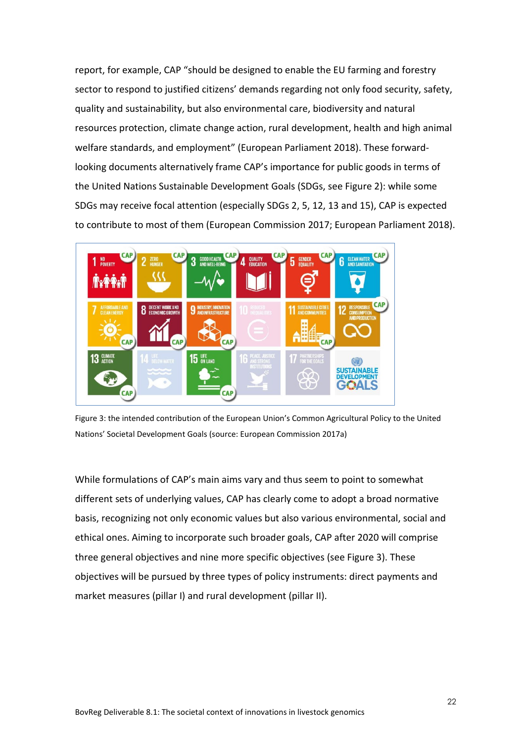report, for example, CAP "should be designed to enable the EU farming and forestry sector to respond to justified citizens' demands regarding not only food security, safety, quality and sustainability, but also environmental care, biodiversity and natural resources protection, climate change action, rural development, health and high animal welfare standards, and employment" (European Parliament 2018). These forward-looking documents alternatively frame CAP's importance for public goods in terms of the United Nations Sustainable Development Goals (SDGs, see Figure 2): while some SDGs may receive focal attention (especially SDGs 2, 5, 12, 13 and 15), CAP is expected to contribute to most of them (European Commission 2017; European Parliament 2018).

Figure 3: the intended contribution of the European Union's Common Agricultural Policy to the United Nations' Societal Development Goals (source: European Commission 2017a)

While formulations of CAP's main aims vary and thus seem to point to somewhat different sets of underlying values, CAP has clearly come to adopt a broad normative basis, recognizing not only economic values but also various environmental, social and ethical ones. Aiming to incorporate such broader goals, CAP after 2020 will comprise three general objectives and nine more specific objectives (see Figure 3). These objectives will be pursued by three types of policy instruments: direct payments and market measures (pillar I) and rural development (pillar II).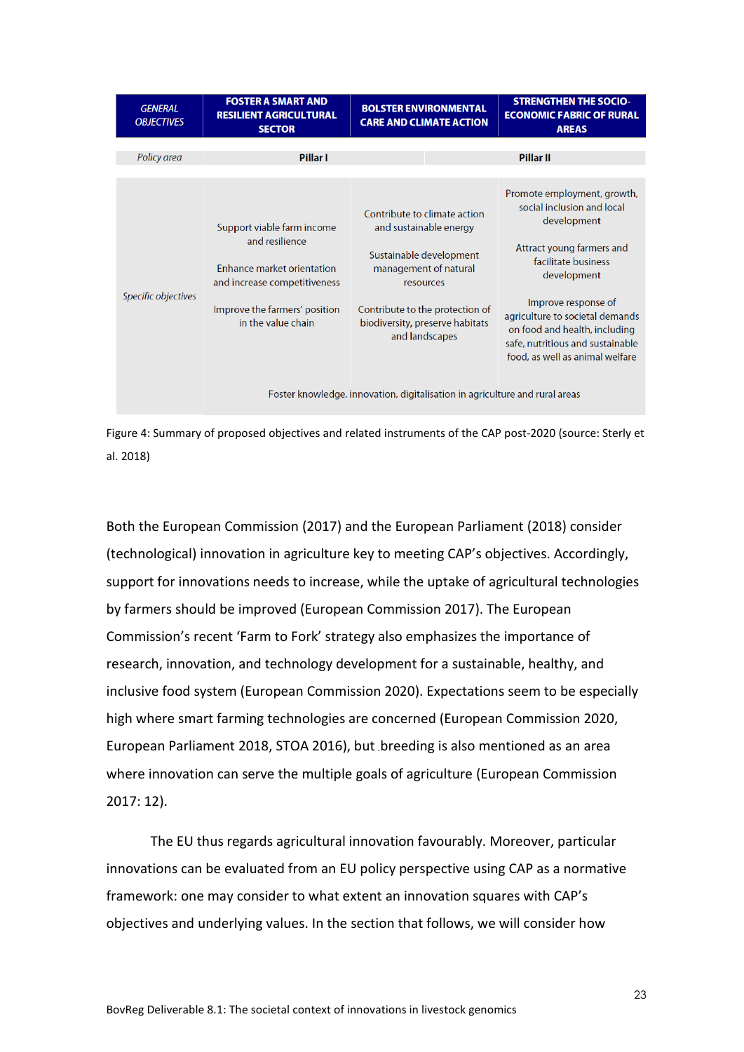| *GENERAL OBJECTIVES* | **FOSTER A SMART AND RESILIENT AGRICULTURAL SECTOR** | **BOLSTER ENVIRONMENTAL CARE AND CLIMATE ACTION** | **STRENGTHEN THE SOCIO-ECONOMIC FABRIC OF RURAL AREAS** |
|---|---|---|---|
| *Policy area* | **Pillar I** | | **Pillar II** |
| *Specific objectives* | Support viable farm income and resilience<br><br>Enhance market orientation and increase competitiveness<br><br>Improve the farmers' position in the value chain | Contribute to climate action and sustainable energy<br><br>Sustainable development management of natural resources<br><br>Contribute to the protection of biodiversity, preserve habitats and landscapes | Promote employment, growth, social inclusion and local development<br><br>Attract young farmers and facilitate business development<br><br>Improve response of agriculture to societal demands on food and health, including safe, nutritious and sustainable food, as well as animal welfare |
| | Foster knowledge, innovation, digitalisation in agriculture and rural areas | | |

Figure 4: Summary of proposed objectives and related instruments of the CAP post-2020 (source: Sterly et al. 2018)

Both the European Commission (2017) and the European Parliament (2018) consider (technological) innovation in agriculture key to meeting CAP's objectives. Accordingly, support for innovations needs to increase, while the uptake of agricultural technologies by farmers should be improved (European Commission 2017). The European Commission's recent 'Farm to Fork' strategy also emphasizes the importance of research, innovation, and technology development for a sustainable, healthy, and inclusive food system (European Commission 2020). Expectations seem to be especially high where smart farming technologies are concerned (European Commission 2020, European Parliament 2018, STOA 2016), but breeding is also mentioned as an area where innovation can serve the multiple goals of agriculture (European Commission 2017: 12).

The EU thus regards agricultural innovation favourably. Moreover, particular innovations can be evaluated from an EU policy perspective using CAP as a normative framework: one may consider to what extent an innovation squares with CAP's objectives and underlying values. In the section that follows, we will consider how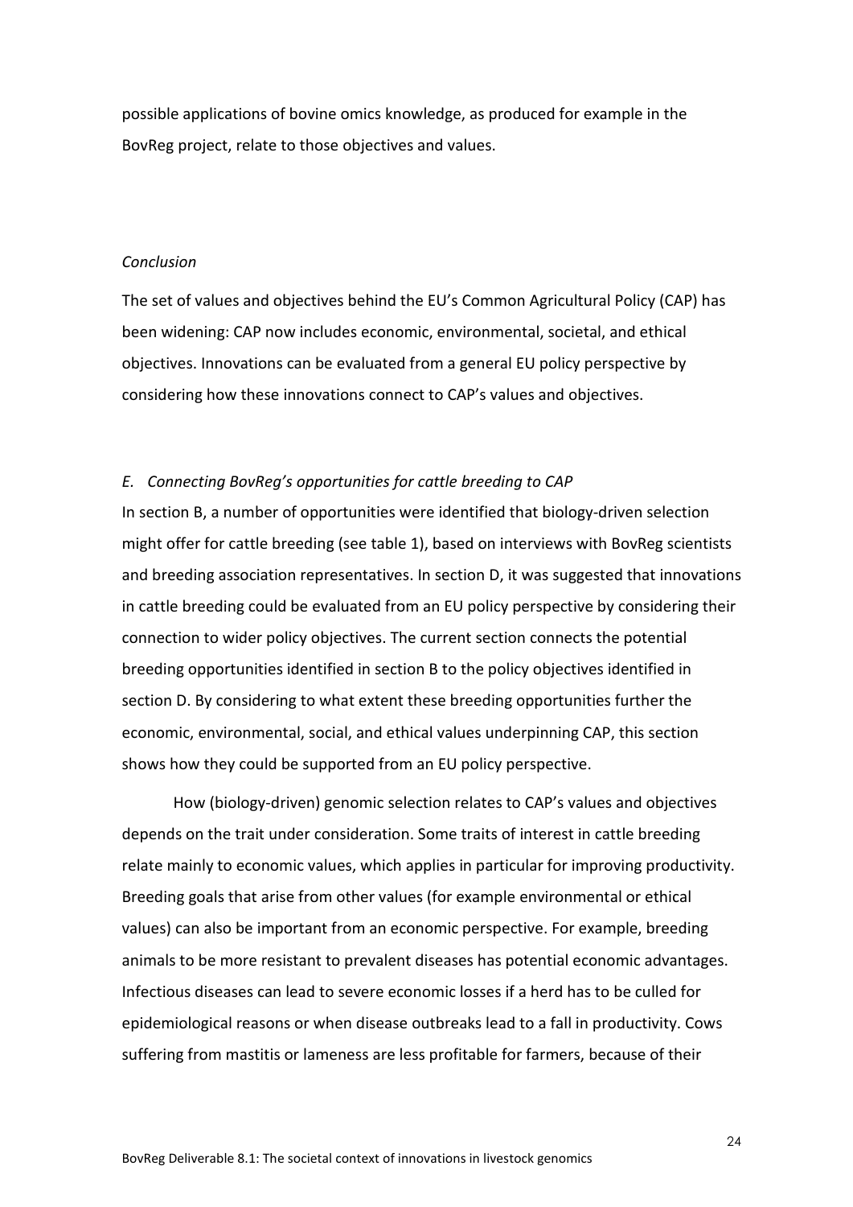possible applications of bovine omics knowledge, as produced for example in the BovReg project, relate to those objectives and values.

*Conclusion*

The set of values and objectives behind the EU's Common Agricultural Policy (CAP) has been widening: CAP now includes economic, environmental, societal, and ethical objectives. Innovations can be evaluated from a general EU policy perspective by considering how these innovations connect to CAP's values and objectives.

### *E. Connecting BovReg's opportunities for cattle breeding to CAP*

In section B, a number of opportunities were identified that biology-driven selection might offer for cattle breeding (see table 1), based on interviews with BovReg scientists and breeding association representatives. In section D, it was suggested that innovations in cattle breeding could be evaluated from an EU policy perspective by considering their connection to wider policy objectives. The current section connects the potential breeding opportunities identified in section B to the policy objectives identified in section D. By considering to what extent these breeding opportunities further the economic, environmental, social, and ethical values underpinning CAP, this section shows how they could be supported from an EU policy perspective.

How (biology-driven) genomic selection relates to CAP's values and objectives depends on the trait under consideration. Some traits of interest in cattle breeding relate mainly to economic values, which applies in particular for improving productivity. Breeding goals that arise from other values (for example environmental or ethical values) can also be important from an economic perspective. For example, breeding animals to be more resistant to prevalent diseases has potential economic advantages. Infectious diseases can lead to severe economic losses if a herd has to be culled for epidemiological reasons or when disease outbreaks lead to a fall in productivity. Cows suffering from mastitis or lameness are less profitable for farmers, because of their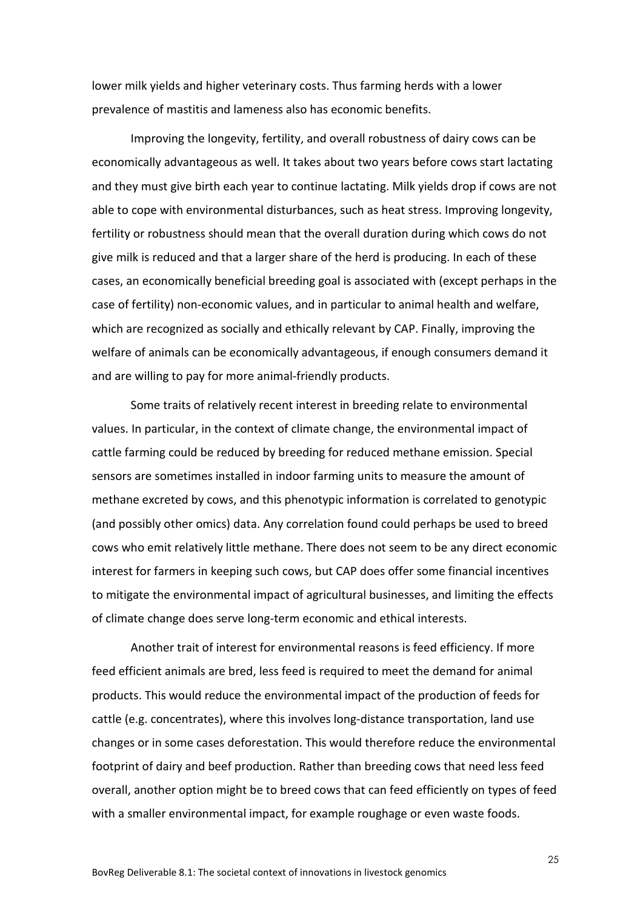lower milk yields and higher veterinary costs. Thus farming herds with a lower prevalence of mastitis and lameness also has economic benefits.

Improving the longevity, fertility, and overall robustness of dairy cows can be economically advantageous as well. It takes about two years before cows start lactating and they must give birth each year to continue lactating. Milk yields drop if cows are not able to cope with environmental disturbances, such as heat stress. Improving longevity, fertility or robustness should mean that the overall duration during which cows do not give milk is reduced and that a larger share of the herd is producing. In each of these cases, an economically beneficial breeding goal is associated with (except perhaps in the case of fertility) non-economic values, and in particular to animal health and welfare, which are recognized as socially and ethically relevant by CAP. Finally, improving the welfare of animals can be economically advantageous, if enough consumers demand it and are willing to pay for more animal-friendly products.

Some traits of relatively recent interest in breeding relate to environmental values. In particular, in the context of climate change, the environmental impact of cattle farming could be reduced by breeding for reduced methane emission. Special sensors are sometimes installed in indoor farming units to measure the amount of methane excreted by cows, and this phenotypic information is correlated to genotypic (and possibly other omics) data. Any correlation found could perhaps be used to breed cows who emit relatively little methane. There does not seem to be any direct economic interest for farmers in keeping such cows, but CAP does offer some financial incentives to mitigate the environmental impact of agricultural businesses, and limiting the effects of climate change does serve long-term economic and ethical interests.

Another trait of interest for environmental reasons is feed efficiency. If more feed efficient animals are bred, less feed is required to meet the demand for animal products. This would reduce the environmental impact of the production of feeds for cattle (e.g. concentrates), where this involves long-distance transportation, land use changes or in some cases deforestation. This would therefore reduce the environmental footprint of dairy and beef production. Rather than breeding cows that need less feed overall, another option might be to breed cows that can feed efficiently on types of feed with a smaller environmental impact, for example roughage or even waste foods.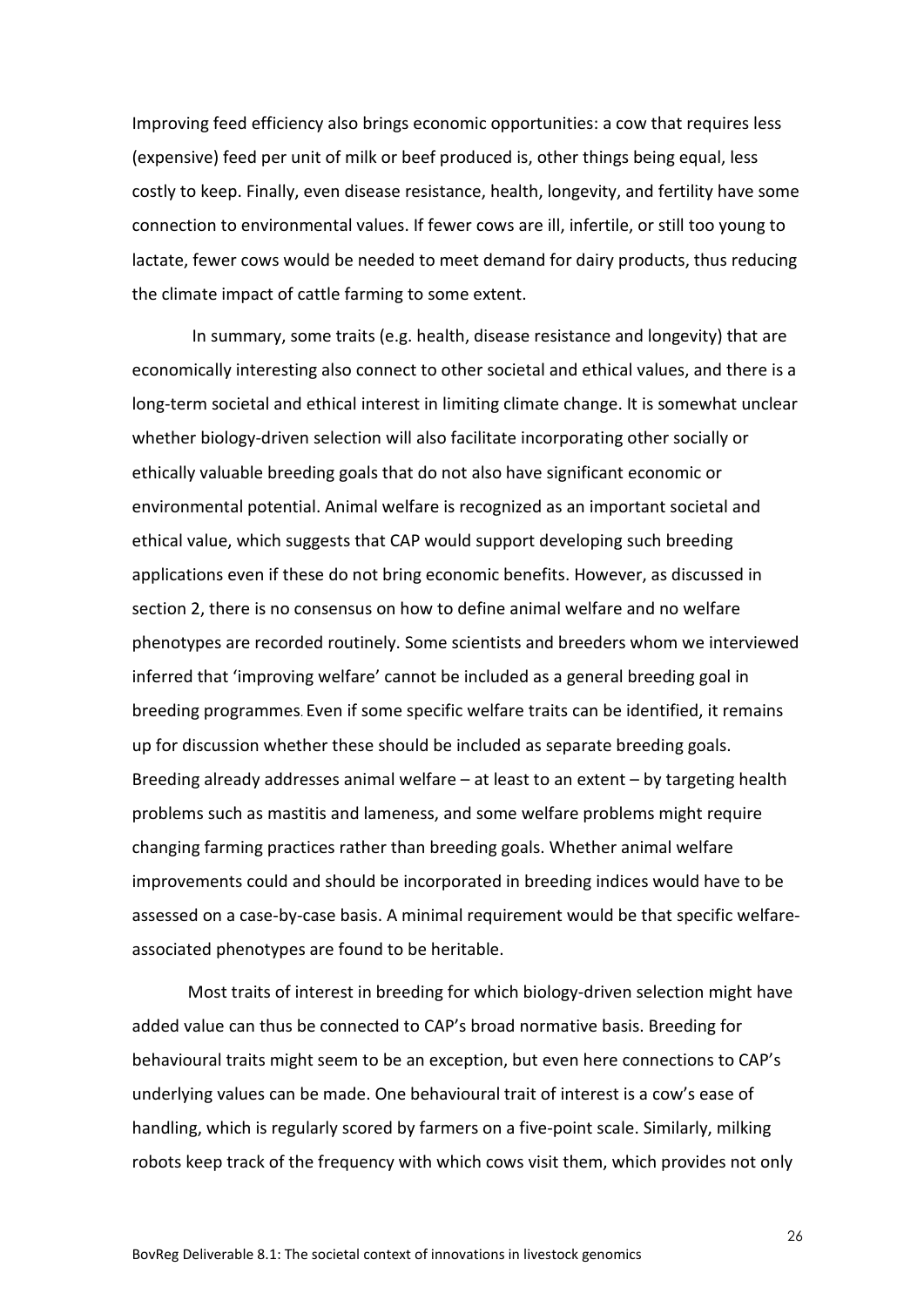Improving feed efficiency also brings economic opportunities: a cow that requires less (expensive) feed per unit of milk or beef produced is, other things being equal, less costly to keep. Finally, even disease resistance, health, longevity, and fertility have some connection to environmental values. If fewer cows are ill, infertile, or still too young to lactate, fewer cows would be needed to meet demand for dairy products, thus reducing the climate impact of cattle farming to some extent.

In summary, some traits (e.g. health, disease resistance and longevity) that are economically interesting also connect to other societal and ethical values, and there is a long-term societal and ethical interest in limiting climate change. It is somewhat unclear whether biology-driven selection will also facilitate incorporating other socially or ethically valuable breeding goals that do not also have significant economic or environmental potential. Animal welfare is recognized as an important societal and ethical value, which suggests that CAP would support developing such breeding applications even if these do not bring economic benefits. However, as discussed in section 2, there is no consensus on how to define animal welfare and no welfare phenotypes are recorded routinely. Some scientists and breeders whom we interviewed inferred that 'improving welfare' cannot be included as a general breeding goal in breeding programmes. Even if some specific welfare traits can be identified, it remains up for discussion whether these should be included as separate breeding goals. Breeding already addresses animal welfare – at least to an extent – by targeting health problems such as mastitis and lameness, and some welfare problems might require changing farming practices rather than breeding goals. Whether animal welfare improvements could and should be incorporated in breeding indices would have to be assessed on a case-by-case basis. A minimal requirement would be that specific welfare-associated phenotypes are found to be heritable.

Most traits of interest in breeding for which biology-driven selection might have added value can thus be connected to CAP's broad normative basis. Breeding for behavioural traits might seem to be an exception, but even here connections to CAP's underlying values can be made. One behavioural trait of interest is a cow's ease of handling, which is regularly scored by farmers on a five-point scale. Similarly, milking robots keep track of the frequency with which cows visit them, which provides not only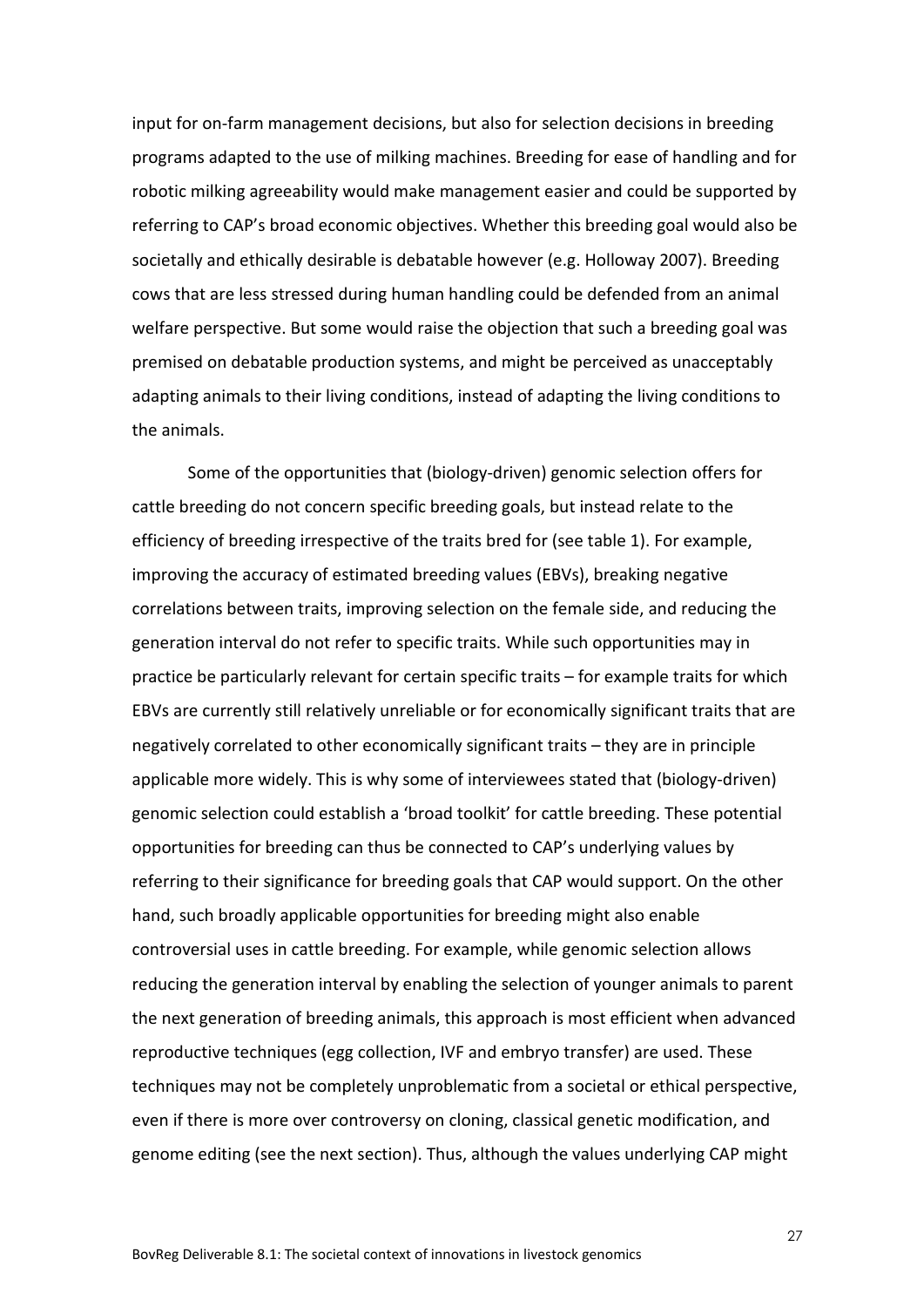input for on-farm management decisions, but also for selection decisions in breeding programs adapted to the use of milking machines. Breeding for ease of handling and for robotic milking agreeability would make management easier and could be supported by referring to CAP's broad economic objectives. Whether this breeding goal would also be societally and ethically desirable is debatable however (e.g. Holloway 2007). Breeding cows that are less stressed during human handling could be defended from an animal welfare perspective. But some would raise the objection that such a breeding goal was premised on debatable production systems, and might be perceived as unacceptably adapting animals to their living conditions, instead of adapting the living conditions to the animals.

Some of the opportunities that (biology-driven) genomic selection offers for cattle breeding do not concern specific breeding goals, but instead relate to the efficiency of breeding irrespective of the traits bred for (see table 1). For example, improving the accuracy of estimated breeding values (EBVs), breaking negative correlations between traits, improving selection on the female side, and reducing the generation interval do not refer to specific traits. While such opportunities may in practice be particularly relevant for certain specific traits – for example traits for which EBVs are currently still relatively unreliable or for economically significant traits that are negatively correlated to other economically significant traits – they are in principle applicable more widely. This is why some of interviewees stated that (biology-driven) genomic selection could establish a 'broad toolkit' for cattle breeding. These potential opportunities for breeding can thus be connected to CAP's underlying values by referring to their significance for breeding goals that CAP would support. On the other hand, such broadly applicable opportunities for breeding might also enable controversial uses in cattle breeding. For example, while genomic selection allows reducing the generation interval by enabling the selection of younger animals to parent the next generation of breeding animals, this approach is most efficient when advanced reproductive techniques (egg collection, IVF and embryo transfer) are used. These techniques may not be completely unproblematic from a societal or ethical perspective, even if there is more over controversy on cloning, classical genetic modification, and genome editing (see the next section). Thus, although the values underlying CAP might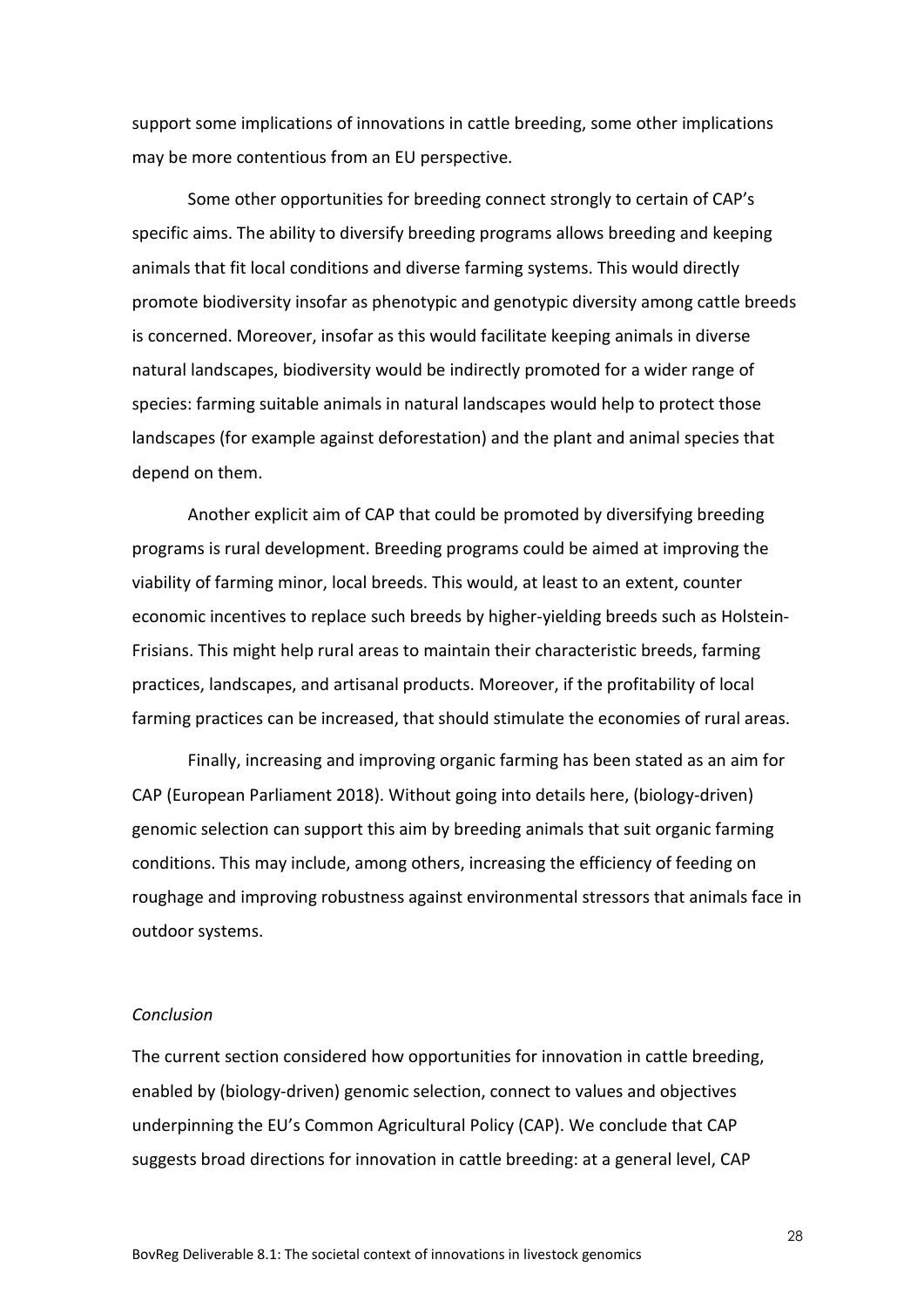support some implications of innovations in cattle breeding, some other implications may be more contentious from an EU perspective.

Some other opportunities for breeding connect strongly to certain of CAP's specific aims. The ability to diversify breeding programs allows breeding and keeping animals that fit local conditions and diverse farming systems. This would directly promote biodiversity insofar as phenotypic and genotypic diversity among cattle breeds is concerned. Moreover, insofar as this would facilitate keeping animals in diverse natural landscapes, biodiversity would be indirectly promoted for a wider range of species: farming suitable animals in natural landscapes would help to protect those landscapes (for example against deforestation) and the plant and animal species that depend on them.

Another explicit aim of CAP that could be promoted by diversifying breeding programs is rural development. Breeding programs could be aimed at improving the viability of farming minor, local breeds. This would, at least to an extent, counter economic incentives to replace such breeds by higher-yielding breeds such as Holstein-Frisians. This might help rural areas to maintain their characteristic breeds, farming practices, landscapes, and artisanal products. Moreover, if the profitability of local farming practices can be increased, that should stimulate the economies of rural areas.

Finally, increasing and improving organic farming has been stated as an aim for CAP (European Parliament 2018). Without going into details here, (biology-driven) genomic selection can support this aim by breeding animals that suit organic farming conditions. This may include, among others, increasing the efficiency of feeding on roughage and improving robustness against environmental stressors that animals face in outdoor systems.

*Conclusion*

The current section considered how opportunities for innovation in cattle breeding, enabled by (biology-driven) genomic selection, connect to values and objectives underpinning the EU's Common Agricultural Policy (CAP). We conclude that CAP suggests broad directions for innovation in cattle breeding: at a general level, CAP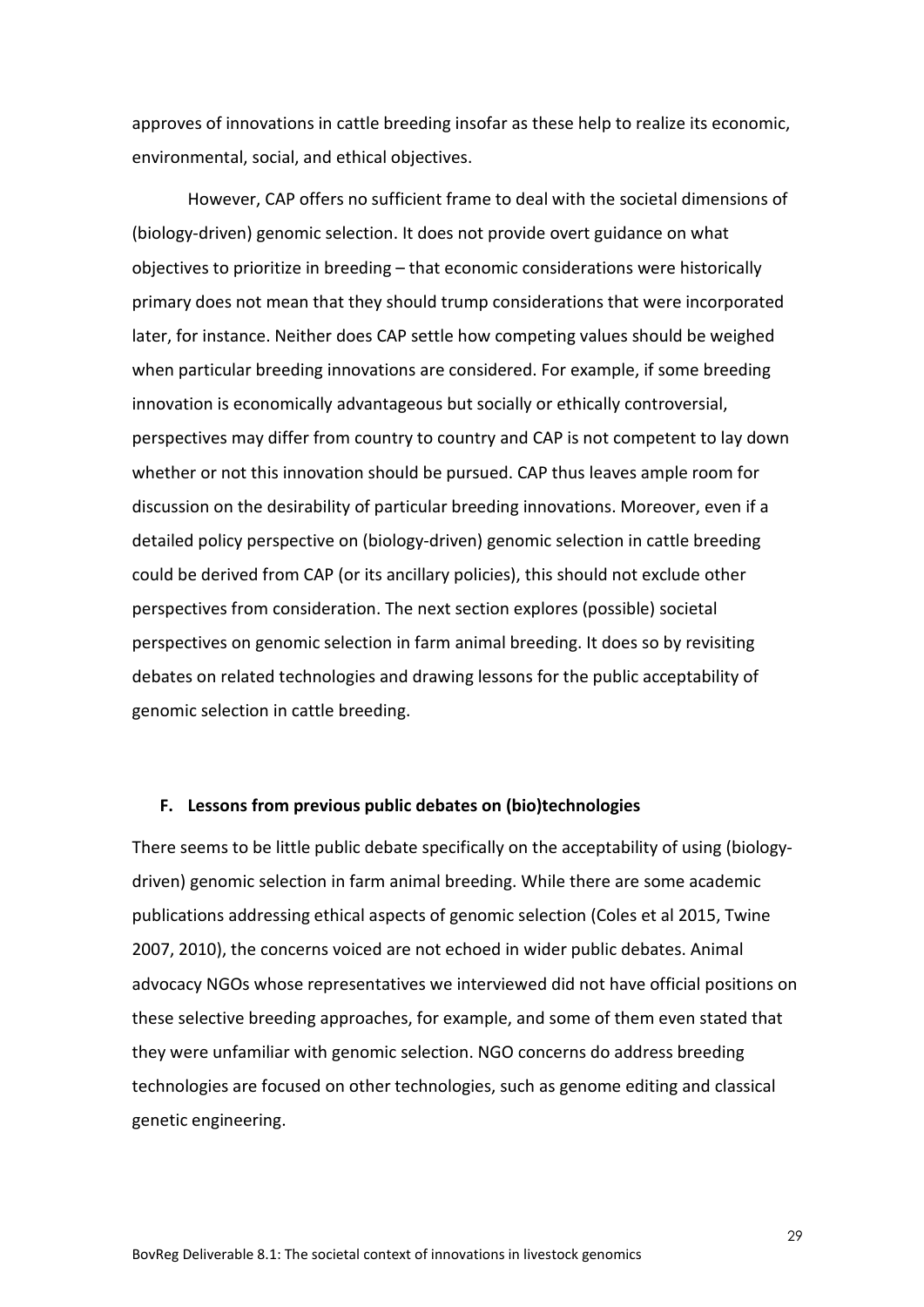approves of innovations in cattle breeding insofar as these help to realize its economic, environmental, social, and ethical objectives.

However, CAP offers no sufficient frame to deal with the societal dimensions of (biology-driven) genomic selection. It does not provide overt guidance on what objectives to prioritize in breeding – that economic considerations were historically primary does not mean that they should trump considerations that were incorporated later, for instance. Neither does CAP settle how competing values should be weighed when particular breeding innovations are considered. For example, if some breeding innovation is economically advantageous but socially or ethically controversial, perspectives may differ from country to country and CAP is not competent to lay down whether or not this innovation should be pursued. CAP thus leaves ample room for discussion on the desirability of particular breeding innovations. Moreover, even if a detailed policy perspective on (biology-driven) genomic selection in cattle breeding could be derived from CAP (or its ancillary policies), this should not exclude other perspectives from consideration. The next section explores (possible) societal perspectives on genomic selection in farm animal breeding. It does so by revisiting debates on related technologies and drawing lessons for the public acceptability of genomic selection in cattle breeding.

### F. Lessons from previous public debates on (bio)technologies

There seems to be little public debate specifically on the acceptability of using (biology-driven) genomic selection in farm animal breeding. While there are some academic publications addressing ethical aspects of genomic selection (Coles et al 2015, Twine 2007, 2010), the concerns voiced are not echoed in wider public debates. Animal advocacy NGOs whose representatives we interviewed did not have official positions on these selective breeding approaches, for example, and some of them even stated that they were unfamiliar with genomic selection. NGO concerns do address breeding technologies are focused on other technologies, such as genome editing and classical genetic engineering.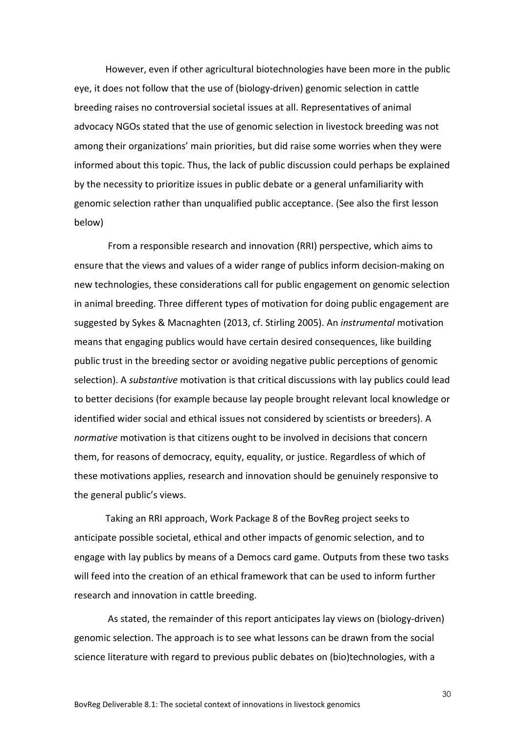However, even if other agricultural biotechnologies have been more in the public eye, it does not follow that the use of (biology-driven) genomic selection in cattle breeding raises no controversial societal issues at all. Representatives of animal advocacy NGOs stated that the use of genomic selection in livestock breeding was not among their organizations' main priorities, but did raise some worries when they were informed about this topic. Thus, the lack of public discussion could perhaps be explained by the necessity to prioritize issues in public debate or a general unfamiliarity with genomic selection rather than unqualified public acceptance. (See also the first lesson below)

From a responsible research and innovation (RRI) perspective, which aims to ensure that the views and values of a wider range of publics inform decision-making on new technologies, these considerations call for public engagement on genomic selection in animal breeding. Three different types of motivation for doing public engagement are suggested by Sykes & Macnaghten (2013, cf. Stirling 2005). An *instrumental* motivation means that engaging publics would have certain desired consequences, like building public trust in the breeding sector or avoiding negative public perceptions of genomic selection). A *substantive* motivation is that critical discussions with lay publics could lead to better decisions (for example because lay people brought relevant local knowledge or identified wider social and ethical issues not considered by scientists or breeders). A *normative* motivation is that citizens ought to be involved in decisions that concern them, for reasons of democracy, equity, equality, or justice. Regardless of which of these motivations applies, research and innovation should be genuinely responsive to the general public's views.

Taking an RRI approach, Work Package 8 of the BovReg project seeks to anticipate possible societal, ethical and other impacts of genomic selection, and to engage with lay publics by means of a Democs card game. Outputs from these two tasks will feed into the creation of an ethical framework that can be used to inform further research and innovation in cattle breeding.

As stated, the remainder of this report anticipates lay views on (biology-driven) genomic selection. The approach is to see what lessons can be drawn from the social science literature with regard to previous public debates on (bio)technologies, with a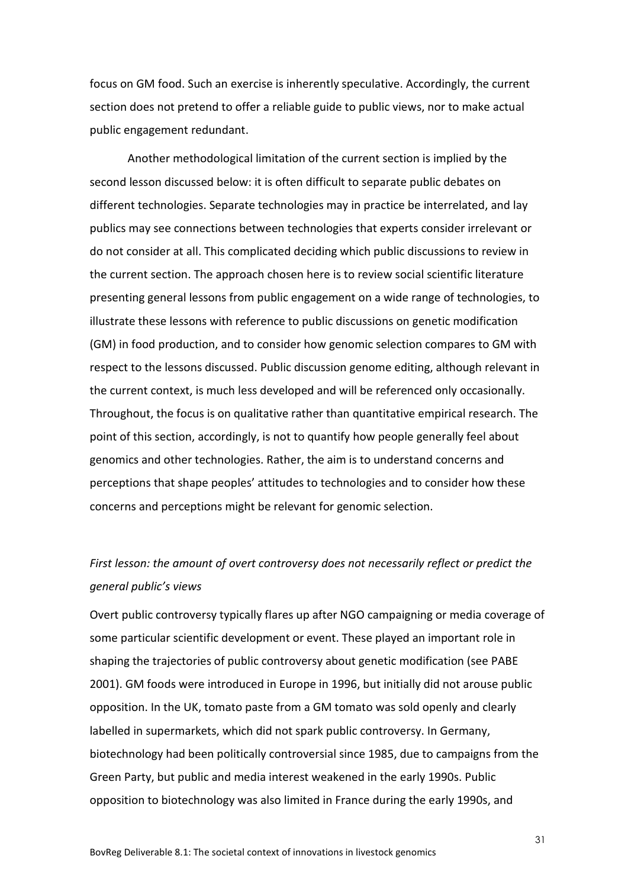focus on GM food. Such an exercise is inherently speculative. Accordingly, the current section does not pretend to offer a reliable guide to public views, nor to make actual public engagement redundant.

Another methodological limitation of the current section is implied by the second lesson discussed below: it is often difficult to separate public debates on different technologies. Separate technologies may in practice be interrelated, and lay publics may see connections between technologies that experts consider irrelevant or do not consider at all. This complicated deciding which public discussions to review in the current section. The approach chosen here is to review social scientific literature presenting general lessons from public engagement on a wide range of technologies, to illustrate these lessons with reference to public discussions on genetic modification (GM) in food production, and to consider how genomic selection compares to GM with respect to the lessons discussed. Public discussion genome editing, although relevant in the current context, is much less developed and will be referenced only occasionally. Throughout, the focus is on qualitative rather than quantitative empirical research. The point of this section, accordingly, is not to quantify how people generally feel about genomics and other technologies. Rather, the aim is to understand concerns and perceptions that shape peoples' attitudes to technologies and to consider how these concerns and perceptions might be relevant for genomic selection.

*First lesson: the amount of overt controversy does not necessarily reflect or predict the general public's views*

Overt public controversy typically flares up after NGO campaigning or media coverage of some particular scientific development or event. These played an important role in shaping the trajectories of public controversy about genetic modification (see PABE 2001). GM foods were introduced in Europe in 1996, but initially did not arouse public opposition. In the UK, tomato paste from a GM tomato was sold openly and clearly labelled in supermarkets, which did not spark public controversy. In Germany, biotechnology had been politically controversial since 1985, due to campaigns from the Green Party, but public and media interest weakened in the early 1990s. Public opposition to biotechnology was also limited in France during the early 1990s, and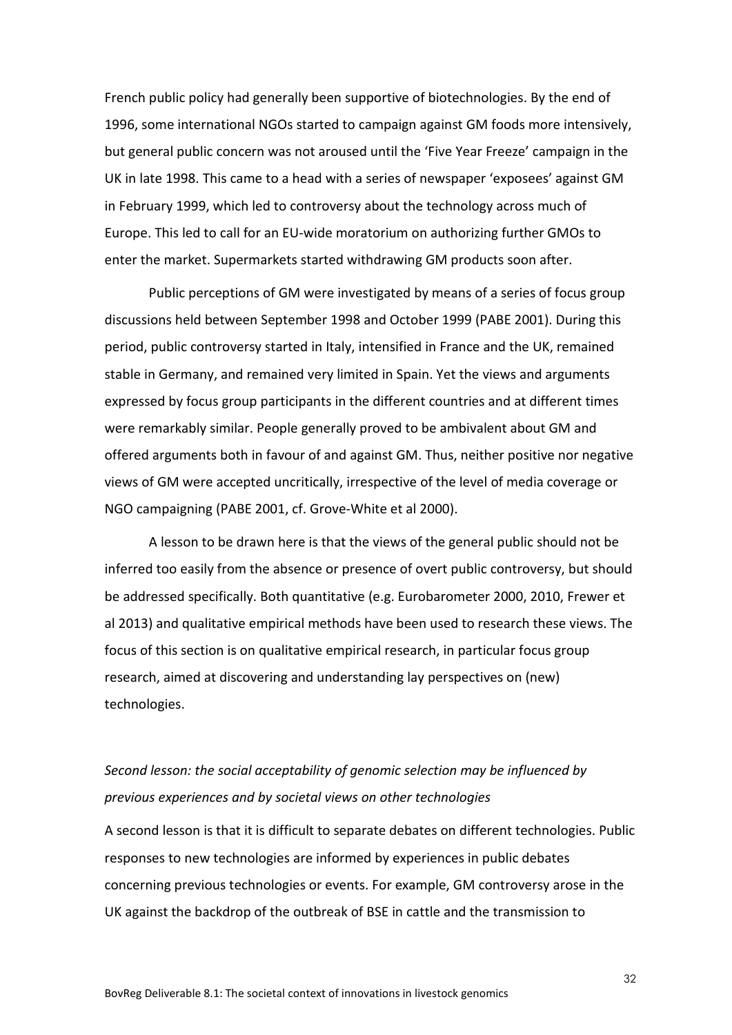French public policy had generally been supportive of biotechnologies. By the end of 1996, some international NGOs started to campaign against GM foods more intensively, but general public concern was not aroused until the 'Five Year Freeze' campaign in the UK in late 1998. This came to a head with a series of newspaper 'exposees' against GM in February 1999, which led to controversy about the technology across much of Europe. This led to call for an EU-wide moratorium on authorizing further GMOs to enter the market. Supermarkets started withdrawing GM products soon after.

Public perceptions of GM were investigated by means of a series of focus group discussions held between September 1998 and October 1999 (PABE 2001). During this period, public controversy started in Italy, intensified in France and the UK, remained stable in Germany, and remained very limited in Spain. Yet the views and arguments expressed by focus group participants in the different countries and at different times were remarkably similar. People generally proved to be ambivalent about GM and offered arguments both in favour of and against GM. Thus, neither positive nor negative views of GM were accepted uncritically, irrespective of the level of media coverage or NGO campaigning (PABE 2001, cf. Grove-White et al 2000).

A lesson to be drawn here is that the views of the general public should not be inferred too easily from the absence or presence of overt public controversy, but should be addressed specifically. Both quantitative (e.g. Eurobarometer 2000, 2010, Frewer et al 2013) and qualitative empirical methods have been used to research these views. The focus of this section is on qualitative empirical research, in particular focus group research, aimed at discovering and understanding lay perspectives on (new) technologies.

*Second lesson: the social acceptability of genomic selection may be influenced by previous experiences and by societal views on other technologies*

A second lesson is that it is difficult to separate debates on different technologies. Public responses to new technologies are informed by experiences in public debates concerning previous technologies or events. For example, GM controversy arose in the UK against the backdrop of the outbreak of BSE in cattle and the transmission to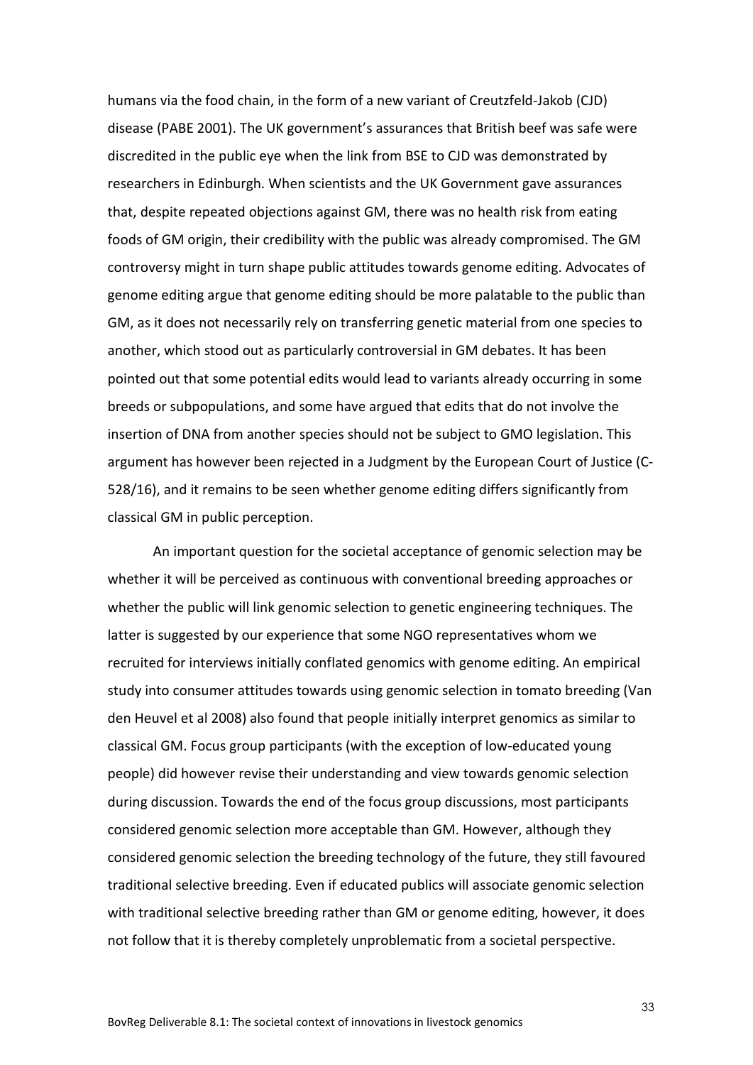humans via the food chain, in the form of a new variant of Creutzfeld-Jakob (CJD) disease (PABE 2001). The UK government's assurances that British beef was safe were discredited in the public eye when the link from BSE to CJD was demonstrated by researchers in Edinburgh. When scientists and the UK Government gave assurances that, despite repeated objections against GM, there was no health risk from eating foods of GM origin, their credibility with the public was already compromised. The GM controversy might in turn shape public attitudes towards genome editing. Advocates of genome editing argue that genome editing should be more palatable to the public than GM, as it does not necessarily rely on transferring genetic material from one species to another, which stood out as particularly controversial in GM debates. It has been pointed out that some potential edits would lead to variants already occurring in some breeds or subpopulations, and some have argued that edits that do not involve the insertion of DNA from another species should not be subject to GMO legislation. This argument has however been rejected in a Judgment by the European Court of Justice (C-528/16), and it remains to be seen whether genome editing differs significantly from classical GM in public perception.

An important question for the societal acceptance of genomic selection may be whether it will be perceived as continuous with conventional breeding approaches or whether the public will link genomic selection to genetic engineering techniques. The latter is suggested by our experience that some NGO representatives whom we recruited for interviews initially conflated genomics with genome editing. An empirical study into consumer attitudes towards using genomic selection in tomato breeding (Van den Heuvel et al 2008) also found that people initially interpret genomics as similar to classical GM. Focus group participants (with the exception of low-educated young people) did however revise their understanding and view towards genomic selection during discussion. Towards the end of the focus group discussions, most participants considered genomic selection more acceptable than GM. However, although they considered genomic selection the breeding technology of the future, they still favoured traditional selective breeding. Even if educated publics will associate genomic selection with traditional selective breeding rather than GM or genome editing, however, it does not follow that it is thereby completely unproblematic from a societal perspective.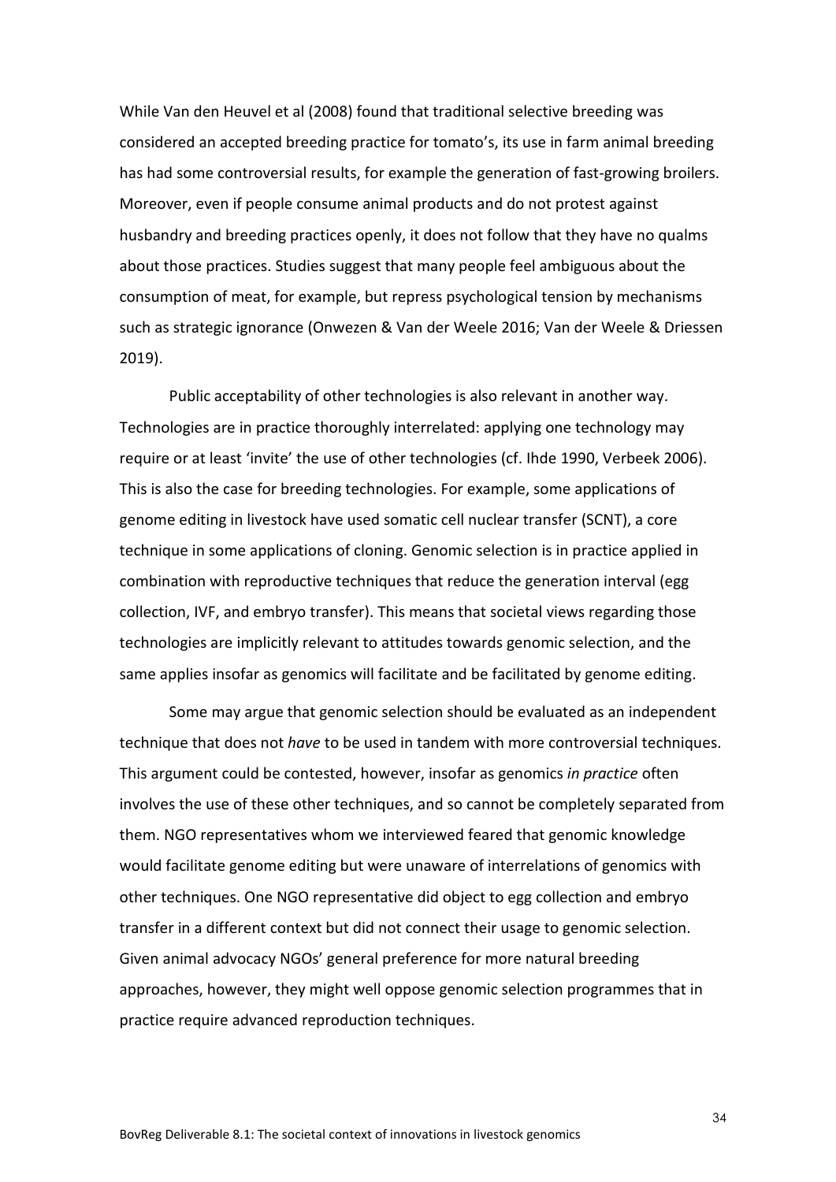While Van den Heuvel et al (2008) found that traditional selective breeding was considered an accepted breeding practice for tomato's, its use in farm animal breeding has had some controversial results, for example the generation of fast-growing broilers. Moreover, even if people consume animal products and do not protest against husbandry and breeding practices openly, it does not follow that they have no qualms about those practices. Studies suggest that many people feel ambiguous about the consumption of meat, for example, but repress psychological tension by mechanisms such as strategic ignorance (Onwezen & Van der Weele 2016; Van der Weele & Driessen 2019).

Public acceptability of other technologies is also relevant in another way. Technologies are in practice thoroughly interrelated: applying one technology may require or at least 'invite' the use of other technologies (cf. Ihde 1990, Verbeek 2006). This is also the case for breeding technologies. For example, some applications of genome editing in livestock have used somatic cell nuclear transfer (SCNT), a core technique in some applications of cloning. Genomic selection is in practice applied in combination with reproductive techniques that reduce the generation interval (egg collection, IVF, and embryo transfer). This means that societal views regarding those technologies are implicitly relevant to attitudes towards genomic selection, and the same applies insofar as genomics will facilitate and be facilitated by genome editing.

Some may argue that genomic selection should be evaluated as an independent technique that does not *have* to be used in tandem with more controversial techniques. This argument could be contested, however, insofar as genomics *in practice* often involves the use of these other techniques, and so cannot be completely separated from them. NGO representatives whom we interviewed feared that genomic knowledge would facilitate genome editing but were unaware of interrelations of genomics with other techniques. One NGO representative did object to egg collection and embryo transfer in a different context but did not connect their usage to genomic selection. Given animal advocacy NGOs' general preference for more natural breeding approaches, however, they might well oppose genomic selection programmes that in practice require advanced reproduction techniques.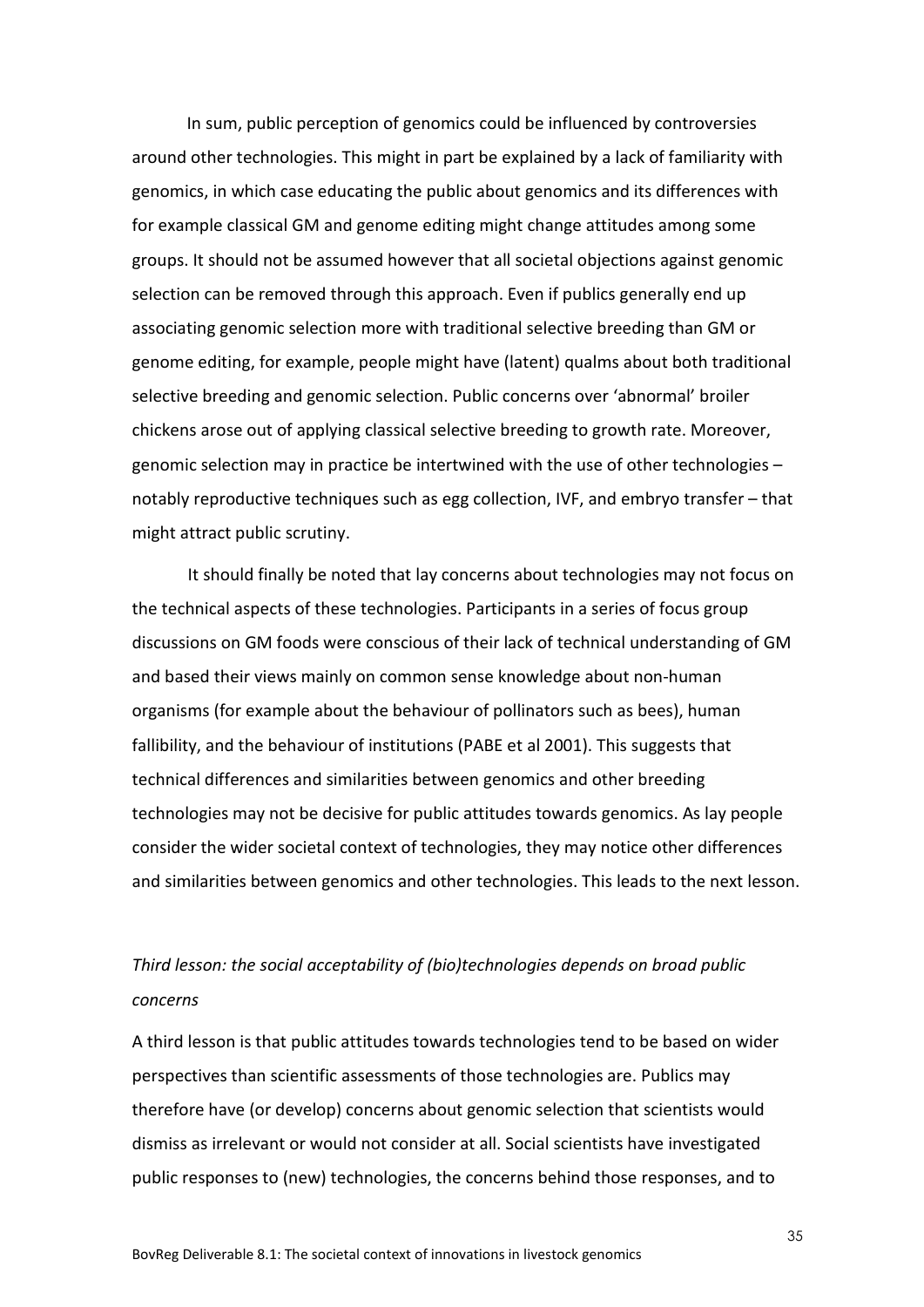In sum, public perception of genomics could be influenced by controversies around other technologies. This might in part be explained by a lack of familiarity with genomics, in which case educating the public about genomics and its differences with for example classical GM and genome editing might change attitudes among some groups. It should not be assumed however that all societal objections against genomic selection can be removed through this approach. Even if publics generally end up associating genomic selection more with traditional selective breeding than GM or genome editing, for example, people might have (latent) qualms about both traditional selective breeding and genomic selection. Public concerns over 'abnormal' broiler chickens arose out of applying classical selective breeding to growth rate. Moreover, genomic selection may in practice be intertwined with the use of other technologies – notably reproductive techniques such as egg collection, IVF, and embryo transfer – that might attract public scrutiny.

It should finally be noted that lay concerns about technologies may not focus on the technical aspects of these technologies. Participants in a series of focus group discussions on GM foods were conscious of their lack of technical understanding of GM and based their views mainly on common sense knowledge about non-human organisms (for example about the behaviour of pollinators such as bees), human fallibility, and the behaviour of institutions (PABE et al 2001). This suggests that technical differences and similarities between genomics and other breeding technologies may not be decisive for public attitudes towards genomics. As lay people consider the wider societal context of technologies, they may notice other differences and similarities between genomics and other technologies. This leads to the next lesson.

*Third lesson: the social acceptability of (bio)technologies depends on broad public concerns*

A third lesson is that public attitudes towards technologies tend to be based on wider perspectives than scientific assessments of those technologies are. Publics may therefore have (or develop) concerns about genomic selection that scientists would dismiss as irrelevant or would not consider at all. Social scientists have investigated public responses to (new) technologies, the concerns behind those responses, and to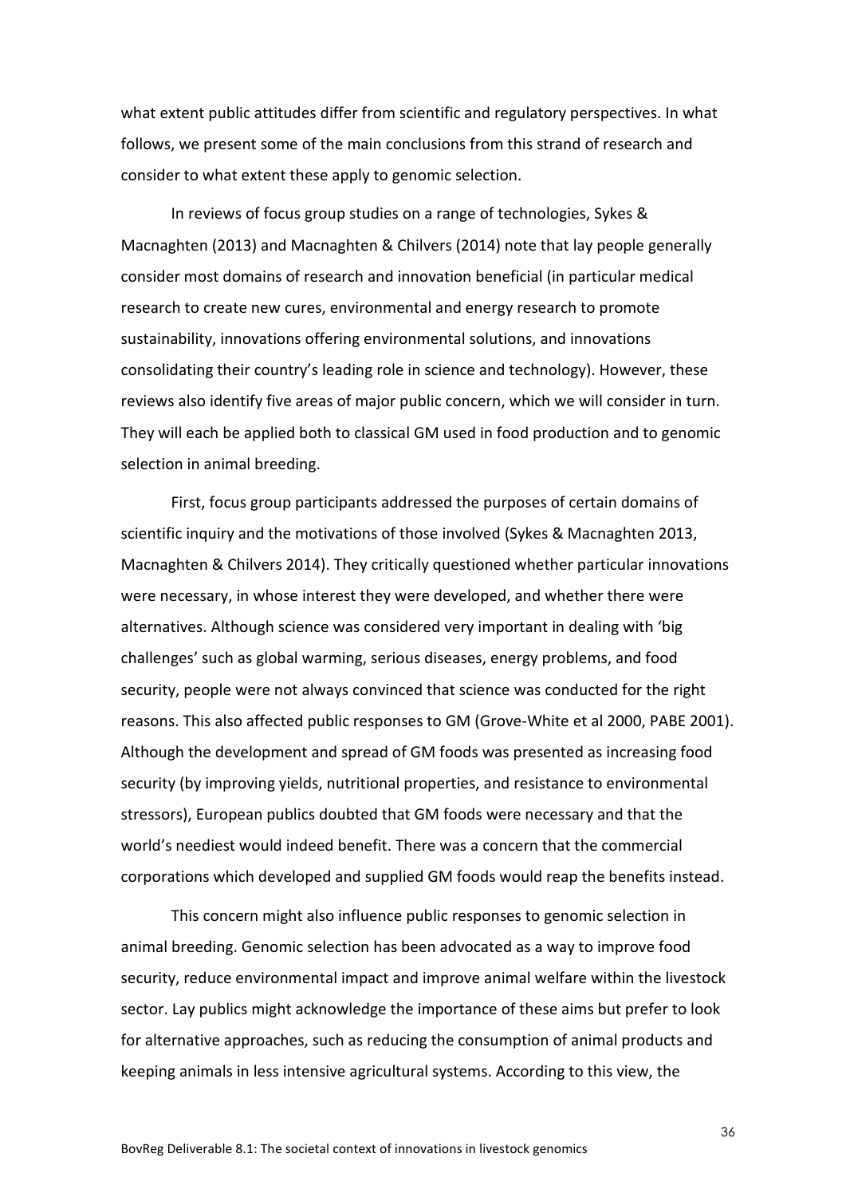what extent public attitudes differ from scientific and regulatory perspectives. In what follows, we present some of the main conclusions from this strand of research and consider to what extent these apply to genomic selection.

In reviews of focus group studies on a range of technologies, Sykes & Macnaghten (2013) and Macnaghten & Chilvers (2014) note that lay people generally consider most domains of research and innovation beneficial (in particular medical research to create new cures, environmental and energy research to promote sustainability, innovations offering environmental solutions, and innovations consolidating their country's leading role in science and technology). However, these reviews also identify five areas of major public concern, which we will consider in turn. They will each be applied both to classical GM used in food production and to genomic selection in animal breeding.

First, focus group participants addressed the purposes of certain domains of scientific inquiry and the motivations of those involved (Sykes & Macnaghten 2013, Macnaghten & Chilvers 2014). They critically questioned whether particular innovations were necessary, in whose interest they were developed, and whether there were alternatives. Although science was considered very important in dealing with 'big challenges' such as global warming, serious diseases, energy problems, and food security, people were not always convinced that science was conducted for the right reasons. This also affected public responses to GM (Grove-White et al 2000, PABE 2001). Although the development and spread of GM foods was presented as increasing food security (by improving yields, nutritional properties, and resistance to environmental stressors), European publics doubted that GM foods were necessary and that the world's neediest would indeed benefit. There was a concern that the commercial corporations which developed and supplied GM foods would reap the benefits instead.

This concern might also influence public responses to genomic selection in animal breeding. Genomic selection has been advocated as a way to improve food security, reduce environmental impact and improve animal welfare within the livestock sector. Lay publics might acknowledge the importance of these aims but prefer to look for alternative approaches, such as reducing the consumption of animal products and keeping animals in less intensive agricultural systems. According to this view, the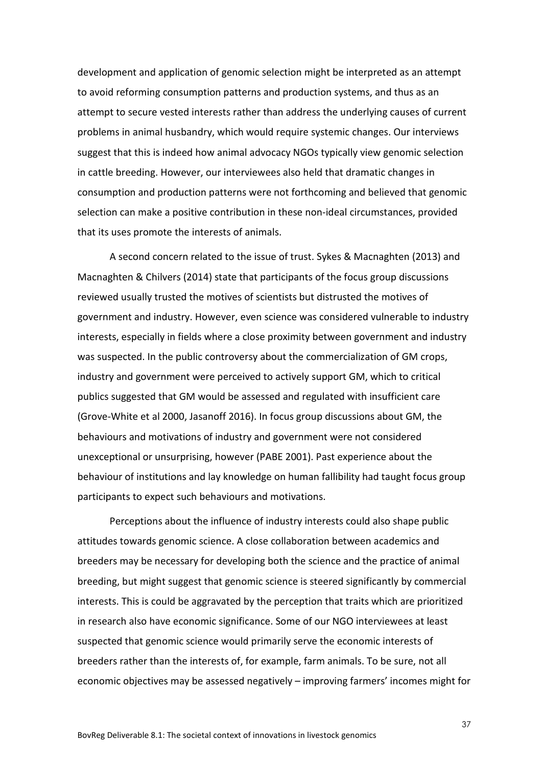development and application of genomic selection might be interpreted as an attempt to avoid reforming consumption patterns and production systems, and thus as an attempt to secure vested interests rather than address the underlying causes of current problems in animal husbandry, which would require systemic changes. Our interviews suggest that this is indeed how animal advocacy NGOs typically view genomic selection in cattle breeding. However, our interviewees also held that dramatic changes in consumption and production patterns were not forthcoming and believed that genomic selection can make a positive contribution in these non-ideal circumstances, provided that its uses promote the interests of animals.

A second concern related to the issue of trust. Sykes & Macnaghten (2013) and Macnaghten & Chilvers (2014) state that participants of the focus group discussions reviewed usually trusted the motives of scientists but distrusted the motives of government and industry. However, even science was considered vulnerable to industry interests, especially in fields where a close proximity between government and industry was suspected. In the public controversy about the commercialization of GM crops, industry and government were perceived to actively support GM, which to critical publics suggested that GM would be assessed and regulated with insufficient care (Grove-White et al 2000, Jasanoff 2016). In focus group discussions about GM, the behaviours and motivations of industry and government were not considered unexceptional or unsurprising, however (PABE 2001). Past experience about the behaviour of institutions and lay knowledge on human fallibility had taught focus group participants to expect such behaviours and motivations.

Perceptions about the influence of industry interests could also shape public attitudes towards genomic science. A close collaboration between academics and breeders may be necessary for developing both the science and the practice of animal breeding, but might suggest that genomic science is steered significantly by commercial interests. This is could be aggravated by the perception that traits which are prioritized in research also have economic significance. Some of our NGO interviewees at least suspected that genomic science would primarily serve the economic interests of breeders rather than the interests of, for example, farm animals. To be sure, not all economic objectives may be assessed negatively – improving farmers' incomes might for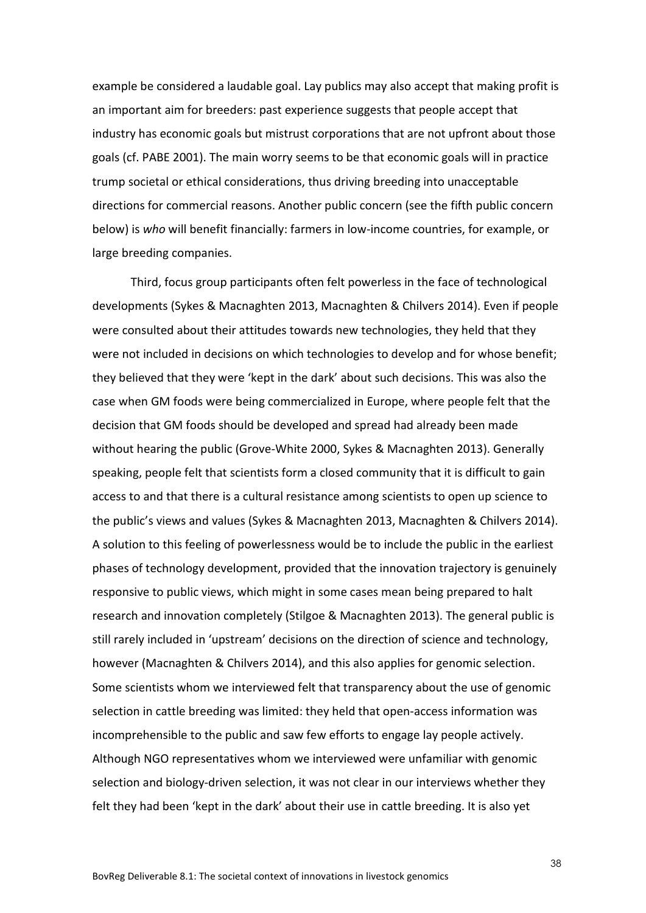example be considered a laudable goal. Lay publics may also accept that making profit is an important aim for breeders: past experience suggests that people accept that industry has economic goals but mistrust corporations that are not upfront about those goals (cf. PABE 2001). The main worry seems to be that economic goals will in practice trump societal or ethical considerations, thus driving breeding into unacceptable directions for commercial reasons. Another public concern (see the fifth public concern below) is *who* will benefit financially: farmers in low-income countries, for example, or large breeding companies.

Third, focus group participants often felt powerless in the face of technological developments (Sykes & Macnaghten 2013, Macnaghten & Chilvers 2014). Even if people were consulted about their attitudes towards new technologies, they held that they were not included in decisions on which technologies to develop and for whose benefit; they believed that they were 'kept in the dark' about such decisions. This was also the case when GM foods were being commercialized in Europe, where people felt that the decision that GM foods should be developed and spread had already been made without hearing the public (Grove-White 2000, Sykes & Macnaghten 2013). Generally speaking, people felt that scientists form a closed community that it is difficult to gain access to and that there is a cultural resistance among scientists to open up science to the public's views and values (Sykes & Macnaghten 2013, Macnaghten & Chilvers 2014). A solution to this feeling of powerlessness would be to include the public in the earliest phases of technology development, provided that the innovation trajectory is genuinely responsive to public views, which might in some cases mean being prepared to halt research and innovation completely (Stilgoe & Macnaghten 2013). The general public is still rarely included in 'upstream' decisions on the direction of science and technology, however (Macnaghten & Chilvers 2014), and this also applies for genomic selection. Some scientists whom we interviewed felt that transparency about the use of genomic selection in cattle breeding was limited: they held that open-access information was incomprehensible to the public and saw few efforts to engage lay people actively. Although NGO representatives whom we interviewed were unfamiliar with genomic selection and biology-driven selection, it was not clear in our interviews whether they felt they had been 'kept in the dark' about their use in cattle breeding. It is also yet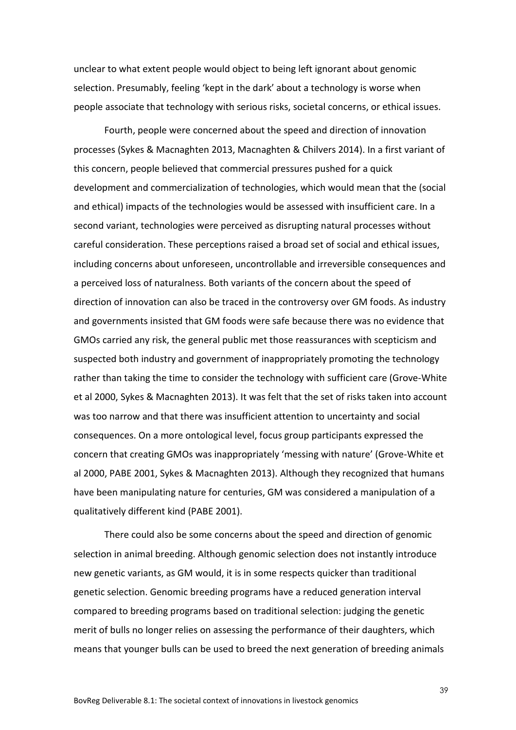unclear to what extent people would object to being left ignorant about genomic selection. Presumably, feeling 'kept in the dark' about a technology is worse when people associate that technology with serious risks, societal concerns, or ethical issues.

Fourth, people were concerned about the speed and direction of innovation processes (Sykes & Macnaghten 2013, Macnaghten & Chilvers 2014). In a first variant of this concern, people believed that commercial pressures pushed for a quick development and commercialization of technologies, which would mean that the (social and ethical) impacts of the technologies would be assessed with insufficient care. In a second variant, technologies were perceived as disrupting natural processes without careful consideration. These perceptions raised a broad set of social and ethical issues, including concerns about unforeseen, uncontrollable and irreversible consequences and a perceived loss of naturalness. Both variants of the concern about the speed of direction of innovation can also be traced in the controversy over GM foods. As industry and governments insisted that GM foods were safe because there was no evidence that GMOs carried any risk, the general public met those reassurances with scepticism and suspected both industry and government of inappropriately promoting the technology rather than taking the time to consider the technology with sufficient care (Grove-White et al 2000, Sykes & Macnaghten 2013). It was felt that the set of risks taken into account was too narrow and that there was insufficient attention to uncertainty and social consequences. On a more ontological level, focus group participants expressed the concern that creating GMOs was inappropriately 'messing with nature' (Grove-White et al 2000, PABE 2001, Sykes & Macnaghten 2013). Although they recognized that humans have been manipulating nature for centuries, GM was considered a manipulation of a qualitatively different kind (PABE 2001).

There could also be some concerns about the speed and direction of genomic selection in animal breeding. Although genomic selection does not instantly introduce new genetic variants, as GM would, it is in some respects quicker than traditional genetic selection. Genomic breeding programs have a reduced generation interval compared to breeding programs based on traditional selection: judging the genetic merit of bulls no longer relies on assessing the performance of their daughters, which means that younger bulls can be used to breed the next generation of breeding animals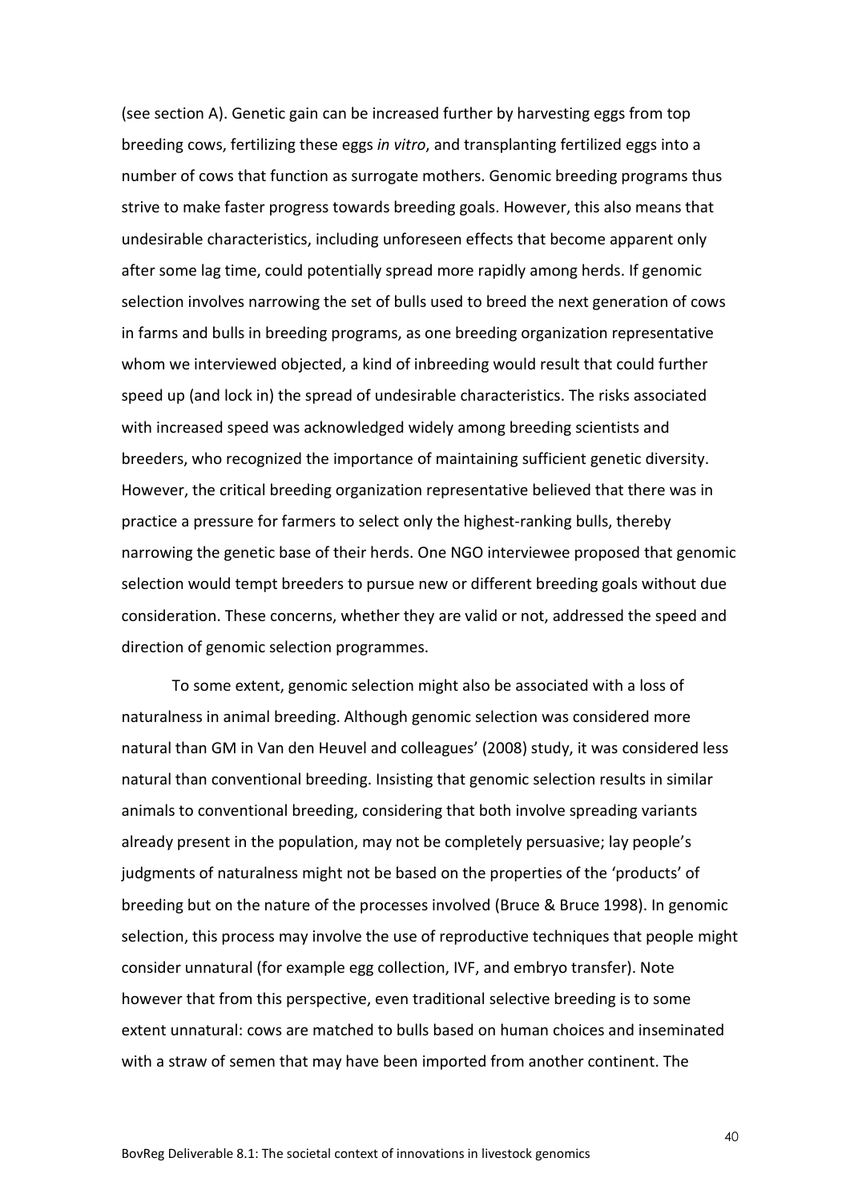(see section A). Genetic gain can be increased further by harvesting eggs from top breeding cows, fertilizing these eggs *in vitro*, and transplanting fertilized eggs into a number of cows that function as surrogate mothers. Genomic breeding programs thus strive to make faster progress towards breeding goals. However, this also means that undesirable characteristics, including unforeseen effects that become apparent only after some lag time, could potentially spread more rapidly among herds. If genomic selection involves narrowing the set of bulls used to breed the next generation of cows in farms and bulls in breeding programs, as one breeding organization representative whom we interviewed objected, a kind of inbreeding would result that could further speed up (and lock in) the spread of undesirable characteristics. The risks associated with increased speed was acknowledged widely among breeding scientists and breeders, who recognized the importance of maintaining sufficient genetic diversity. However, the critical breeding organization representative believed that there was in practice a pressure for farmers to select only the highest-ranking bulls, thereby narrowing the genetic base of their herds. One NGO interviewee proposed that genomic selection would tempt breeders to pursue new or different breeding goals without due consideration. These concerns, whether they are valid or not, addressed the speed and direction of genomic selection programmes.

To some extent, genomic selection might also be associated with a loss of naturalness in animal breeding. Although genomic selection was considered more natural than GM in Van den Heuvel and colleagues' (2008) study, it was considered less natural than conventional breeding. Insisting that genomic selection results in similar animals to conventional breeding, considering that both involve spreading variants already present in the population, may not be completely persuasive; lay people's judgments of naturalness might not be based on the properties of the 'products' of breeding but on the nature of the processes involved (Bruce & Bruce 1998). In genomic selection, this process may involve the use of reproductive techniques that people might consider unnatural (for example egg collection, IVF, and embryo transfer). Note however that from this perspective, even traditional selective breeding is to some extent unnatural: cows are matched to bulls based on human choices and inseminated with a straw of semen that may have been imported from another continent. The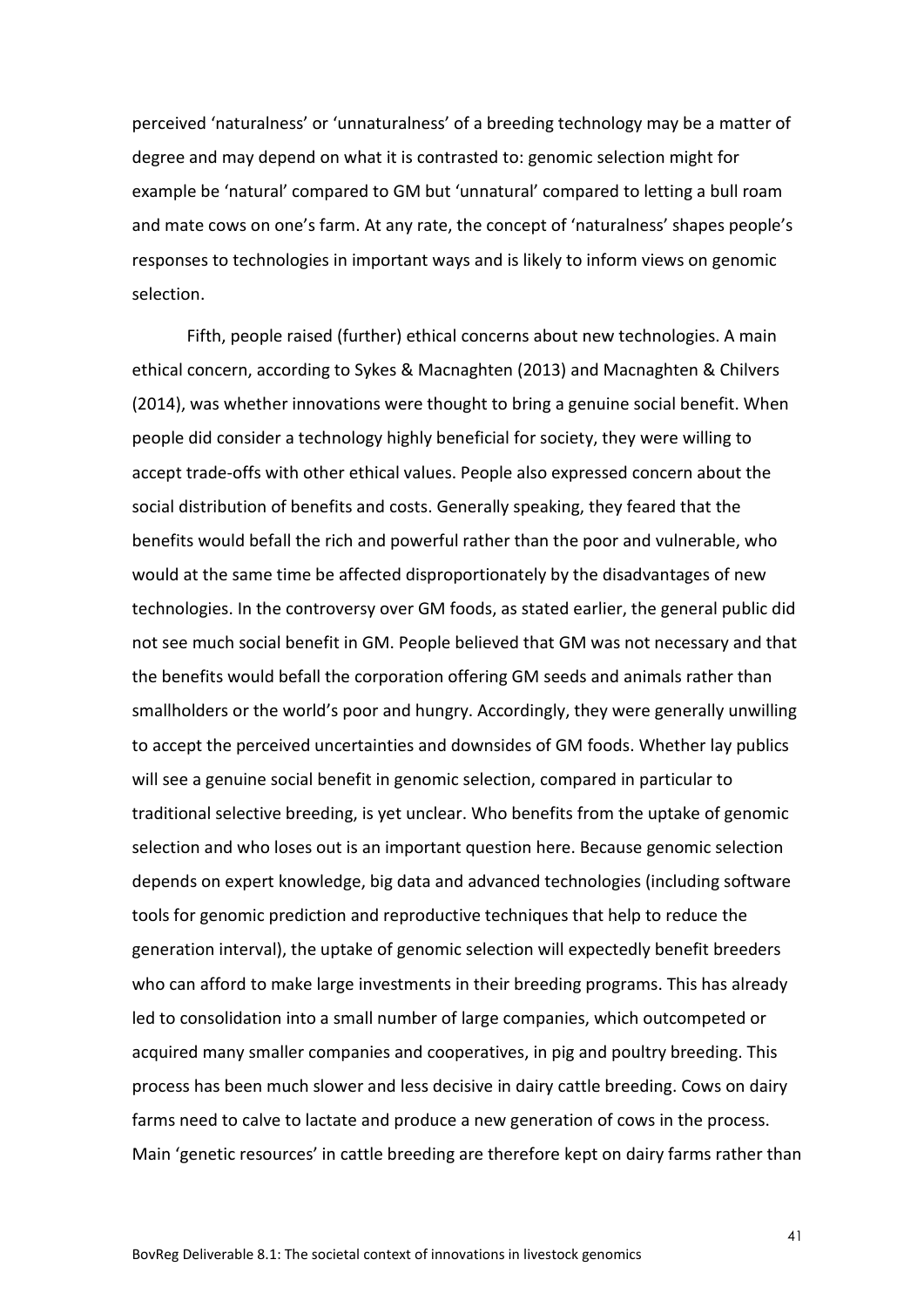perceived 'naturalness' or 'unnaturalness' of a breeding technology may be a matter of degree and may depend on what it is contrasted to: genomic selection might for example be 'natural' compared to GM but 'unnatural' compared to letting a bull roam and mate cows on one's farm. At any rate, the concept of 'naturalness' shapes people's responses to technologies in important ways and is likely to inform views on genomic selection.

Fifth, people raised (further) ethical concerns about new technologies. A main ethical concern, according to Sykes & Macnaghten (2013) and Macnaghten & Chilvers (2014), was whether innovations were thought to bring a genuine social benefit. When people did consider a technology highly beneficial for society, they were willing to accept trade-offs with other ethical values. People also expressed concern about the social distribution of benefits and costs. Generally speaking, they feared that the benefits would befall the rich and powerful rather than the poor and vulnerable, who would at the same time be affected disproportionately by the disadvantages of new technologies. In the controversy over GM foods, as stated earlier, the general public did not see much social benefit in GM. People believed that GM was not necessary and that the benefits would befall the corporation offering GM seeds and animals rather than smallholders or the world's poor and hungry. Accordingly, they were generally unwilling to accept the perceived uncertainties and downsides of GM foods. Whether lay publics will see a genuine social benefit in genomic selection, compared in particular to traditional selective breeding, is yet unclear. Who benefits from the uptake of genomic selection and who loses out is an important question here. Because genomic selection depends on expert knowledge, big data and advanced technologies (including software tools for genomic prediction and reproductive techniques that help to reduce the generation interval), the uptake of genomic selection will expectedly benefit breeders who can afford to make large investments in their breeding programs. This has already led to consolidation into a small number of large companies, which outcompeted or acquired many smaller companies and cooperatives, in pig and poultry breeding. This process has been much slower and less decisive in dairy cattle breeding. Cows on dairy farms need to calve to lactate and produce a new generation of cows in the process. Main 'genetic resources' in cattle breeding are therefore kept on dairy farms rather than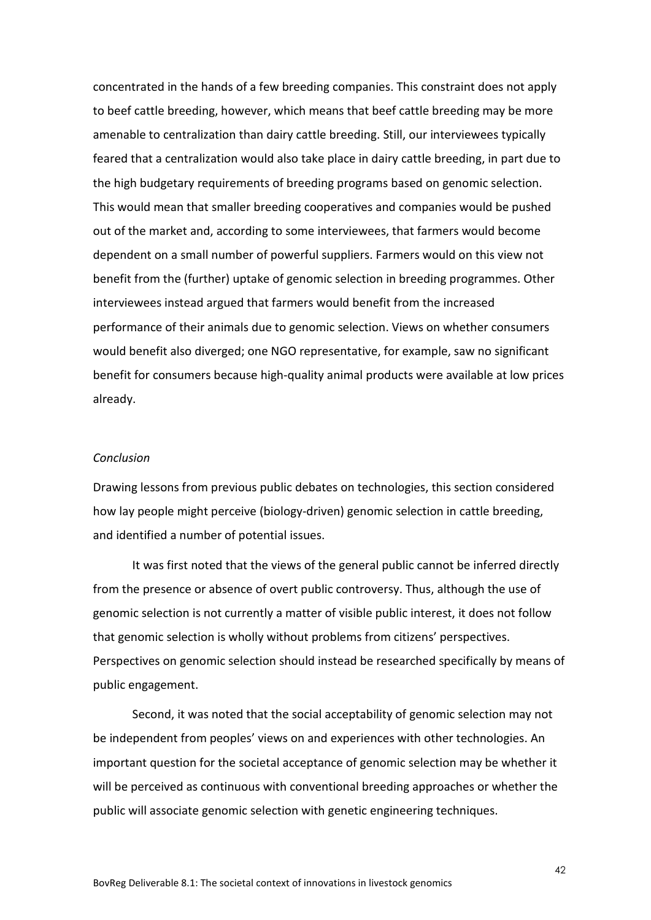concentrated in the hands of a few breeding companies. This constraint does not apply to beef cattle breeding, however, which means that beef cattle breeding may be more amenable to centralization than dairy cattle breeding. Still, our interviewees typically feared that a centralization would also take place in dairy cattle breeding, in part due to the high budgetary requirements of breeding programs based on genomic selection. This would mean that smaller breeding cooperatives and companies would be pushed out of the market and, according to some interviewees, that farmers would become dependent on a small number of powerful suppliers. Farmers would on this view not benefit from the (further) uptake of genomic selection in breeding programmes. Other interviewees instead argued that farmers would benefit from the increased performance of their animals due to genomic selection. Views on whether consumers would benefit also diverged; one NGO representative, for example, saw no significant benefit for consumers because high-quality animal products were available at low prices already.

*Conclusion*

Drawing lessons from previous public debates on technologies, this section considered how lay people might perceive (biology-driven) genomic selection in cattle breeding, and identified a number of potential issues.

It was first noted that the views of the general public cannot be inferred directly from the presence or absence of overt public controversy. Thus, although the use of genomic selection is not currently a matter of visible public interest, it does not follow that genomic selection is wholly without problems from citizens' perspectives. Perspectives on genomic selection should instead be researched specifically by means of public engagement.

Second, it was noted that the social acceptability of genomic selection may not be independent from peoples' views on and experiences with other technologies. An important question for the societal acceptance of genomic selection may be whether it will be perceived as continuous with conventional breeding approaches or whether the public will associate genomic selection with genetic engineering techniques.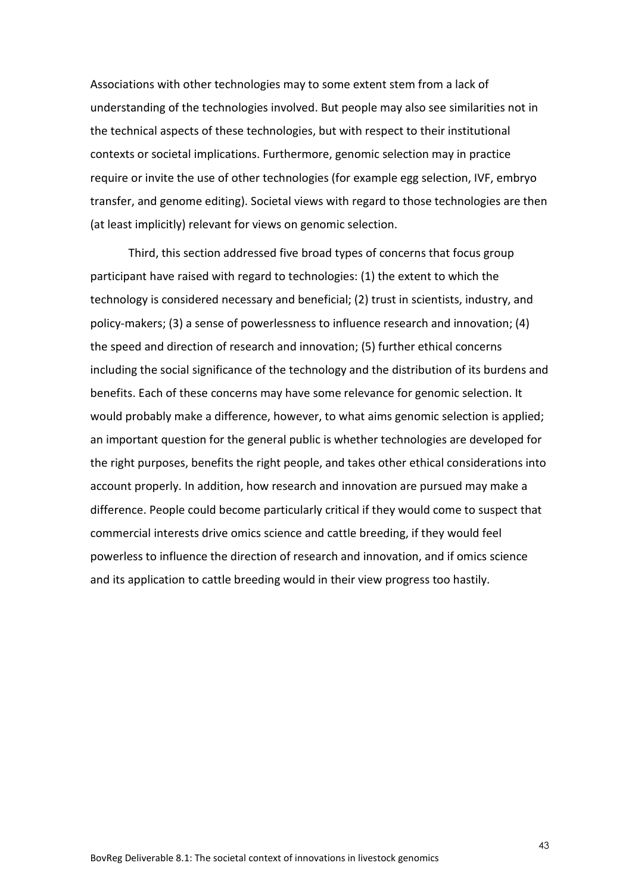Associations with other technologies may to some extent stem from a lack of understanding of the technologies involved. But people may also see similarities not in the technical aspects of these technologies, but with respect to their institutional contexts or societal implications. Furthermore, genomic selection may in practice require or invite the use of other technologies (for example egg selection, IVF, embryo transfer, and genome editing). Societal views with regard to those technologies are then (at least implicitly) relevant for views on genomic selection.

Third, this section addressed five broad types of concerns that focus group participant have raised with regard to technologies: (1) the extent to which the technology is considered necessary and beneficial; (2) trust in scientists, industry, and policy-makers; (3) a sense of powerlessness to influence research and innovation; (4) the speed and direction of research and innovation; (5) further ethical concerns including the social significance of the technology and the distribution of its burdens and benefits. Each of these concerns may have some relevance for genomic selection. It would probably make a difference, however, to what aims genomic selection is applied; an important question for the general public is whether technologies are developed for the right purposes, benefits the right people, and takes other ethical considerations into account properly. In addition, how research and innovation are pursued may make a difference. People could become particularly critical if they would come to suspect that commercial interests drive omics science and cattle breeding, if they would feel powerless to influence the direction of research and innovation, and if omics science and its application to cattle breeding would in their view progress too hastily.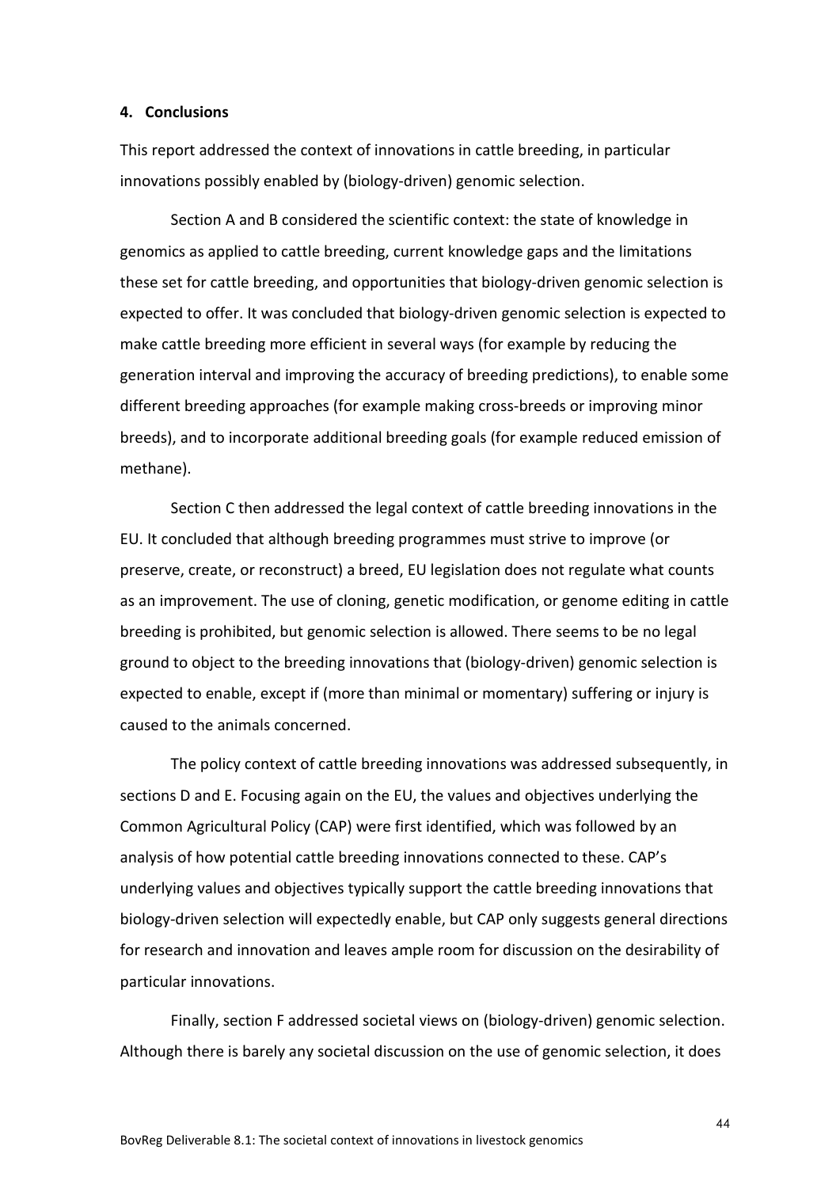## 4. Conclusions

This report addressed the context of innovations in cattle breeding, in particular innovations possibly enabled by (biology-driven) genomic selection.

Section A and B considered the scientific context: the state of knowledge in genomics as applied to cattle breeding, current knowledge gaps and the limitations these set for cattle breeding, and opportunities that biology-driven genomic selection is expected to offer. It was concluded that biology-driven genomic selection is expected to make cattle breeding more efficient in several ways (for example by reducing the generation interval and improving the accuracy of breeding predictions), to enable some different breeding approaches (for example making cross-breeds or improving minor breeds), and to incorporate additional breeding goals (for example reduced emission of methane).

Section C then addressed the legal context of cattle breeding innovations in the EU. It concluded that although breeding programmes must strive to improve (or preserve, create, or reconstruct) a breed, EU legislation does not regulate what counts as an improvement. The use of cloning, genetic modification, or genome editing in cattle breeding is prohibited, but genomic selection is allowed. There seems to be no legal ground to object to the breeding innovations that (biology-driven) genomic selection is expected to enable, except if (more than minimal or momentary) suffering or injury is caused to the animals concerned.

The policy context of cattle breeding innovations was addressed subsequently, in sections D and E. Focusing again on the EU, the values and objectives underlying the Common Agricultural Policy (CAP) were first identified, which was followed by an analysis of how potential cattle breeding innovations connected to these. CAP's underlying values and objectives typically support the cattle breeding innovations that biology-driven selection will expectedly enable, but CAP only suggests general directions for research and innovation and leaves ample room for discussion on the desirability of particular innovations.

Finally, section F addressed societal views on (biology-driven) genomic selection. Although there is barely any societal discussion on the use of genomic selection, it does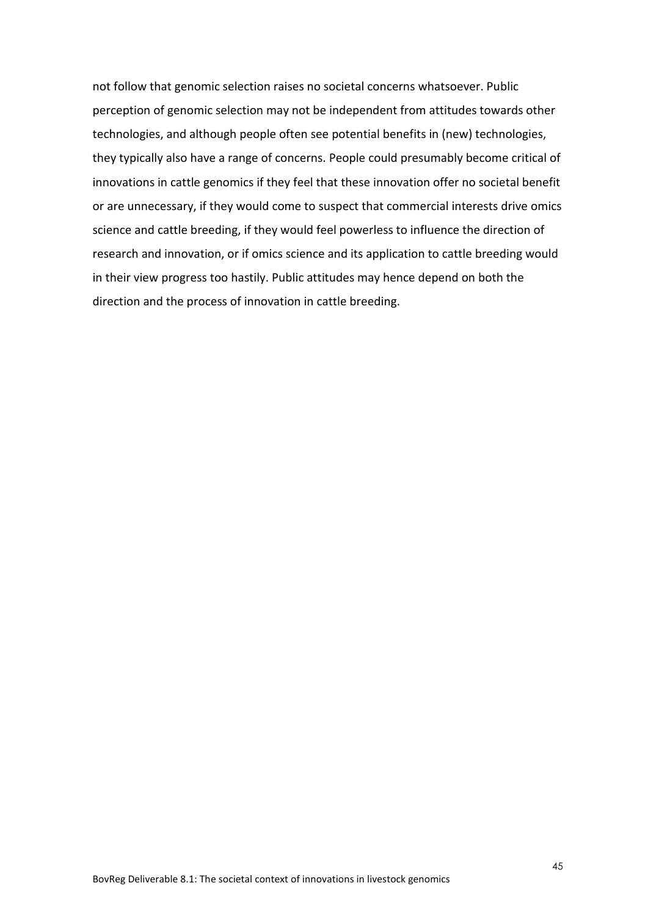not follow that genomic selection raises no societal concerns whatsoever. Public perception of genomic selection may not be independent from attitudes towards other technologies, and although people often see potential benefits in (new) technologies, they typically also have a range of concerns. People could presumably become critical of innovations in cattle genomics if they feel that these innovation offer no societal benefit or are unnecessary, if they would come to suspect that commercial interests drive omics science and cattle breeding, if they would feel powerless to influence the direction of research and innovation, or if omics science and its application to cattle breeding would in their view progress too hastily. Public attitudes may hence depend on both the direction and the process of innovation in cattle breeding.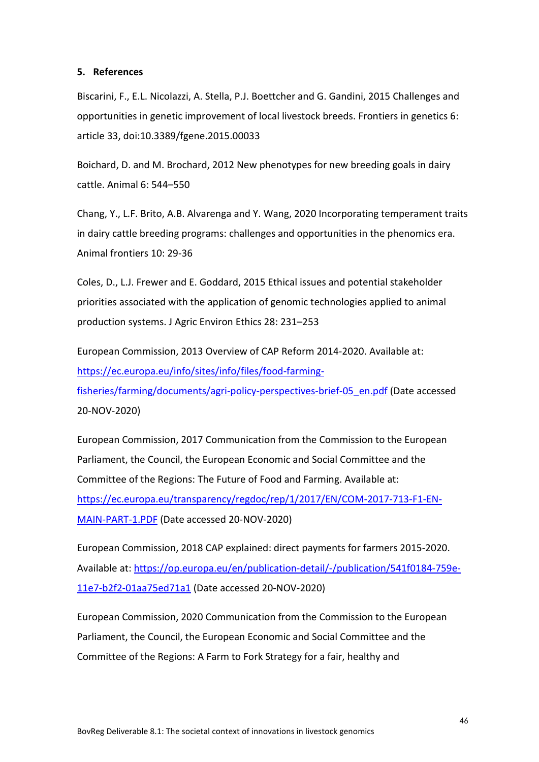## 5. References

Biscarini, F., E.L. Nicolazzi, A. Stella, P.J. Boettcher and G. Gandini, 2015 Challenges and opportunities in genetic improvement of local livestock breeds. Frontiers in genetics 6: article 33, doi:10.3389/fgene.2015.00033

Boichard, D. and M. Brochard, 2012 New phenotypes for new breeding goals in dairy cattle. Animal 6: 544–550

Chang, Y., L.F. Brito, A.B. Alvarenga and Y. Wang, 2020 Incorporating temperament traits in dairy cattle breeding programs: challenges and opportunities in the phenomics era. Animal frontiers 10: 29-36

Coles, D., L.J. Frewer and E. Goddard, 2015 Ethical issues and potential stakeholder priorities associated with the application of genomic technologies applied to animal production systems. J Agric Environ Ethics 28: 231–253

European Commission, 2013 Overview of CAP Reform 2014-2020. Available at: https://ec.europa.eu/info/sites/info/files/food-farming-fisheries/farming/documents/agri-policy-perspectives-brief-05_en.pdf (Date accessed 20-NOV-2020)

European Commission, 2017 Communication from the Commission to the European Parliament, the Council, the European Economic and Social Committee and the Committee of the Regions: The Future of Food and Farming. Available at: https://ec.europa.eu/transparency/regdoc/rep/1/2017/EN/COM-2017-713-F1-EN-MAIN-PART-1.PDF (Date accessed 20-NOV-2020)

European Commission, 2018 CAP explained: direct payments for farmers 2015-2020. Available at: https://op.europa.eu/en/publication-detail/-/publication/541f0184-759e-11e7-b2f2-01aa75ed71a1 (Date accessed 20-NOV-2020)

European Commission, 2020 Communication from the Commission to the European Parliament, the Council, the European Economic and Social Committee and the Committee of the Regions: A Farm to Fork Strategy for a fair, healthy and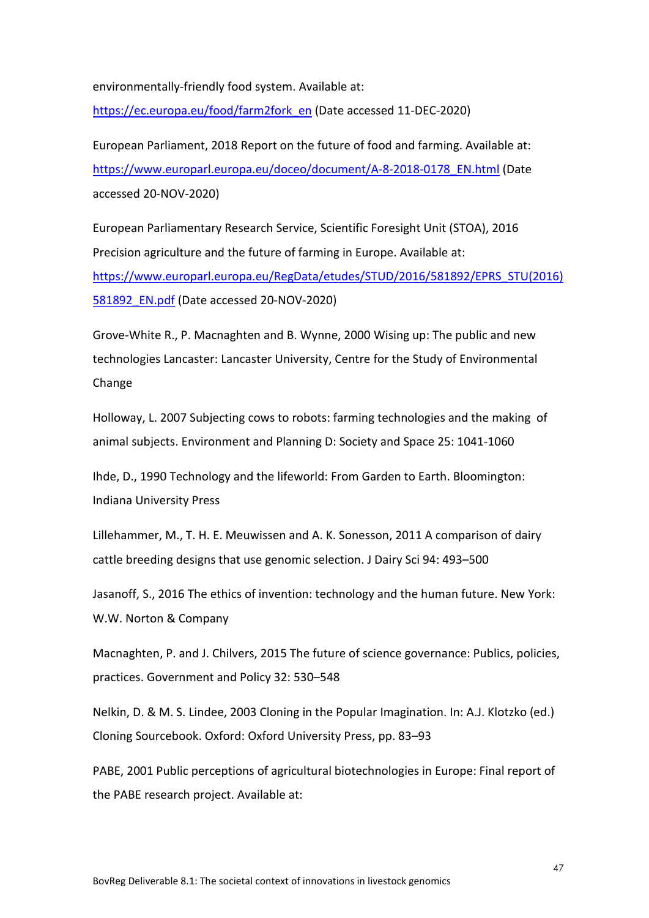environmentally-friendly food system. Available at: https://ec.europa.eu/food/farm2fork_en (Date accessed 11-DEC-2020)

European Parliament, 2018 Report on the future of food and farming. Available at: https://www.europarl.europa.eu/doceo/document/A-8-2018-0178_EN.html (Date accessed 20-NOV-2020)

European Parliamentary Research Service, Scientific Foresight Unit (STOA), 2016 Precision agriculture and the future of farming in Europe. Available at: https://www.europarl.europa.eu/RegData/etudes/STUD/2016/581892/EPRS_STU(2016)581892_EN.pdf (Date accessed 20-NOV-2020)

Grove-White R., P. Macnaghten and B. Wynne, 2000 Wising up: The public and new technologies Lancaster: Lancaster University, Centre for the Study of Environmental Change

Holloway, L. 2007 Subjecting cows to robots: farming technologies and the making of animal subjects. Environment and Planning D: Society and Space 25: 1041-1060

Ihde, D., 1990 Technology and the lifeworld: From Garden to Earth. Bloomington: Indiana University Press

Lillehammer, M., T. H. E. Meuwissen and A. K. Sonesson, 2011 A comparison of dairy cattle breeding designs that use genomic selection. J Dairy Sci 94: 493–500

Jasanoff, S., 2016 The ethics of invention: technology and the human future. New York: W.W. Norton & Company

Macnaghten, P. and J. Chilvers, 2015 The future of science governance: Publics, policies, practices. Government and Policy 32: 530–548

Nelkin, D. & M. S. Lindee, 2003 Cloning in the Popular Imagination. In: A.J. Klotzko (ed.) Cloning Sourcebook. Oxford: Oxford University Press, pp. 83–93

PABE, 2001 Public perceptions of agricultural biotechnologies in Europe: Final report of the PABE research project. Available at: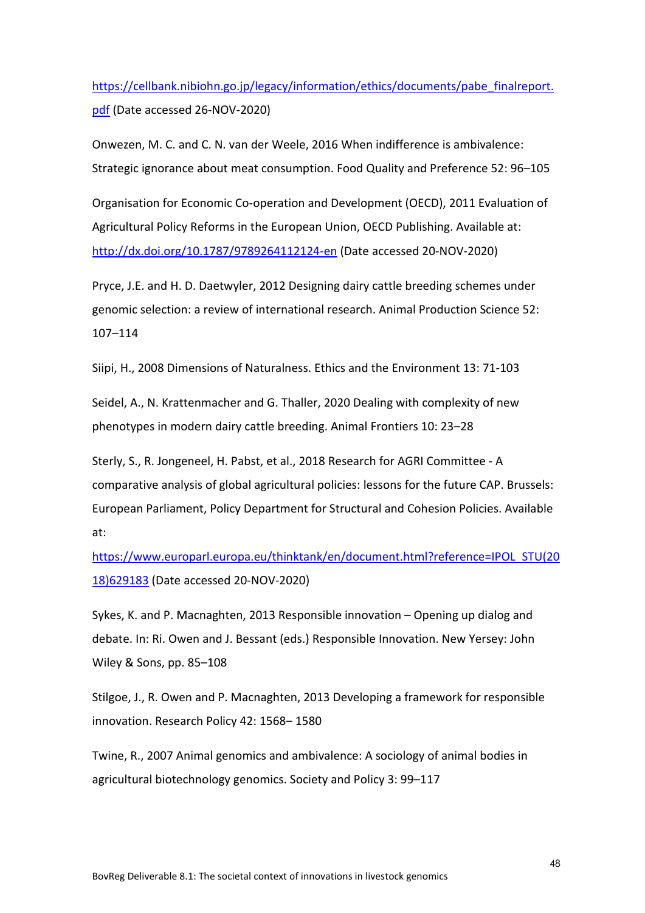https://cellbank.nibiohn.go.jp/legacy/information/ethics/documents/pabe_finalreport.pdf (Date accessed 26-NOV-2020)

Onwezen, M. C. and C. N. van der Weele, 2016 When indifference is ambivalence: Strategic ignorance about meat consumption. Food Quality and Preference 52: 96–105

Organisation for Economic Co-operation and Development (OECD), 2011 Evaluation of Agricultural Policy Reforms in the European Union, OECD Publishing. Available at: http://dx.doi.org/10.1787/9789264112124-en (Date accessed 20-NOV-2020)

Pryce, J.E. and H. D. Daetwyler, 2012 Designing dairy cattle breeding schemes under genomic selection: a review of international research. Animal Production Science 52: 107–114

Siipi, H., 2008 Dimensions of Naturalness. Ethics and the Environment 13: 71-103

Seidel, A., N. Krattenmacher and G. Thaller, 2020 Dealing with complexity of new phenotypes in modern dairy cattle breeding. Animal Frontiers 10: 23–28

Sterly, S., R. Jongeneel, H. Pabst, et al., 2018 Research for AGRI Committee - A comparative analysis of global agricultural policies: lessons for the future CAP. Brussels: European Parliament, Policy Department for Structural and Cohesion Policies. Available at: https://www.europarl.europa.eu/thinktank/en/document.html?reference=IPOL_STU(2018)629183 (Date accessed 20-NOV-2020)

Sykes, K. and P. Macnaghten, 2013 Responsible innovation – Opening up dialog and debate. In: Ri. Owen and J. Bessant (eds.) Responsible Innovation. New Yersey: John Wiley & Sons, pp. 85–108

Stilgoe, J., R. Owen and P. Macnaghten, 2013 Developing a framework for responsible innovation. Research Policy 42: 1568– 1580

Twine, R., 2007 Animal genomics and ambivalence: A sociology of animal bodies in agricultural biotechnology genomics. Society and Policy 3: 99–117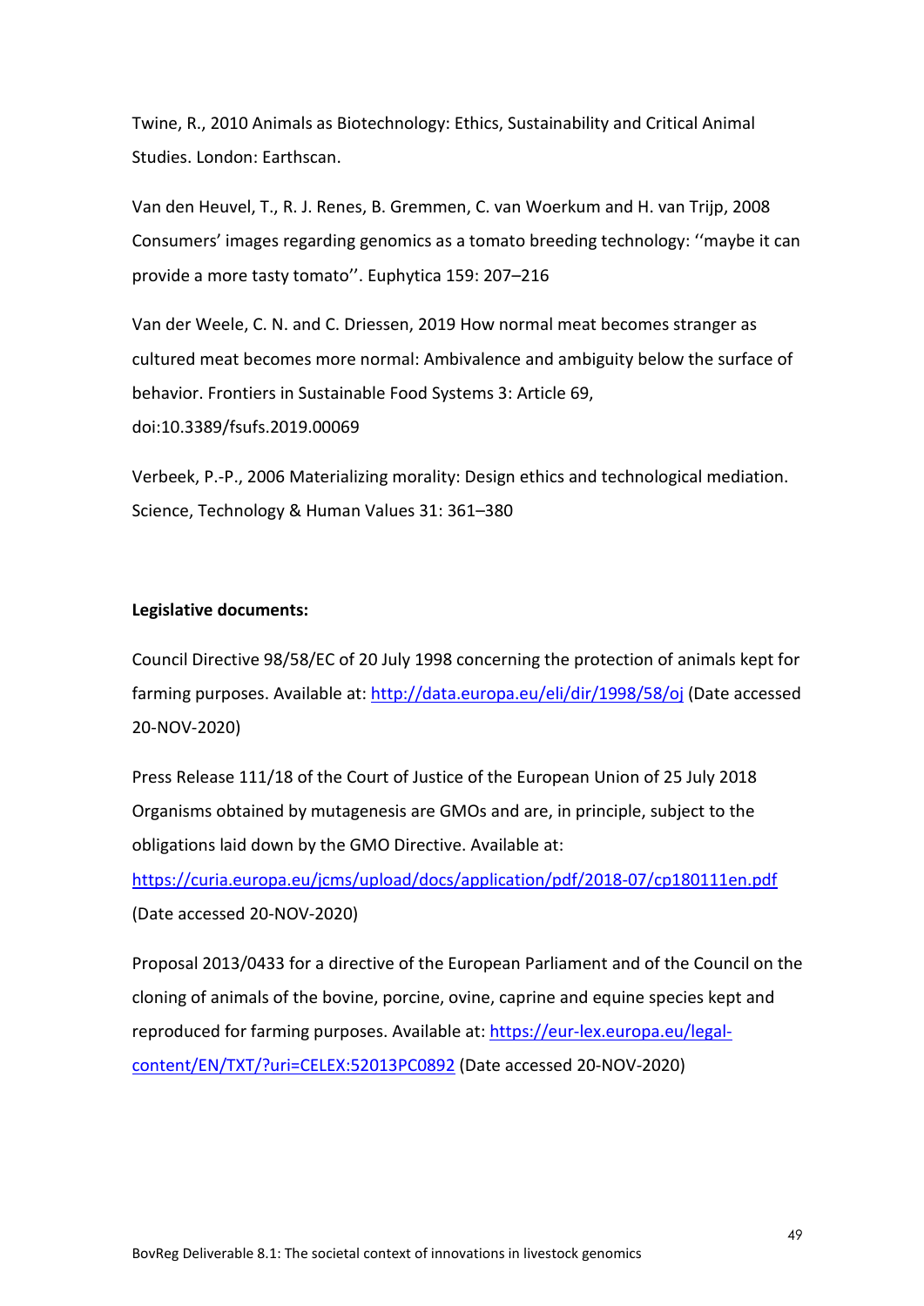Twine, R., 2010 Animals as Biotechnology: Ethics, Sustainability and Critical Animal Studies. London: Earthscan.

Van den Heuvel, T., R. J. Renes, B. Gremmen, C. van Woerkum and H. van Trijp, 2008 Consumers' images regarding genomics as a tomato breeding technology: ''maybe it can provide a more tasty tomato''. Euphytica 159: 207–216

Van der Weele, C. N. and C. Driessen, 2019 How normal meat becomes stranger as cultured meat becomes more normal: Ambivalence and ambiguity below the surface of behavior. Frontiers in Sustainable Food Systems 3: Article 69, doi:10.3389/fsufs.2019.00069

Verbeek, P.-P., 2006 Materializing morality: Design ethics and technological mediation. Science, Technology & Human Values 31: 361–380

**Legislative documents:**

Council Directive 98/58/EC of 20 July 1998 concerning the protection of animals kept for farming purposes. Available at: http://data.europa.eu/eli/dir/1998/58/oj (Date accessed 20-NOV-2020)

Press Release 111/18 of the Court of Justice of the European Union of 25 July 2018 Organisms obtained by mutagenesis are GMOs and are, in principle, subject to the obligations laid down by the GMO Directive. Available at: https://curia.europa.eu/jcms/upload/docs/application/pdf/2018-07/cp180111en.pdf (Date accessed 20-NOV-2020)

Proposal 2013/0433 for a directive of the European Parliament and of the Council on the cloning of animals of the bovine, porcine, ovine, caprine and equine species kept and reproduced for farming purposes. Available at: https://eur-lex.europa.eu/legal-content/EN/TXT/?uri=CELEX:52013PC0892 (Date accessed 20-NOV-2020)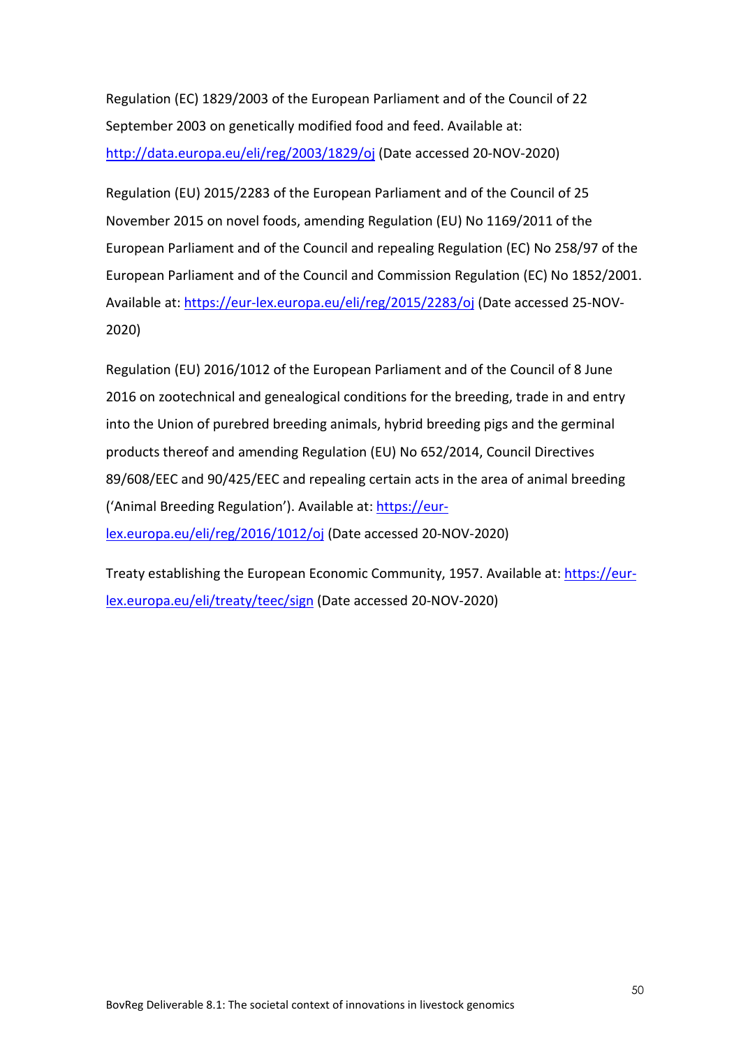Regulation (EC) 1829/2003 of the European Parliament and of the Council of 22 September 2003 on genetically modified food and feed. Available at: http://data.europa.eu/eli/reg/2003/1829/oj (Date accessed 20-NOV-2020)

Regulation (EU) 2015/2283 of the European Parliament and of the Council of 25 November 2015 on novel foods, amending Regulation (EU) No 1169/2011 of the European Parliament and of the Council and repealing Regulation (EC) No 258/97 of the European Parliament and of the Council and Commission Regulation (EC) No 1852/2001. Available at: https://eur-lex.europa.eu/eli/reg/2015/2283/oj (Date accessed 25-NOV-2020)

Regulation (EU) 2016/1012 of the European Parliament and of the Council of 8 June 2016 on zootechnical and genealogical conditions for the breeding, trade in and entry into the Union of purebred breeding animals, hybrid breeding pigs and the germinal products thereof and amending Regulation (EU) No 652/2014, Council Directives 89/608/EEC and 90/425/EEC and repealing certain acts in the area of animal breeding ('Animal Breeding Regulation'). Available at: https://eur-lex.europa.eu/eli/reg/2016/1012/oj (Date accessed 20-NOV-2020)

Treaty establishing the European Economic Community, 1957. Available at: https://eur-lex.europa.eu/eli/treaty/teec/sign (Date accessed 20-NOV-2020)